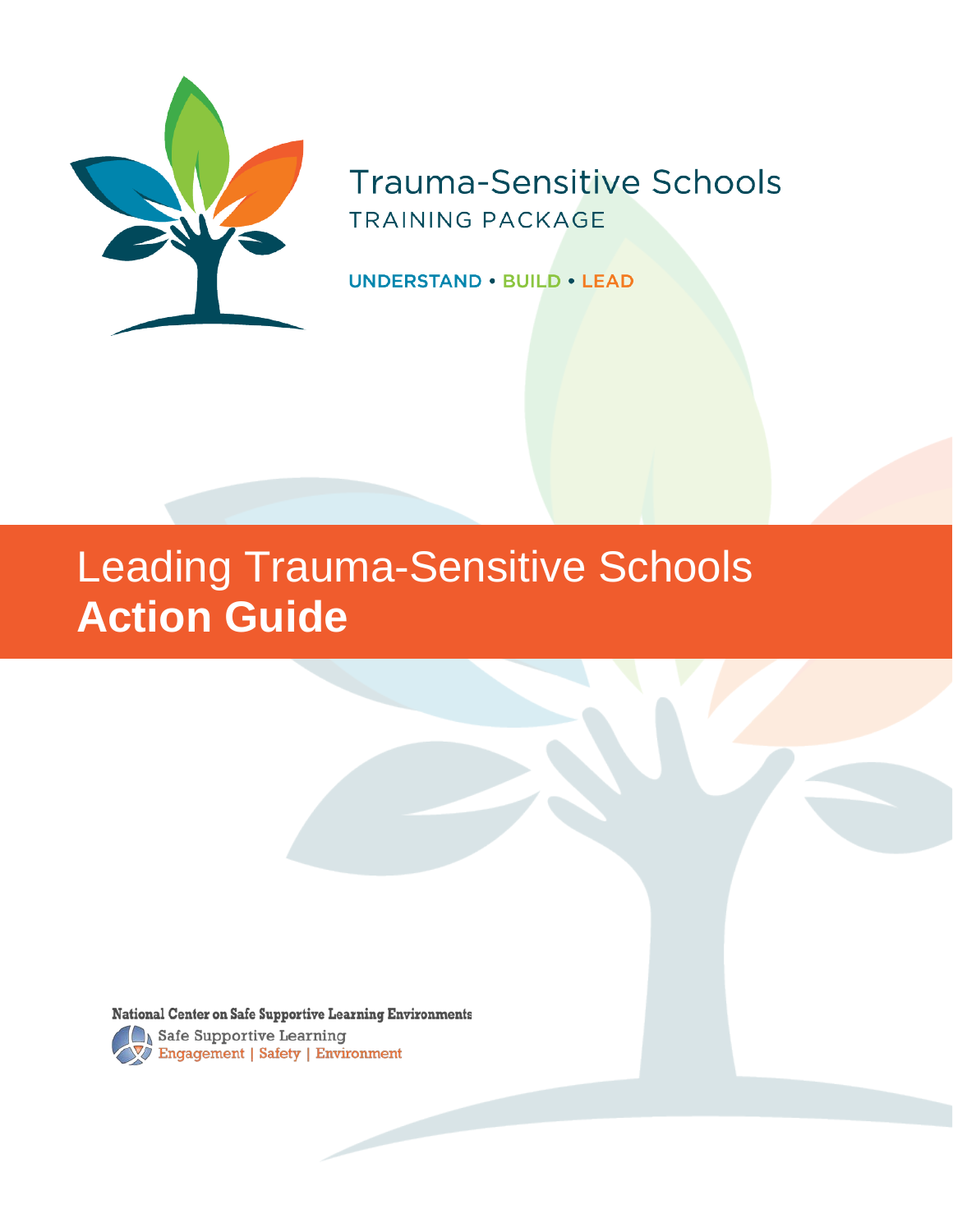Trauma-Sensitive Schools

TRAINING PACKAGE

UNDERSTAND • BUILD • LEAD

# Leading Trauma-Sensitive Schools **Action Guide**

National Center on Safe Supportive Learning Environments

Safe Supportive Learning

Engagement | Safety | Environment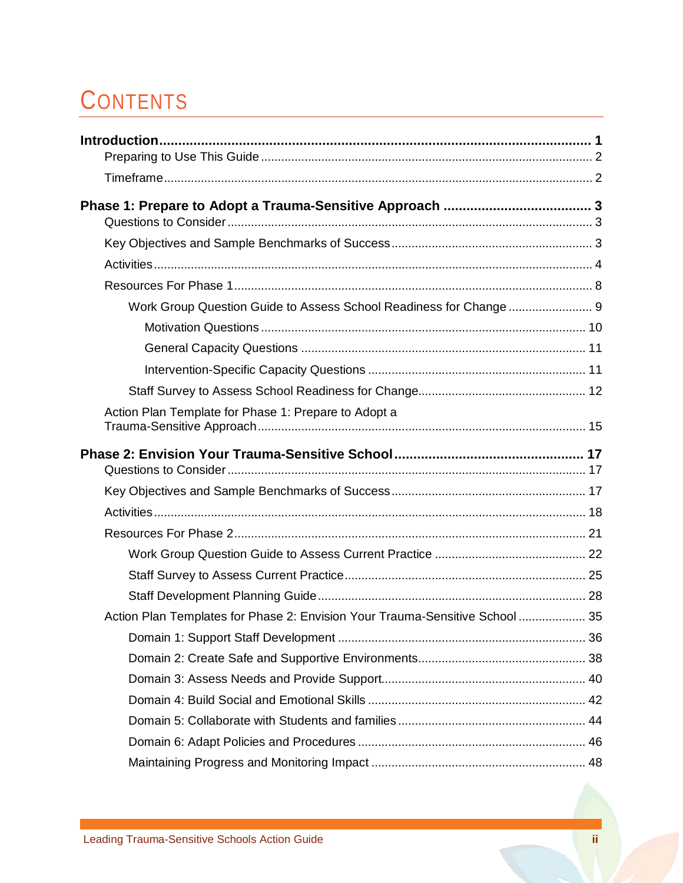# CONTENTS

**Introduction** .......... **1**

- Preparing to Use This Guide .......... 2
- Timeframe .......... 2

**Phase 1: Prepare to Adopt a Trauma-Sensitive Approach** .......... **3**

- Questions to Consider .......... 3
- Key Objectives and Sample Benchmarks of Success .......... 3
- Activities .......... 4
- Resources For Phase 1 .......... 8
  - Work Group Question Guide to Assess School Readiness for Change .......... 9
    - Motivation Questions .......... 10
    - General Capacity Questions .......... 11
    - Intervention-Specific Capacity Questions .......... 11
  - Staff Survey to Assess School Readiness for Change .......... 12
- Action Plan Template for Phase 1: Prepare to Adopt a Trauma-Sensitive Approach .......... 15

**Phase 2: Envision Your Trauma-Sensitive School** .......... **17**

- Questions to Consider .......... 17
- Key Objectives and Sample Benchmarks of Success .......... 17
- Activities .......... 18
- Resources For Phase 2 .......... 21
  - Work Group Question Guide to Assess Current Practice .......... 22
  - Staff Survey to Assess Current Practice .......... 25
  - Staff Development Planning Guide .......... 28
- Action Plan Templates for Phase 2: Envision Your Trauma-Sensitive School .......... 35
  - Domain 1: Support Staff Development .......... 36
  - Domain 2: Create Safe and Supportive Environments .......... 38
  - Domain 3: Assess Needs and Provide Support .......... 40
  - Domain 4: Build Social and Emotional Skills .......... 42
  - Domain 5: Collaborate with Students and families .......... 44
  - Domain 6: Adapt Policies and Procedures .......... 46
  - Maintaining Progress and Monitoring Impact .......... 48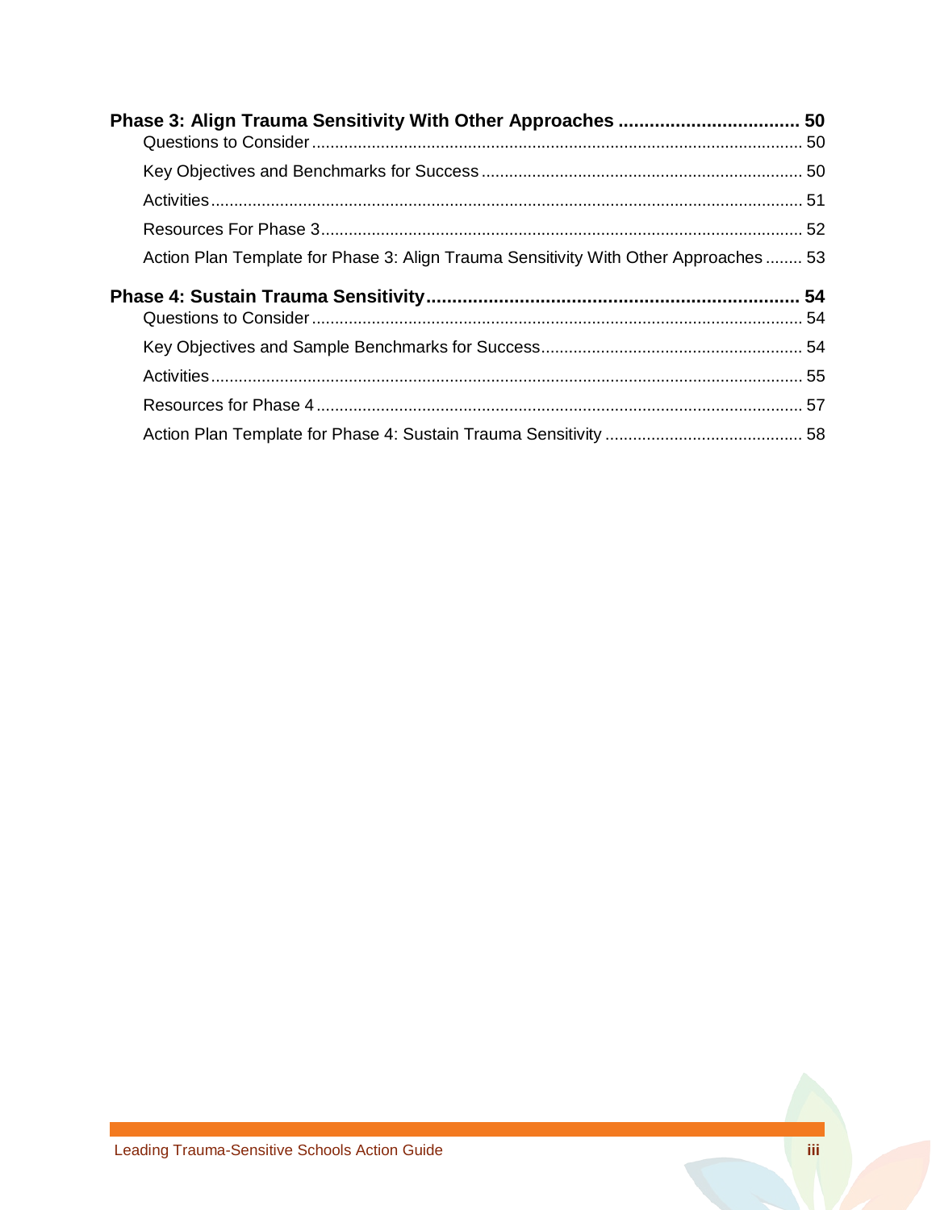**Phase 3: Align Trauma Sensitivity With Other Approaches .................................. 50**

- Questions to Consider ........................................................................................................ 50
- Key Objectives and Benchmarks for Success .................................................................... 50
- Activities ............................................................................................................................ 51
- Resources For Phase 3 ....................................................................................................... 52
- Action Plan Template for Phase 3: Align Trauma Sensitivity With Other Approaches ........ 53

**Phase 4: Sustain Trauma Sensitivity ....................................................................... 54**

- Questions to Consider ........................................................................................................ 54
- Key Objectives and Sample Benchmarks for Success ......................................................... 54
- Activities ............................................................................................................................ 55
- Resources for Phase 4 ........................................................................................................ 57
- Action Plan Template for Phase 4: Sustain Trauma Sensitivity .......................................... 58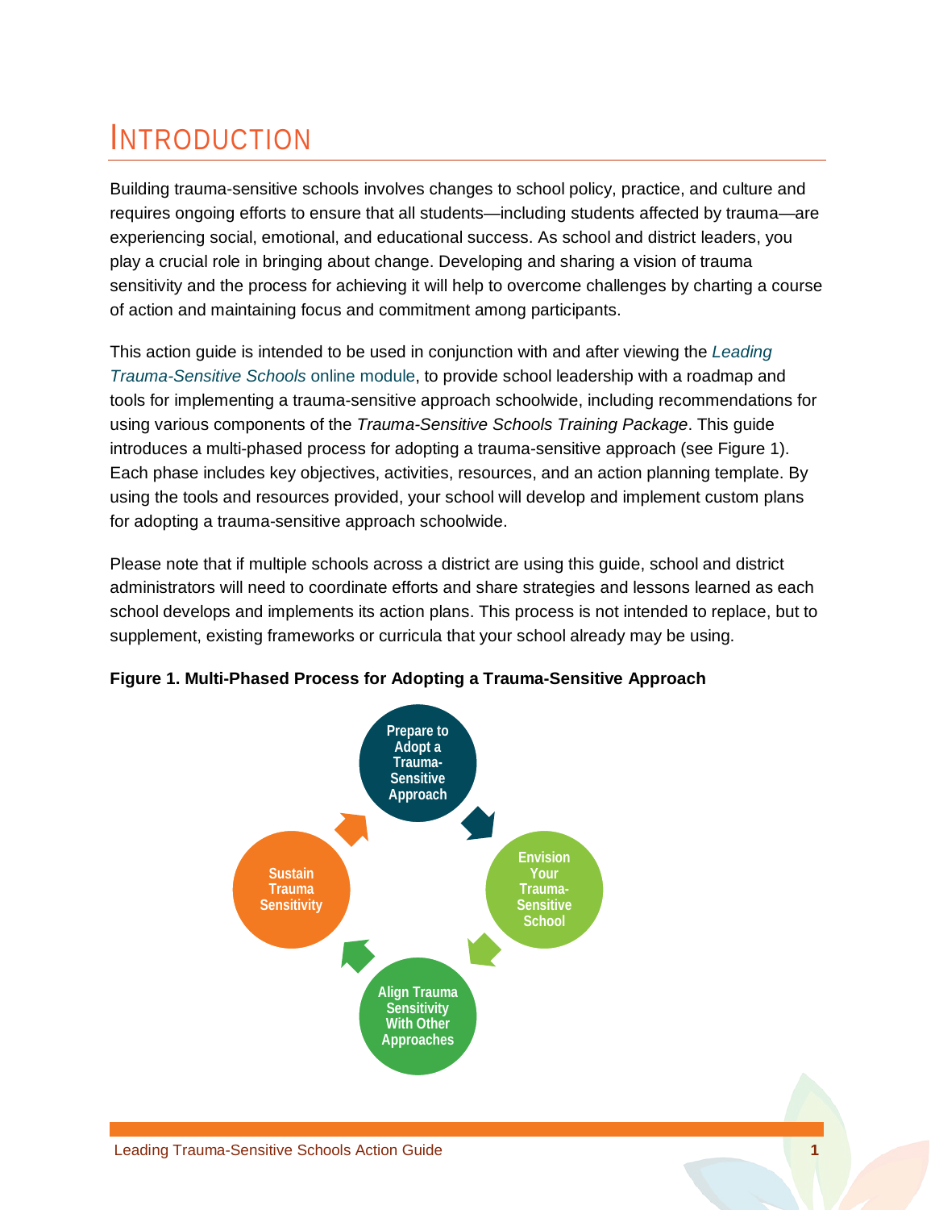# INTRODUCTION

Building trauma-sensitive schools involves changes to school policy, practice, and culture and requires ongoing efforts to ensure that all students—including students affected by trauma—are experiencing social, emotional, and educational success. As school and district leaders, you play a crucial role in bringing about change. Developing and sharing a vision of trauma sensitivity and the process for achieving it will help to overcome challenges by charting a course of action and maintaining focus and commitment among participants.

This action guide is intended to be used in conjunction with and after viewing the *Leading Trauma-Sensitive Schools* online module, to provide school leadership with a roadmap and tools for implementing a trauma-sensitive approach schoolwide, including recommendations for using various components of the *Trauma-Sensitive Schools Training Package*. This guide introduces a multi-phased process for adopting a trauma-sensitive approach (see Figure 1). Each phase includes key objectives, activities, resources, and an action planning template. By using the tools and resources provided, your school will develop and implement custom plans for adopting a trauma-sensitive approach schoolwide.

Please note that if multiple schools across a district are using this guide, school and district administrators will need to coordinate efforts and share strategies and lessons learned as each school develops and implements its action plans. This process is not intended to replace, but to supplement, existing frameworks or curricula that your school already may be using.

**Figure 1. Multi-Phased Process for Adopting a Trauma-Sensitive Approach**

Prepare to Adopt a Trauma-Sensitive Approach → Envision Your Trauma-Sensitive School → Align Trauma Sensitivity With Other Approaches → Sustain Trauma Sensitivity → (back to Prepare to Adopt a Trauma-Sensitive Approach)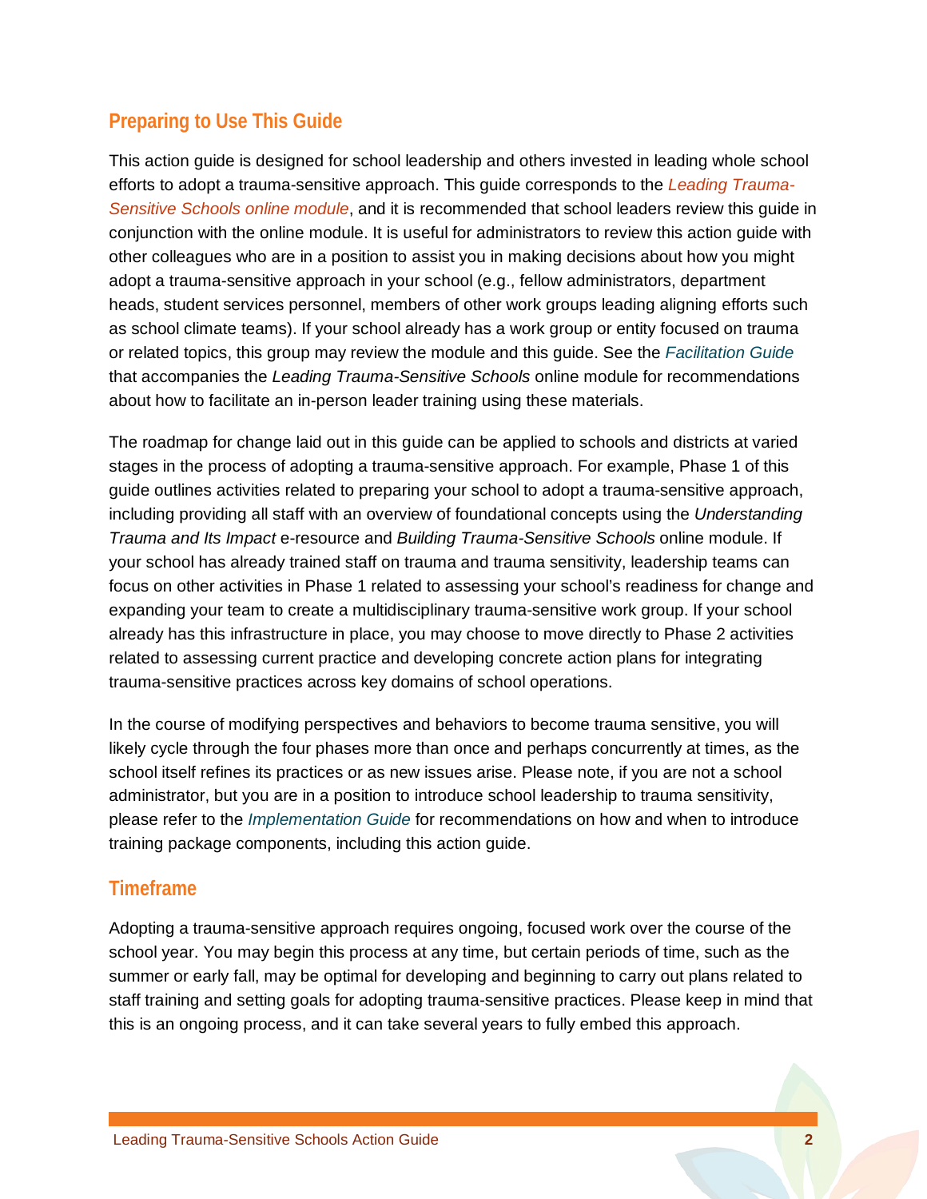## Preparing to Use This Guide

This action guide is designed for school leadership and others invested in leading whole school efforts to adopt a trauma-sensitive approach. This guide corresponds to the *Leading Trauma-Sensitive Schools online module*, and it is recommended that school leaders review this guide in conjunction with the online module. It is useful for administrators to review this action guide with other colleagues who are in a position to assist you in making decisions about how you might adopt a trauma-sensitive approach in your school (e.g., fellow administrators, department heads, student services personnel, members of other work groups leading aligning efforts such as school climate teams). If your school already has a work group or entity focused on trauma or related topics, this group may review the module and this guide. See the *Facilitation Guide* that accompanies the *Leading Trauma-Sensitive Schools* online module for recommendations about how to facilitate an in-person leader training using these materials.

The roadmap for change laid out in this guide can be applied to schools and districts at varied stages in the process of adopting a trauma-sensitive approach. For example, Phase 1 of this guide outlines activities related to preparing your school to adopt a trauma-sensitive approach, including providing all staff with an overview of foundational concepts using the *Understanding Trauma and Its Impact* e-resource and *Building Trauma-Sensitive Schools* online module. If your school has already trained staff on trauma and trauma sensitivity, leadership teams can focus on other activities in Phase 1 related to assessing your school's readiness for change and expanding your team to create a multidisciplinary trauma-sensitive work group. If your school already has this infrastructure in place, you may choose to move directly to Phase 2 activities related to assessing current practice and developing concrete action plans for integrating trauma-sensitive practices across key domains of school operations.

In the course of modifying perspectives and behaviors to become trauma sensitive, you will likely cycle through the four phases more than once and perhaps concurrently at times, as the school itself refines its practices or as new issues arise. Please note, if you are not a school administrator, but you are in a position to introduce school leadership to trauma sensitivity, please refer to the *Implementation Guide* for recommendations on how and when to introduce training package components, including this action guide.

## Timeframe

Adopting a trauma-sensitive approach requires ongoing, focused work over the course of the school year. You may begin this process at any time, but certain periods of time, such as the summer or early fall, may be optimal for developing and beginning to carry out plans related to staff training and setting goals for adopting trauma-sensitive practices. Please keep in mind that this is an ongoing process, and it can take several years to fully embed this approach.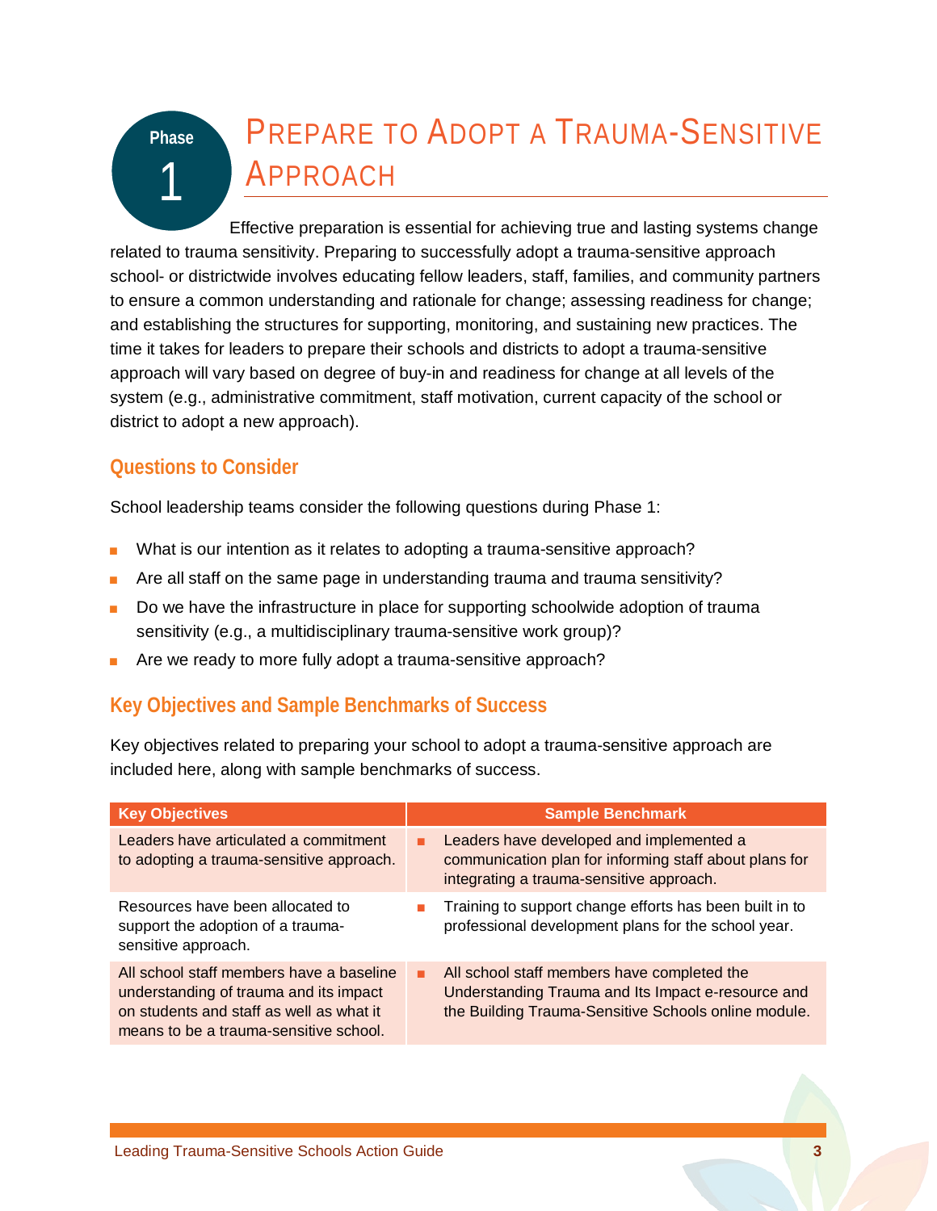# Phase 1 — Prepare to Adopt a Trauma-Sensitive Approach

Effective preparation is essential for achieving true and lasting systems change related to trauma sensitivity. Preparing to successfully adopt a trauma-sensitive approach school- or districtwide involves educating fellow leaders, staff, families, and community partners to ensure a common understanding and rationale for change; assessing readiness for change; and establishing the structures for supporting, monitoring, and sustaining new practices. The time it takes for leaders to prepare their schools and districts to adopt a trauma-sensitive approach will vary based on degree of buy-in and readiness for change at all levels of the system (e.g., administrative commitment, staff motivation, current capacity of the school or district to adopt a new approach).

## Questions to Consider

School leadership teams consider the following questions during Phase 1:

- What is our intention as it relates to adopting a trauma-sensitive approach?
- Are all staff on the same page in understanding trauma and trauma sensitivity?
- Do we have the infrastructure in place for supporting schoolwide adoption of trauma sensitivity (e.g., a multidisciplinary trauma-sensitive work group)?
- Are we ready to more fully adopt a trauma-sensitive approach?

## Key Objectives and Sample Benchmarks of Success

Key objectives related to preparing your school to adopt a trauma-sensitive approach are included here, along with sample benchmarks of success.

| Key Objectives | Sample Benchmark |
| --- | --- |
| Leaders have articulated a commitment to adopting a trauma-sensitive approach. | ▪ Leaders have developed and implemented a communication plan for informing staff about plans for integrating a trauma-sensitive approach. |
| Resources have been allocated to support the adoption of a trauma-sensitive approach. | ▪ Training to support change efforts has been built in to professional development plans for the school year. |
| All school staff members have a baseline understanding of trauma and its impact on students and staff as well as what it means to be a trauma-sensitive school. | ▪ All school staff members have completed the Understanding Trauma and Its Impact e-resource and the Building Trauma-Sensitive Schools online module. |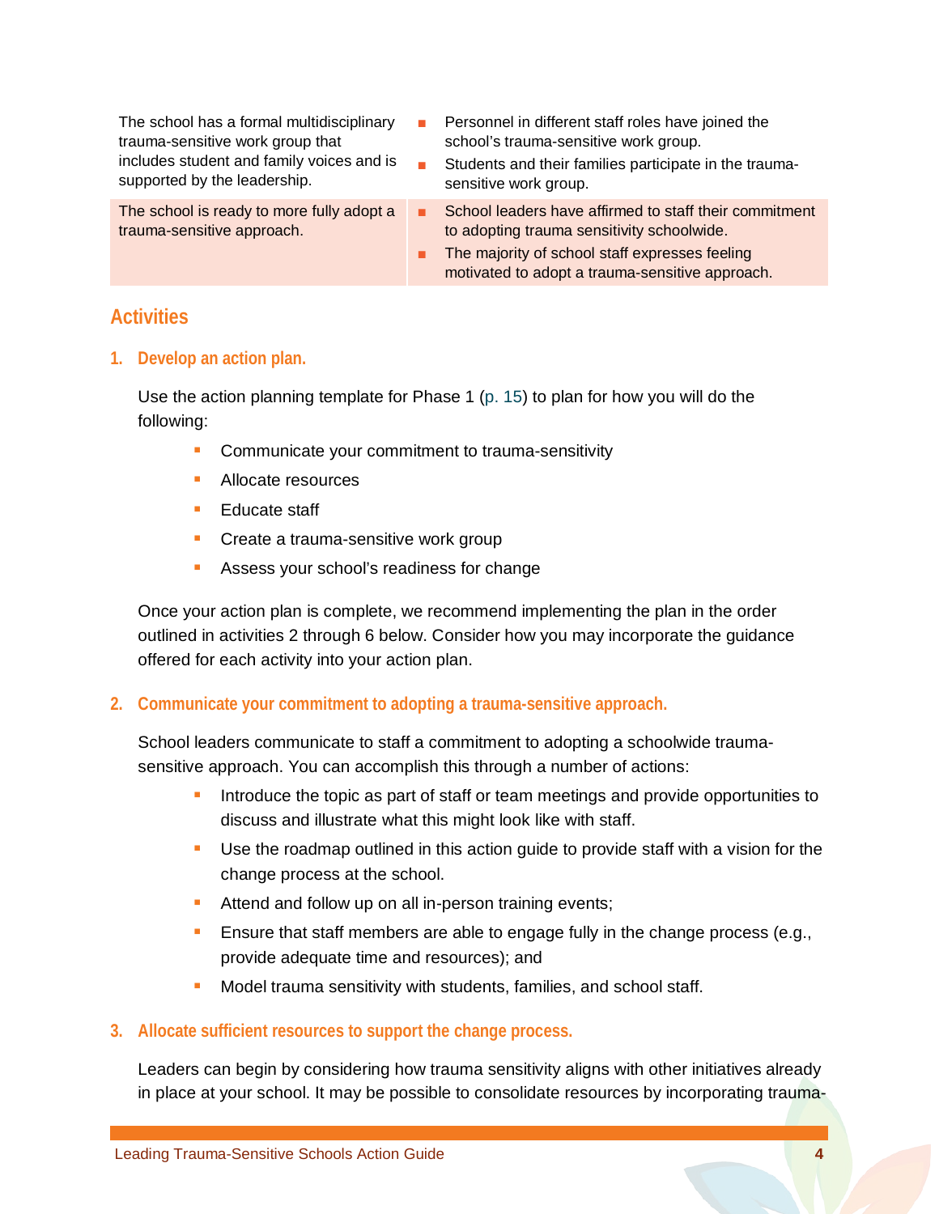| | |
|---|---|
| The school has a formal multidisciplinary trauma-sensitive work group that includes student and family voices and is supported by the leadership. | ▪ Personnel in different staff roles have joined the school's trauma-sensitive work group.<br>▪ Students and their families participate in the trauma-sensitive work group. |
| The school is ready to more fully adopt a trauma-sensitive approach. | ▪ School leaders have affirmed to staff their commitment to adopting trauma sensitivity schoolwide.<br>▪ The majority of school staff expresses feeling motivated to adopt a trauma-sensitive approach. |

## Activities

### 1. Develop an action plan.

Use the action planning template for Phase 1 (p. 15) to plan for how you will do the following:

- Communicate your commitment to trauma-sensitivity
- Allocate resources
- Educate staff
- Create a trauma-sensitive work group
- Assess your school's readiness for change

Once your action plan is complete, we recommend implementing the plan in the order outlined in activities 2 through 6 below. Consider how you may incorporate the guidance offered for each activity into your action plan.

### 2. Communicate your commitment to adopting a trauma-sensitive approach.

School leaders communicate to staff a commitment to adopting a schoolwide trauma-sensitive approach. You can accomplish this through a number of actions:

- Introduce the topic as part of staff or team meetings and provide opportunities to discuss and illustrate what this might look like with staff.
- Use the roadmap outlined in this action guide to provide staff with a vision for the change process at the school.
- Attend and follow up on all in-person training events;
- Ensure that staff members are able to engage fully in the change process (e.g., provide adequate time and resources); and
- Model trauma sensitivity with students, families, and school staff.

### 3. Allocate sufficient resources to support the change process.

Leaders can begin by considering how trauma sensitivity aligns with other initiatives already in place at your school. It may be possible to consolidate resources by incorporating trauma-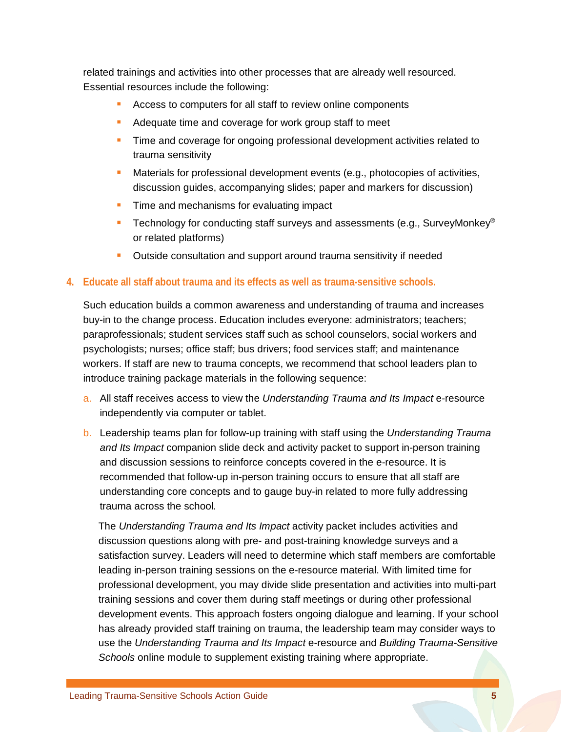related trainings and activities into other processes that are already well resourced. Essential resources include the following:

- Access to computers for all staff to review online components
- Adequate time and coverage for work group staff to meet
- Time and coverage for ongoing professional development activities related to trauma sensitivity
- Materials for professional development events (e.g., photocopies of activities, discussion guides, accompanying slides; paper and markers for discussion)
- Time and mechanisms for evaluating impact
- Technology for conducting staff surveys and assessments (e.g., SurveyMonkey® or related platforms)
- Outside consultation and support around trauma sensitivity if needed

4. **Educate all staff about trauma and its effects as well as trauma-sensitive schools.**

Such education builds a common awareness and understanding of trauma and increases buy-in to the change process. Education includes everyone: administrators; teachers; paraprofessionals; student services staff such as school counselors, social workers and psychologists; nurses; office staff; bus drivers; food services staff; and maintenance workers. If staff are new to trauma concepts, we recommend that school leaders plan to introduce training package materials in the following sequence:

a. All staff receives access to view the *Understanding Trauma and Its Impact* e-resource independently via computer or tablet.

b. Leadership teams plan for follow-up training with staff using the *Understanding Trauma and Its Impact* companion slide deck and activity packet to support in-person training and discussion sessions to reinforce concepts covered in the e-resource. It is recommended that follow-up in-person training occurs to ensure that all staff are understanding core concepts and to gauge buy-in related to more fully addressing trauma across the school.

   The *Understanding Trauma and Its Impact* activity packet includes activities and discussion questions along with pre- and post-training knowledge surveys and a satisfaction survey. Leaders will need to determine which staff members are comfortable leading in-person training sessions on the e-resource material. With limited time for professional development, you may divide slide presentation and activities into multi-part training sessions and cover them during staff meetings or during other professional development events. This approach fosters ongoing dialogue and learning. If your school has already provided staff training on trauma, the leadership team may consider ways to use the *Understanding Trauma and Its Impact* e-resource and *Building Trauma-Sensitive Schools* online module to supplement existing training where appropriate.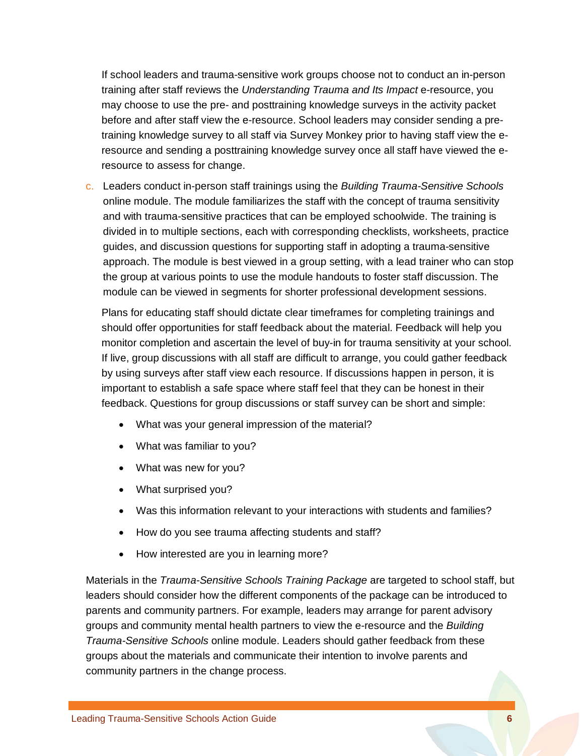If school leaders and trauma-sensitive work groups choose not to conduct an in-person training after staff reviews the *Understanding Trauma and Its Impact* e-resource, you may choose to use the pre- and posttraining knowledge surveys in the activity packet before and after staff view the e-resource. School leaders may consider sending a pre-training knowledge survey to all staff via Survey Monkey prior to having staff view the e-resource and sending a posttraining knowledge survey once all staff have viewed the e-resource to assess for change.

c. Leaders conduct in-person staff trainings using the *Building Trauma-Sensitive Schools* online module. The module familiarizes the staff with the concept of trauma sensitivity and with trauma-sensitive practices that can be employed schoolwide. The training is divided in to multiple sections, each with corresponding checklists, worksheets, practice guides, and discussion questions for supporting staff in adopting a trauma-sensitive approach. The module is best viewed in a group setting, with a lead trainer who can stop the group at various points to use the module handouts to foster staff discussion. The module can be viewed in segments for shorter professional development sessions.

Plans for educating staff should dictate clear timeframes for completing trainings and should offer opportunities for staff feedback about the material. Feedback will help you monitor completion and ascertain the level of buy-in for trauma sensitivity at your school. If live, group discussions with all staff are difficult to arrange, you could gather feedback by using surveys after staff view each resource. If discussions happen in person, it is important to establish a safe space where staff feel that they can be honest in their feedback. Questions for group discussions or staff survey can be short and simple:

- What was your general impression of the material?
- What was familiar to you?
- What was new for you?
- What surprised you?
- Was this information relevant to your interactions with students and families?
- How do you see trauma affecting students and staff?
- How interested are you in learning more?

Materials in the *Trauma-Sensitive Schools Training Package* are targeted to school staff, but leaders should consider how the different components of the package can be introduced to parents and community partners. For example, leaders may arrange for parent advisory groups and community mental health partners to view the e-resource and the *Building Trauma-Sensitive Schools* online module. Leaders should gather feedback from these groups about the materials and communicate their intention to involve parents and community partners in the change process.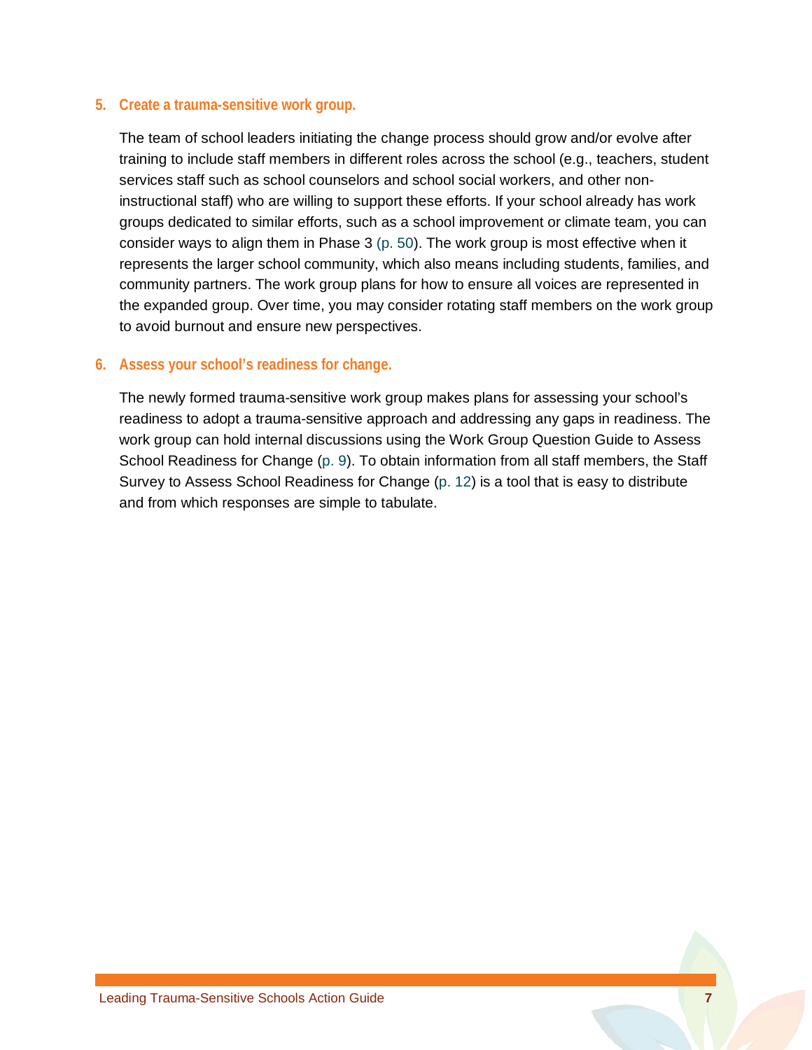5. **Create a trauma-sensitive work group.**

   The team of school leaders initiating the change process should grow and/or evolve after training to include staff members in different roles across the school (e.g., teachers, student services staff such as school counselors and school social workers, and other non-instructional staff) who are willing to support these efforts. If your school already has work groups dedicated to similar efforts, such as a school improvement or climate team, you can consider ways to align them in Phase 3 (p. 50). The work group is most effective when it represents the larger school community, which also means including students, families, and community partners. The work group plans for how to ensure all voices are represented in the expanded group. Over time, you may consider rotating staff members on the work group to avoid burnout and ensure new perspectives.

6. **Assess your school's readiness for change.**

   The newly formed trauma-sensitive work group makes plans for assessing your school's readiness to adopt a trauma-sensitive approach and addressing any gaps in readiness. The work group can hold internal discussions using the Work Group Question Guide to Assess School Readiness for Change (p. 9). To obtain information from all staff members, the Staff Survey to Assess School Readiness for Change (p. 12) is a tool that is easy to distribute and from which responses are simple to tabulate.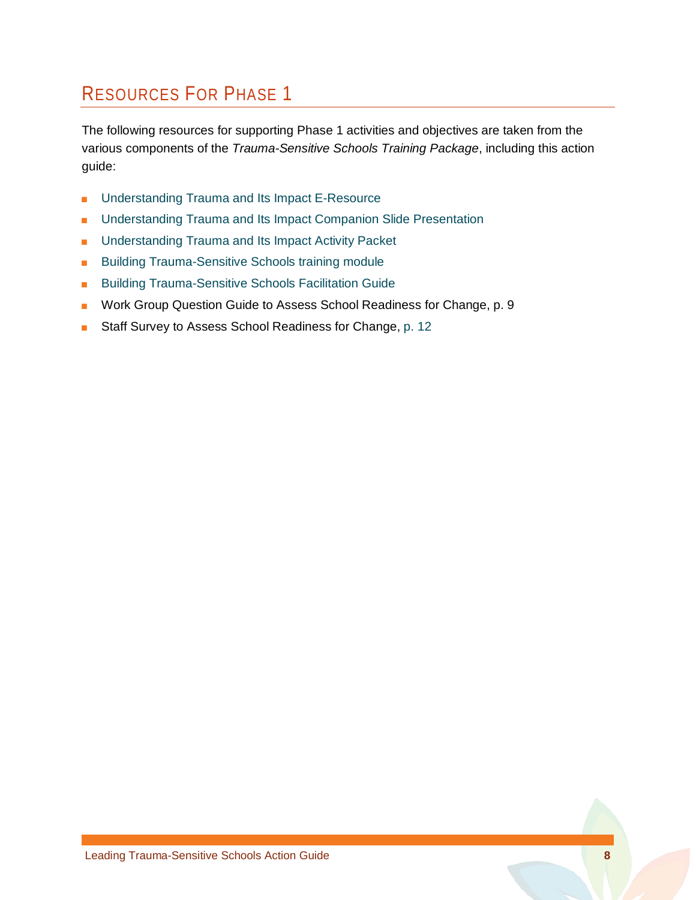## Resources For Phase 1

The following resources for supporting Phase 1 activities and objectives are taken from the various components of the *Trauma-Sensitive Schools Training Package*, including this action guide:

- Understanding Trauma and Its Impact E-Resource
- Understanding Trauma and Its Impact Companion Slide Presentation
- Understanding Trauma and Its Impact Activity Packet
- Building Trauma-Sensitive Schools training module
- Building Trauma-Sensitive Schools Facilitation Guide
- Work Group Question Guide to Assess School Readiness for Change, p. 9
- Staff Survey to Assess School Readiness for Change, p. 12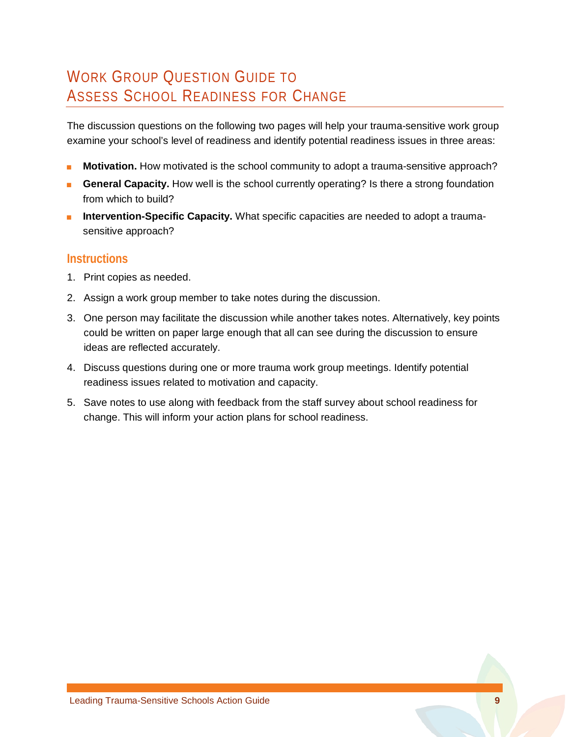# Work Group Question Guide to Assess School Readiness for Change

The discussion questions on the following two pages will help your trauma-sensitive work group examine your school's level of readiness and identify potential readiness issues in three areas:

- **Motivation.** How motivated is the school community to adopt a trauma-sensitive approach?
- **General Capacity.** How well is the school currently operating? Is there a strong foundation from which to build?
- **Intervention-Specific Capacity.** What specific capacities are needed to adopt a trauma-sensitive approach?

## Instructions

1. Print copies as needed.
2. Assign a work group member to take notes during the discussion.
3. One person may facilitate the discussion while another takes notes. Alternatively, key points could be written on paper large enough that all can see during the discussion to ensure ideas are reflected accurately.
4. Discuss questions during one or more trauma work group meetings. Identify potential readiness issues related to motivation and capacity.
5. Save notes to use along with feedback from the staff survey about school readiness for change. This will inform your action plans for school readiness.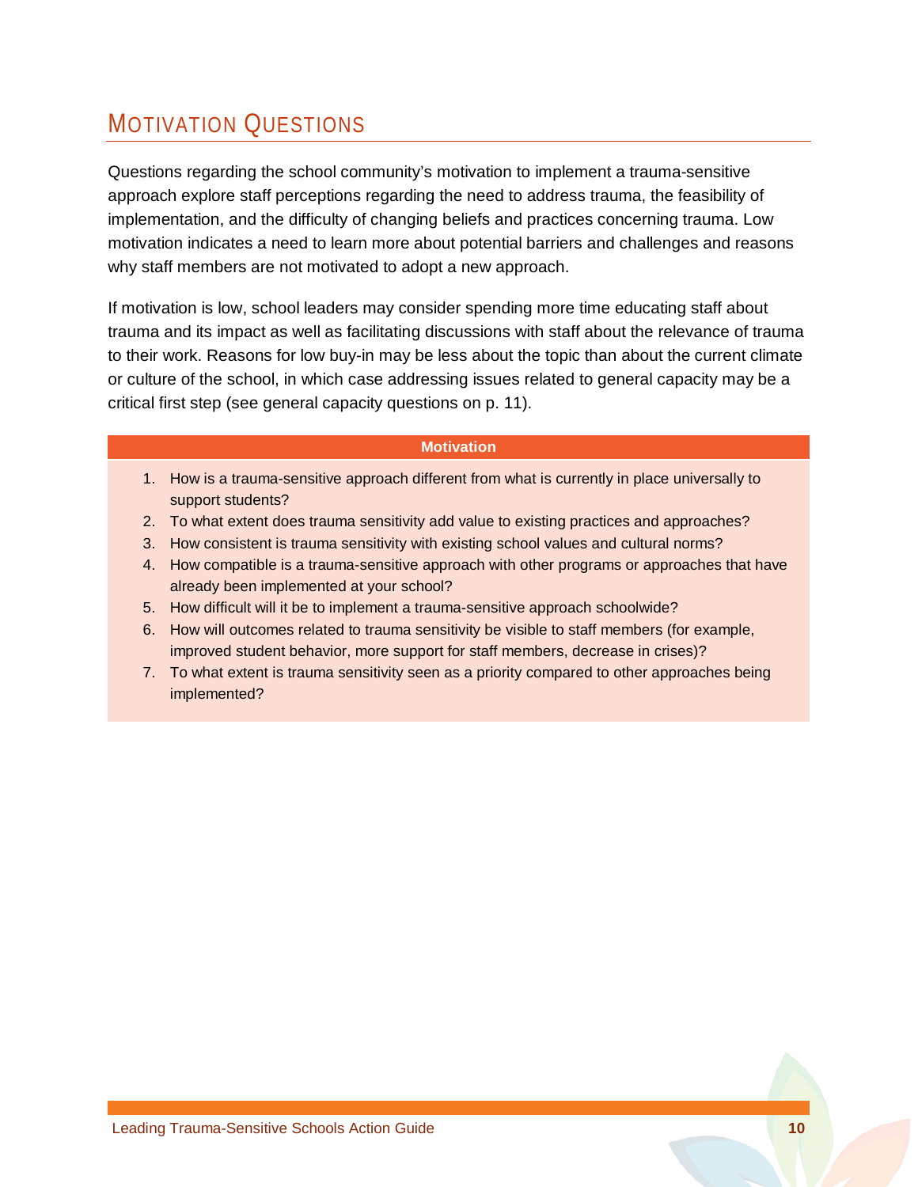## Motivation Questions

Questions regarding the school community's motivation to implement a trauma-sensitive approach explore staff perceptions regarding the need to address trauma, the feasibility of implementation, and the difficulty of changing beliefs and practices concerning trauma. Low motivation indicates a need to learn more about potential barriers and challenges and reasons why staff members are not motivated to adopt a new approach.

If motivation is low, school leaders may consider spending more time educating staff about trauma and its impact as well as facilitating discussions with staff about the relevance of trauma to their work. Reasons for low buy-in may be less about the topic than about the current climate or culture of the school, in which case addressing issues related to general capacity may be a critical first step (see general capacity questions on p. 11).

| Motivation |
| --- |
| 1. How is a trauma-sensitive approach different from what is currently in place universally to support students?<br>2. To what extent does trauma sensitivity add value to existing practices and approaches?<br>3. How consistent is trauma sensitivity with existing school values and cultural norms?<br>4. How compatible is a trauma-sensitive approach with other programs or approaches that have already been implemented at your school?<br>5. How difficult will it be to implement a trauma-sensitive approach schoolwide?<br>6. How will outcomes related to trauma sensitivity be visible to staff members (for example, improved student behavior, more support for staff members, decrease in crises)?<br>7. To what extent is trauma sensitivity seen as a priority compared to other approaches being implemented? |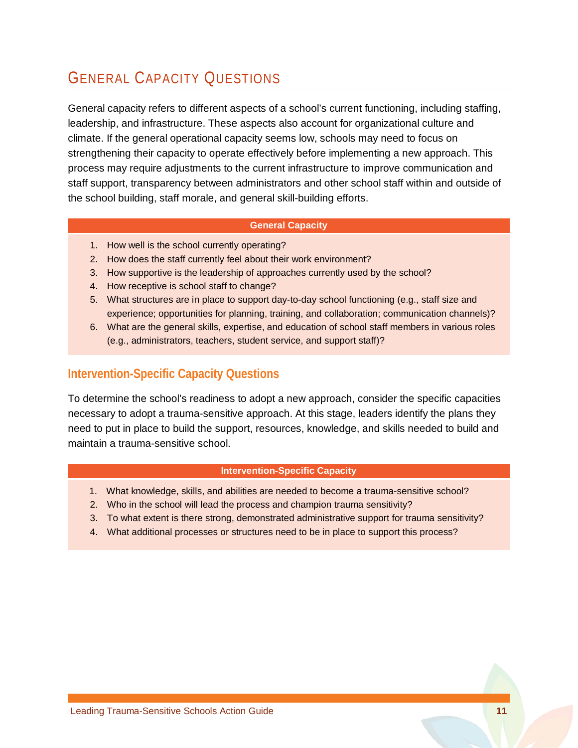## General Capacity Questions

General capacity refers to different aspects of a school's current functioning, including staffing, leadership, and infrastructure. These aspects also account for organizational culture and climate. If the general operational capacity seems low, schools may need to focus on strengthening their capacity to operate effectively before implementing a new approach. This process may require adjustments to the current infrastructure to improve communication and staff support, transparency between administrators and other school staff within and outside of the school building, staff morale, and general skill-building efforts.

**General Capacity**

1. How well is the school currently operating?
2. How does the staff currently feel about their work environment?
3. How supportive is the leadership of approaches currently used by the school?
4. How receptive is school staff to change?
5. What structures are in place to support day-to-day school functioning (e.g., staff size and experience; opportunities for planning, training, and collaboration; communication channels)?
6. What are the general skills, expertise, and education of school staff members in various roles (e.g., administrators, teachers, student service, and support staff)?

### Intervention-Specific Capacity Questions

To determine the school's readiness to adopt a new approach, consider the specific capacities necessary to adopt a trauma-sensitive approach. At this stage, leaders identify the plans they need to put in place to build the support, resources, knowledge, and skills needed to build and maintain a trauma-sensitive school.

**Intervention-Specific Capacity**

1. What knowledge, skills, and abilities are needed to become a trauma-sensitive school?
2. Who in the school will lead the process and champion trauma sensitivity?
3. To what extent is there strong, demonstrated administrative support for trauma sensitivity?
4. What additional processes or structures need to be in place to support this process?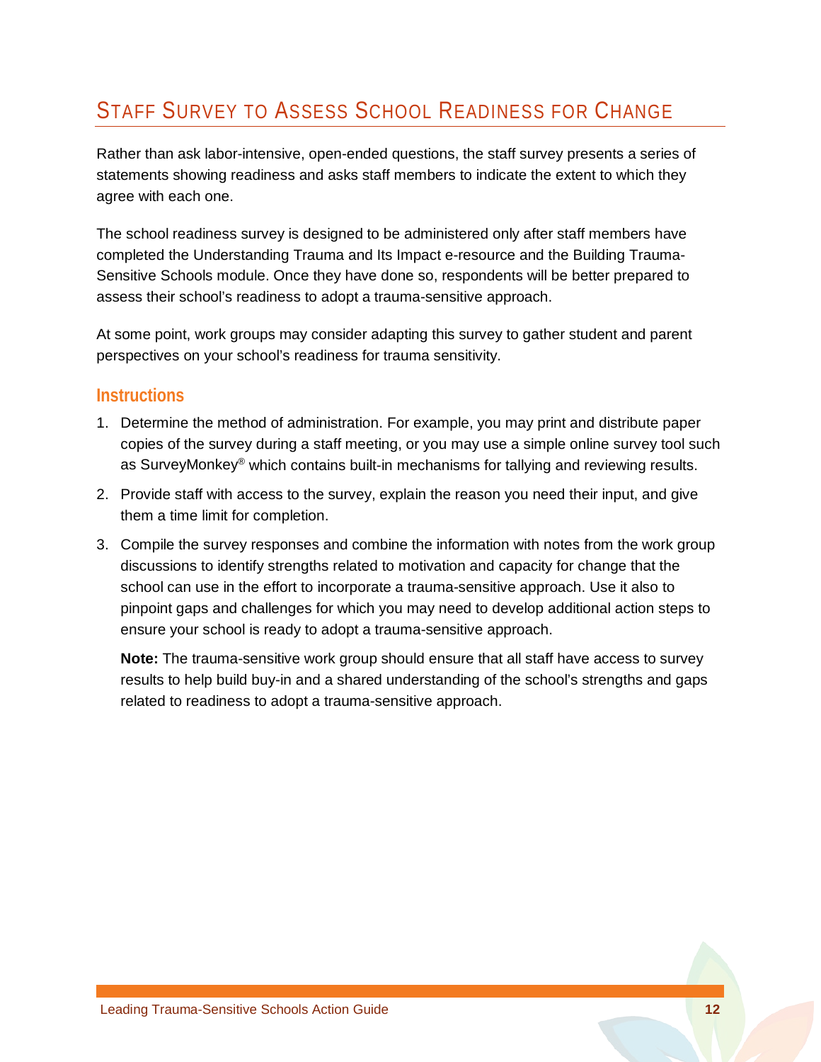## Staff Survey to Assess School Readiness for Change

Rather than ask labor-intensive, open-ended questions, the staff survey presents a series of statements showing readiness and asks staff members to indicate the extent to which they agree with each one.

The school readiness survey is designed to be administered only after staff members have completed the Understanding Trauma and Its Impact e-resource and the Building Trauma-Sensitive Schools module. Once they have done so, respondents will be better prepared to assess their school's readiness to adopt a trauma-sensitive approach.

At some point, work groups may consider adapting this survey to gather student and parent perspectives on your school's readiness for trauma sensitivity.

### Instructions

1. Determine the method of administration. For example, you may print and distribute paper copies of the survey during a staff meeting, or you may use a simple online survey tool such as SurveyMonkey® which contains built-in mechanisms for tallying and reviewing results.
2. Provide staff with access to the survey, explain the reason you need their input, and give them a time limit for completion.
3. Compile the survey responses and combine the information with notes from the work group discussions to identify strengths related to motivation and capacity for change that the school can use in the effort to incorporate a trauma-sensitive approach. Use it also to pinpoint gaps and challenges for which you may need to develop additional action steps to ensure your school is ready to adopt a trauma-sensitive approach.

   **Note:** The trauma-sensitive work group should ensure that all staff have access to survey results to help build buy-in and a shared understanding of the school's strengths and gaps related to readiness to adopt a trauma-sensitive approach.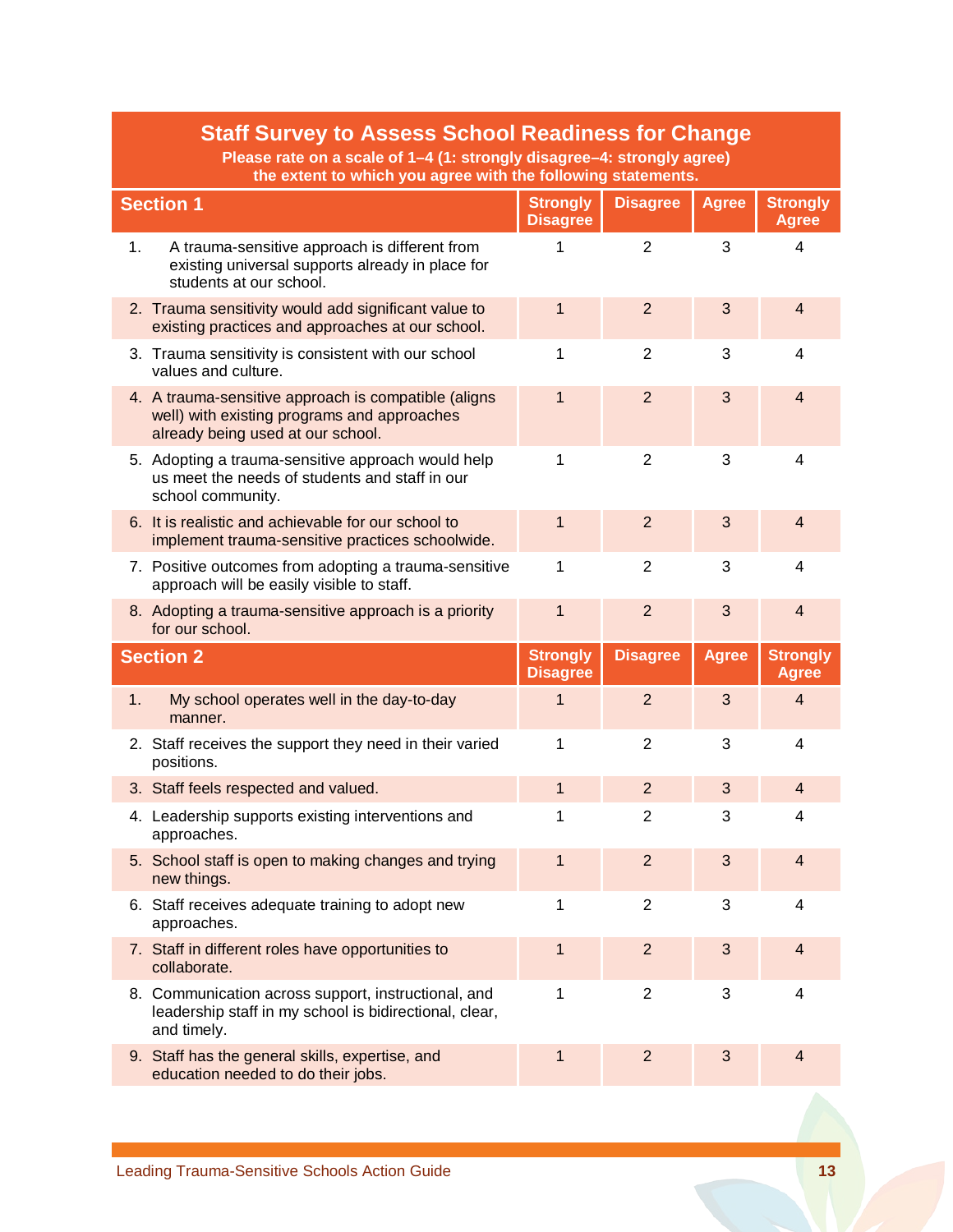## Staff Survey to Assess School Readiness for Change

**Please rate on a scale of 1–4 (1: strongly disagree–4: strongly agree) the extent to which you agree with the following statements.**

| Section 1 | Strongly Disagree | Disagree | Agree | Strongly Agree |
|---|---|---|---|---|
| 1. A trauma-sensitive approach is different from existing universal supports already in place for students at our school. | 1 | 2 | 3 | 4 |
| 2. Trauma sensitivity would add significant value to existing practices and approaches at our school. | 1 | 2 | 3 | 4 |
| 3. Trauma sensitivity is consistent with our school values and culture. | 1 | 2 | 3 | 4 |
| 4. A trauma-sensitive approach is compatible (aligns well) with existing programs and approaches already being used at our school. | 1 | 2 | 3 | 4 |
| 5. Adopting a trauma-sensitive approach would help us meet the needs of students and staff in our school community. | 1 | 2 | 3 | 4 |
| 6. It is realistic and achievable for our school to implement trauma-sensitive practices schoolwide. | 1 | 2 | 3 | 4 |
| 7. Positive outcomes from adopting a trauma-sensitive approach will be easily visible to staff. | 1 | 2 | 3 | 4 |
| 8. Adopting a trauma-sensitive approach is a priority for our school. | 1 | 2 | 3 | 4 |

| Section 2 | Strongly Disagree | Disagree | Agree | Strongly Agree |
|---|---|---|---|---|
| 1. My school operates well in the day-to-day manner. | 1 | 2 | 3 | 4 |
| 2. Staff receives the support they need in their varied positions. | 1 | 2 | 3 | 4 |
| 3. Staff feels respected and valued. | 1 | 2 | 3 | 4 |
| 4. Leadership supports existing interventions and approaches. | 1 | 2 | 3 | 4 |
| 5. School staff is open to making changes and trying new things. | 1 | 2 | 3 | 4 |
| 6. Staff receives adequate training to adopt new approaches. | 1 | 2 | 3 | 4 |
| 7. Staff in different roles have opportunities to collaborate. | 1 | 2 | 3 | 4 |
| 8. Communication across support, instructional, and leadership staff in my school is bidirectional, clear, and timely. | 1 | 2 | 3 | 4 |
| 9. Staff has the general skills, expertise, and education needed to do their jobs. | 1 | 2 | 3 | 4 |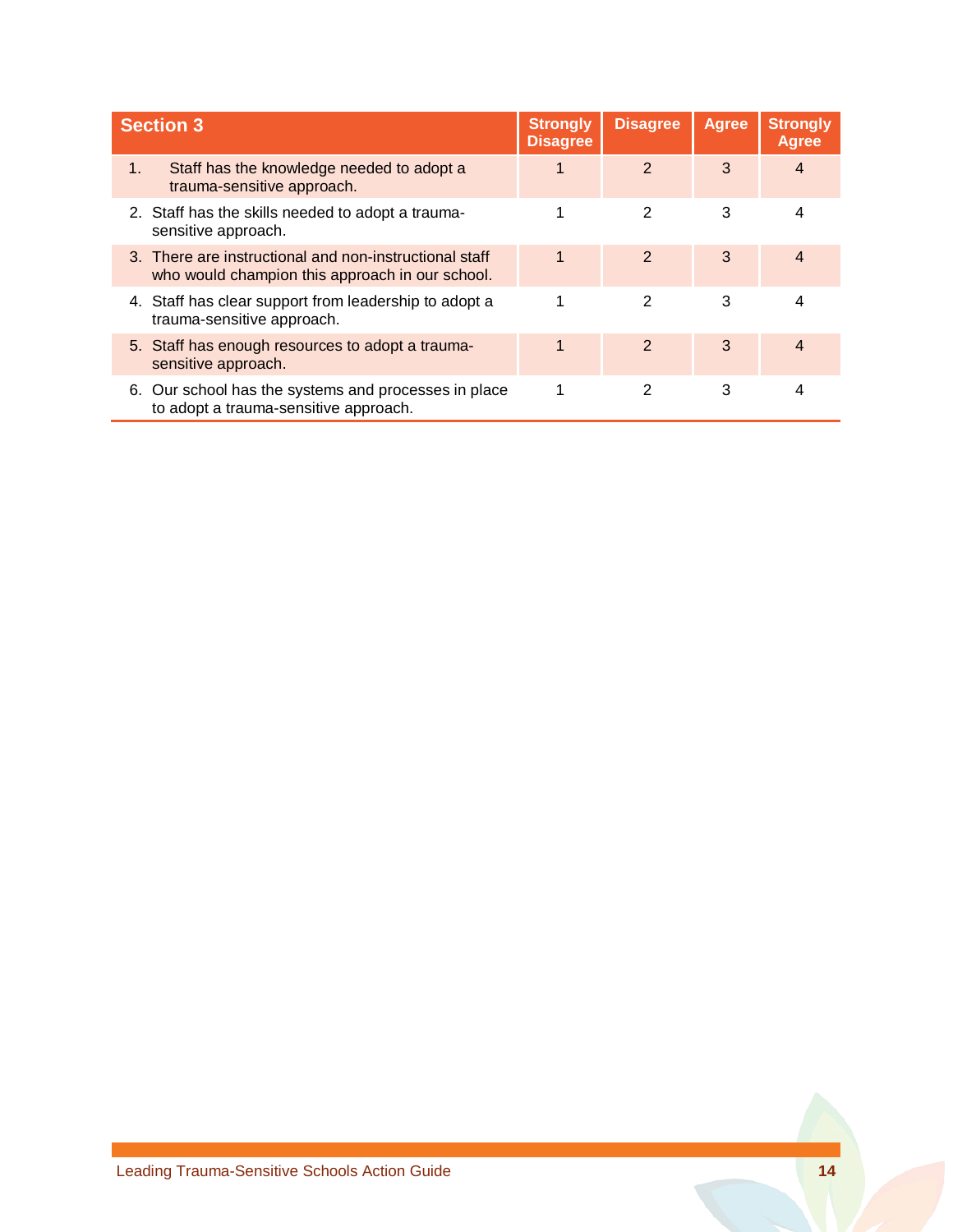| Section 3 | Strongly Disagree | Disagree | Agree | Strongly Agree |
|---|---|---|---|---|
| 1. Staff has the knowledge needed to adopt a trauma-sensitive approach. | 1 | 2 | 3 | 4 |
| 2. Staff has the skills needed to adopt a trauma-sensitive approach. | 1 | 2 | 3 | 4 |
| 3. There are instructional and non-instructional staff who would champion this approach in our school. | 1 | 2 | 3 | 4 |
| 4. Staff has clear support from leadership to adopt a trauma-sensitive approach. | 1 | 2 | 3 | 4 |
| 5. Staff has enough resources to adopt a trauma-sensitive approach. | 1 | 2 | 3 | 4 |
| 6. Our school has the systems and processes in place to adopt a trauma-sensitive approach. | 1 | 2 | 3 | 4 |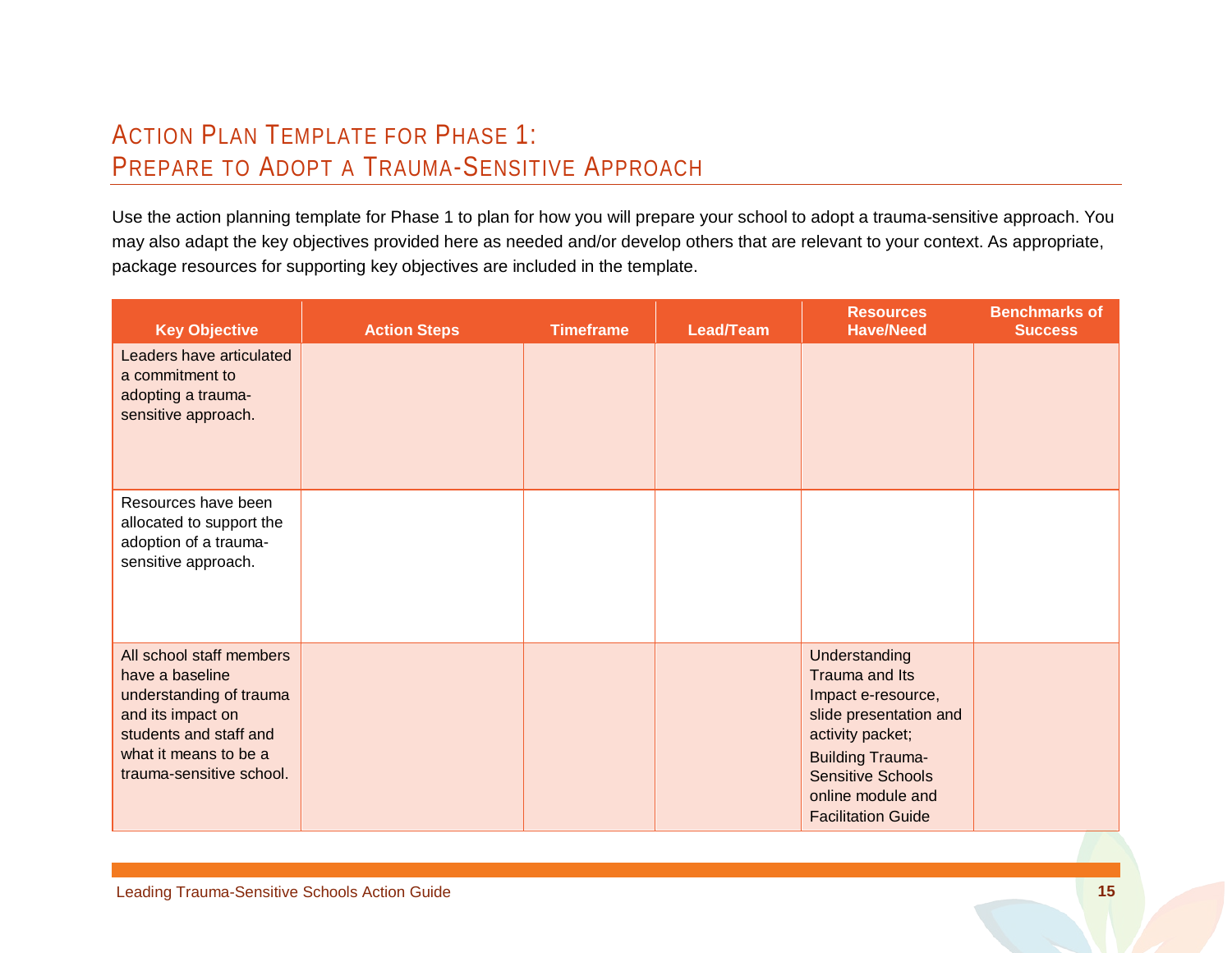# Action Plan Template for Phase 1: Prepare to Adopt a Trauma-Sensitive Approach

Use the action planning template for Phase 1 to plan for how you will prepare your school to adopt a trauma-sensitive approach. You may also adapt the key objectives provided here as needed and/or develop others that are relevant to your context. As appropriate, package resources for supporting key objectives are included in the template.

| Key Objective | Action Steps | Timeframe | Lead/Team | Resources Have/Need | Benchmarks of Success |
|---|---|---|---|---|---|
| Leaders have articulated a commitment to adopting a trauma-sensitive approach. | | | | | |
| Resources have been allocated to support the adoption of a trauma-sensitive approach. | | | | | |
| All school staff members have a baseline understanding of trauma and its impact on students and staff and what it means to be a trauma-sensitive school. | | | | Understanding Trauma and Its Impact e-resource, slide presentation and activity packet; Building Trauma-Sensitive Schools online module and Facilitation Guide | |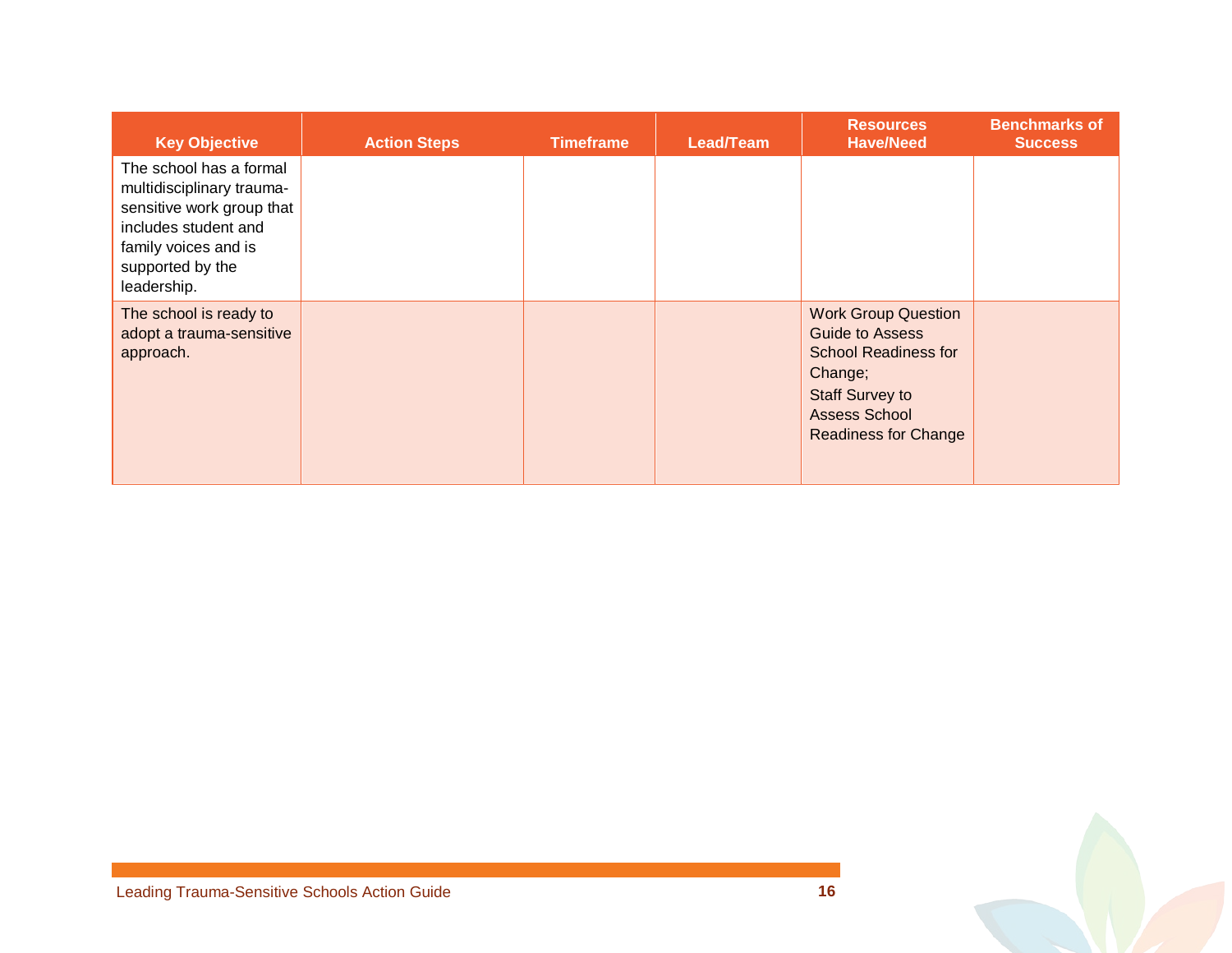| Key Objective | Action Steps | Timeframe | Lead/Team | Resources Have/Need | Benchmarks of Success |
|---|---|---|---|---|---|
| The school has a formal multidisciplinary trauma-sensitive work group that includes student and family voices and is supported by the leadership. | | | | | |
| The school is ready to adopt a trauma-sensitive approach. | | | | Work Group Question Guide to Assess School Readiness for Change; Staff Survey to Assess School Readiness for Change | |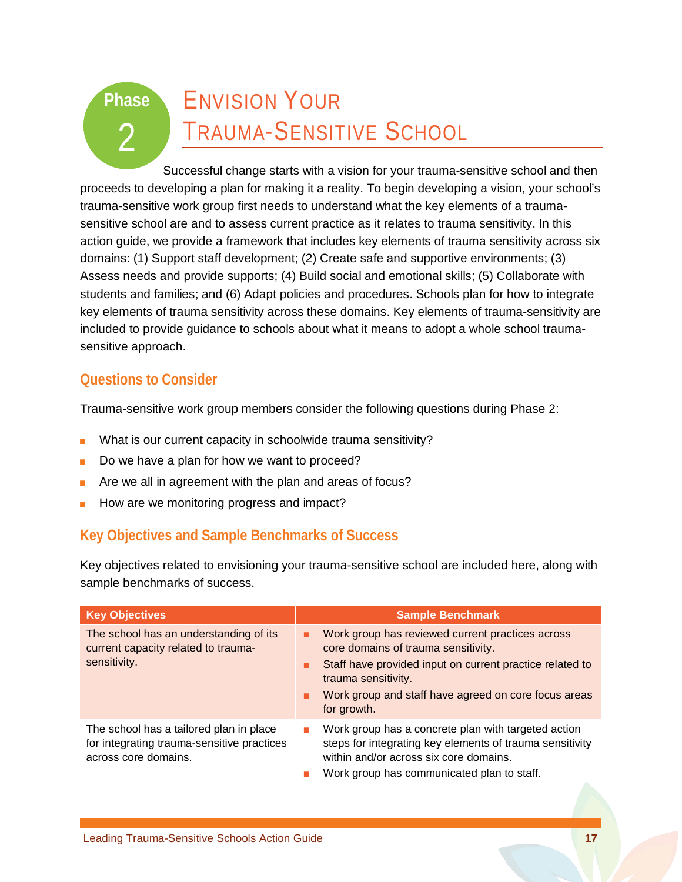# Phase 2: Envision Your Trauma-Sensitive School

Successful change starts with a vision for your trauma-sensitive school and then proceeds to developing a plan for making it a reality. To begin developing a vision, your school's trauma-sensitive work group first needs to understand what the key elements of a trauma-sensitive school are and to assess current practice as it relates to trauma sensitivity. In this action guide, we provide a framework that includes key elements of trauma sensitivity across six domains: (1) Support staff development; (2) Create safe and supportive environments; (3) Assess needs and provide supports; (4) Build social and emotional skills; (5) Collaborate with students and families; and (6) Adapt policies and procedures. Schools plan for how to integrate key elements of trauma sensitivity across these domains. Key elements of trauma-sensitivity are included to provide guidance to schools about what it means to adopt a whole school trauma-sensitive approach.

## Questions to Consider

Trauma-sensitive work group members consider the following questions during Phase 2:

- What is our current capacity in schoolwide trauma sensitivity?
- Do we have a plan for how we want to proceed?
- Are we all in agreement with the plan and areas of focus?
- How are we monitoring progress and impact?

## Key Objectives and Sample Benchmarks of Success

Key objectives related to envisioning your trauma-sensitive school are included here, along with sample benchmarks of success.

| Key Objectives | Sample Benchmark |
|---|---|
| The school has an understanding of its current capacity related to trauma-sensitivity. | ▪ Work group has reviewed current practices across core domains of trauma sensitivity.<br>▪ Staff have provided input on current practice related to trauma sensitivity.<br>▪ Work group and staff have agreed on core focus areas for growth. |
| The school has a tailored plan in place for integrating trauma-sensitive practices across core domains. | ▪ Work group has a concrete plan with targeted action steps for integrating key elements of trauma sensitivity within and/or across six core domains.<br>▪ Work group has communicated plan to staff. |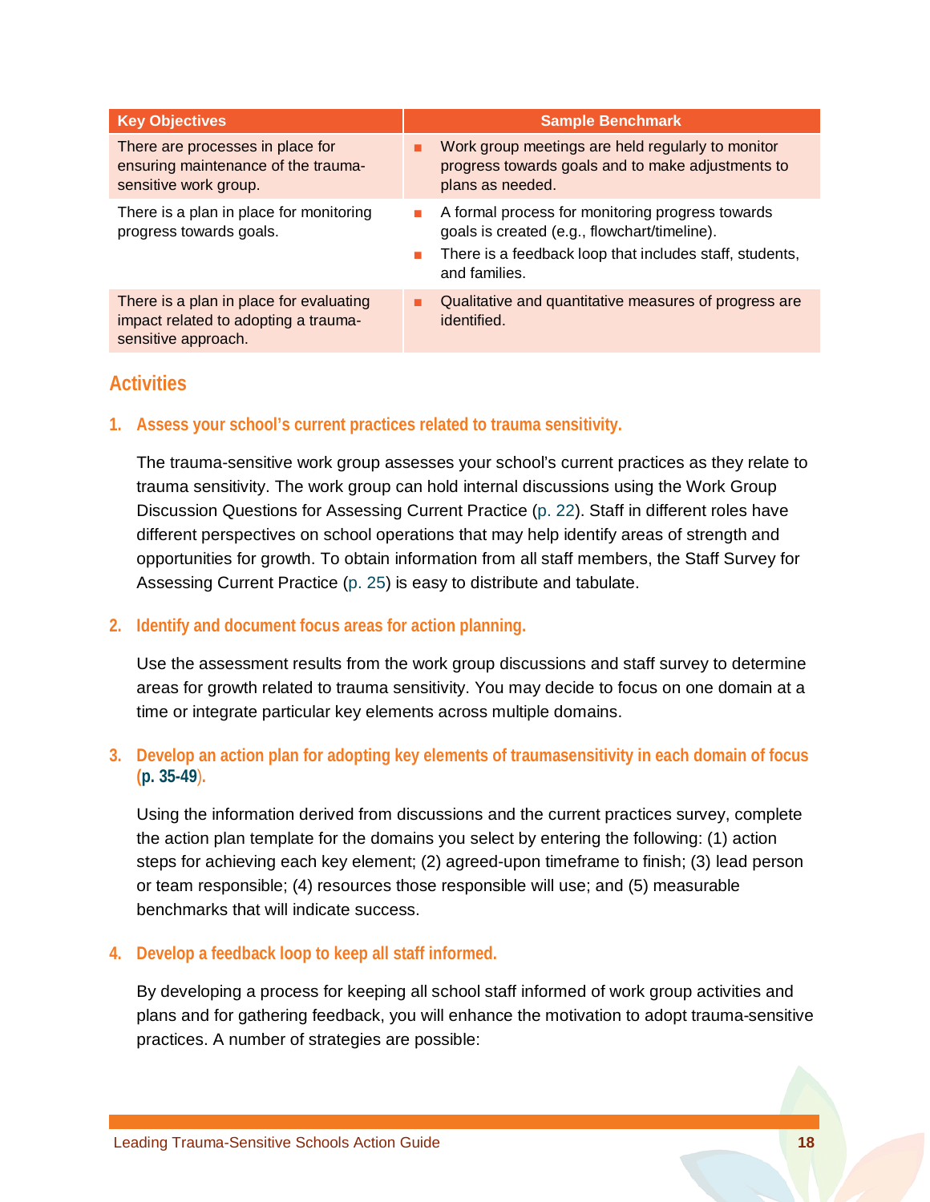| Key Objectives | Sample Benchmark |
|---|---|
| There are processes in place for ensuring maintenance of the trauma-sensitive work group. | ▪ Work group meetings are held regularly to monitor progress towards goals and to make adjustments to plans as needed. |
| There is a plan in place for monitoring progress towards goals. | ▪ A formal process for monitoring progress towards goals is created (e.g., flowchart/timeline).<br>▪ There is a feedback loop that includes staff, students, and families. |
| There is a plan in place for evaluating impact related to adopting a trauma-sensitive approach. | ▪ Qualitative and quantitative measures of progress are identified. |

## Activities

### 1. Assess your school's current practices related to trauma sensitivity.

The trauma-sensitive work group assesses your school's current practices as they relate to trauma sensitivity. The work group can hold internal discussions using the Work Group Discussion Questions for Assessing Current Practice (p. 22). Staff in different roles have different perspectives on school operations that may help identify areas of strength and opportunities for growth. To obtain information from all staff members, the Staff Survey for Assessing Current Practice (p. 25) is easy to distribute and tabulate.

### 2. Identify and document focus areas for action planning.

Use the assessment results from the work group discussions and staff survey to determine areas for growth related to trauma sensitivity. You may decide to focus on one domain at a time or integrate particular key elements across multiple domains.

### 3. Develop an action plan for adopting key elements of traumasensitivity in each domain of focus (p. 35-49).

Using the information derived from discussions and the current practices survey, complete the action plan template for the domains you select by entering the following: (1) action steps for achieving each key element; (2) agreed-upon timeframe to finish; (3) lead person or team responsible; (4) resources those responsible will use; and (5) measurable benchmarks that will indicate success.

### 4. Develop a feedback loop to keep all staff informed.

By developing a process for keeping all school staff informed of work group activities and plans and for gathering feedback, you will enhance the motivation to adopt trauma-sensitive practices. A number of strategies are possible: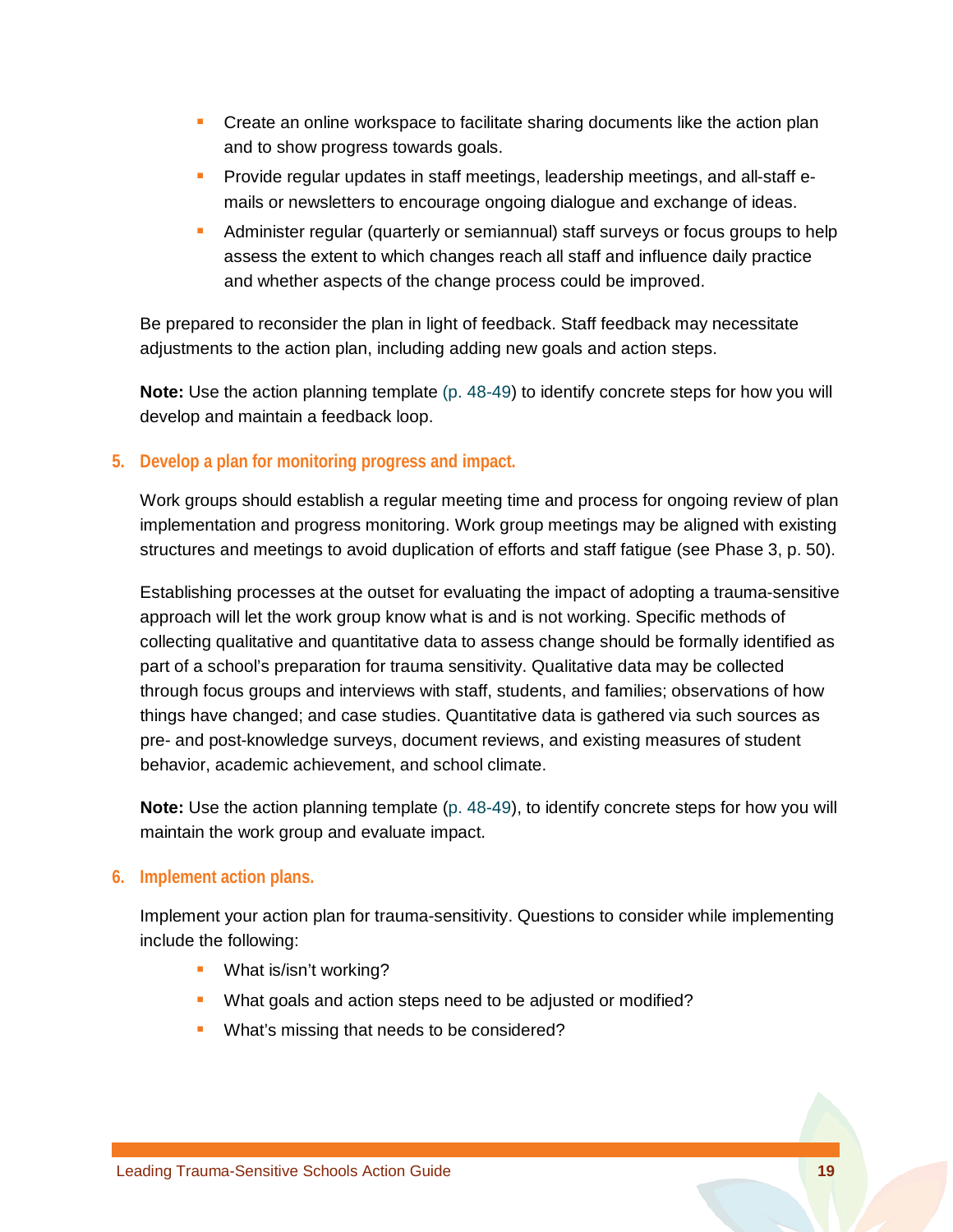- Create an online workspace to facilitate sharing documents like the action plan and to show progress towards goals.
- Provide regular updates in staff meetings, leadership meetings, and all-staff e-mails or newsletters to encourage ongoing dialogue and exchange of ideas.
- Administer regular (quarterly or semiannual) staff surveys or focus groups to help assess the extent to which changes reach all staff and influence daily practice and whether aspects of the change process could be improved.

Be prepared to reconsider the plan in light of feedback. Staff feedback may necessitate adjustments to the action plan, including adding new goals and action steps.

**Note:** Use the action planning template (p. 48-49) to identify concrete steps for how you will develop and maintain a feedback loop.

### 5. Develop a plan for monitoring progress and impact.

Work groups should establish a regular meeting time and process for ongoing review of plan implementation and progress monitoring. Work group meetings may be aligned with existing structures and meetings to avoid duplication of efforts and staff fatigue (see Phase 3, p. 50).

Establishing processes at the outset for evaluating the impact of adopting a trauma-sensitive approach will let the work group know what is and is not working. Specific methods of collecting qualitative and quantitative data to assess change should be formally identified as part of a school's preparation for trauma sensitivity. Qualitative data may be collected through focus groups and interviews with staff, students, and families; observations of how things have changed; and case studies. Quantitative data is gathered via such sources as pre- and post-knowledge surveys, document reviews, and existing measures of student behavior, academic achievement, and school climate.

**Note:** Use the action planning template (p. 48-49), to identify concrete steps for how you will maintain the work group and evaluate impact.

### 6. Implement action plans.

Implement your action plan for trauma-sensitivity. Questions to consider while implementing include the following:

- What is/isn't working?
- What goals and action steps need to be adjusted or modified?
- What's missing that needs to be considered?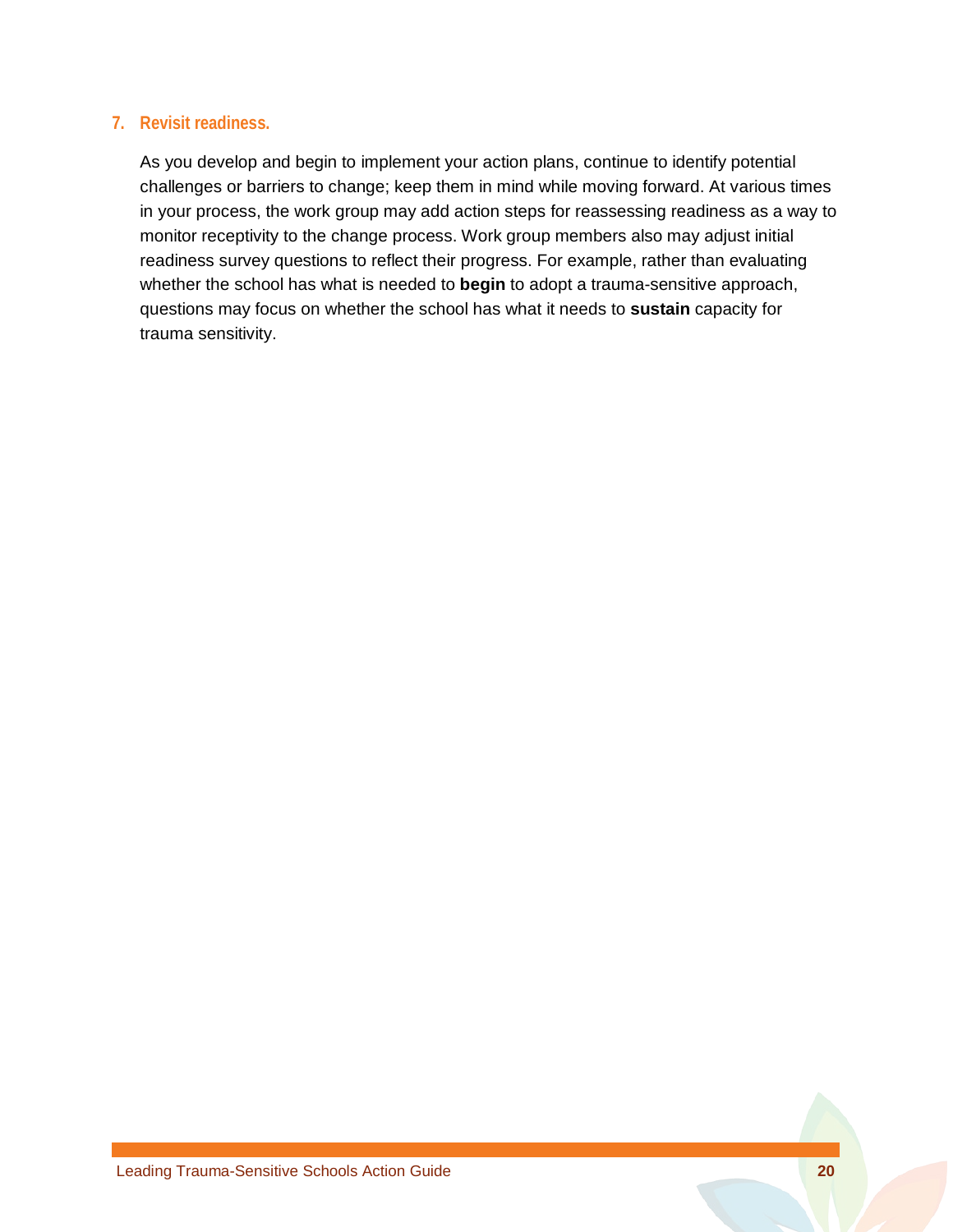### 7. Revisit readiness.

As you develop and begin to implement your action plans, continue to identify potential challenges or barriers to change; keep them in mind while moving forward. At various times in your process, the work group may add action steps for reassessing readiness as a way to monitor receptivity to the change process. Work group members also may adjust initial readiness survey questions to reflect their progress. For example, rather than evaluating whether the school has what is needed to **begin** to adopt a trauma-sensitive approach, questions may focus on whether the school has what it needs to **sustain** capacity for trauma sensitivity.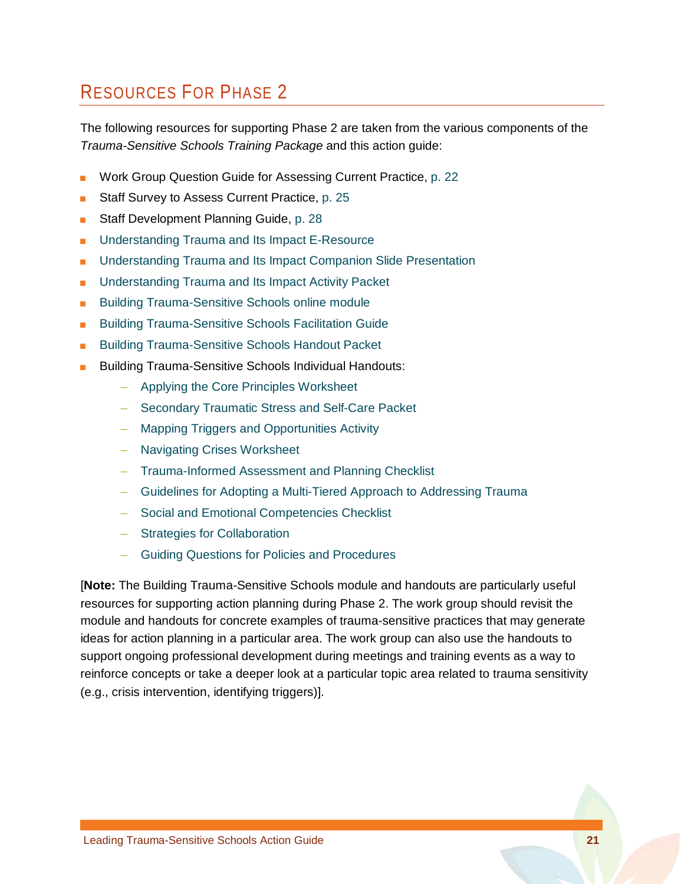## Resources For Phase 2

The following resources for supporting Phase 2 are taken from the various components of the *Trauma-Sensitive Schools Training Package* and this action guide:

- Work Group Question Guide for Assessing Current Practice, p. 22
- Staff Survey to Assess Current Practice, p. 25
- Staff Development Planning Guide, p. 28
- Understanding Trauma and Its Impact E-Resource
- Understanding Trauma and Its Impact Companion Slide Presentation
- Understanding Trauma and Its Impact Activity Packet
- Building Trauma-Sensitive Schools online module
- Building Trauma-Sensitive Schools Facilitation Guide
- Building Trauma-Sensitive Schools Handout Packet
- Building Trauma-Sensitive Schools Individual Handouts:
  - Applying the Core Principles Worksheet
  - Secondary Traumatic Stress and Self-Care Packet
  - Mapping Triggers and Opportunities Activity
  - Navigating Crises Worksheet
  - Trauma-Informed Assessment and Planning Checklist
  - Guidelines for Adopting a Multi-Tiered Approach to Addressing Trauma
  - Social and Emotional Competencies Checklist
  - Strategies for Collaboration
  - Guiding Questions for Policies and Procedures

[**Note:** The Building Trauma-Sensitive Schools module and handouts are particularly useful resources for supporting action planning during Phase 2. The work group should revisit the module and handouts for concrete examples of trauma-sensitive practices that may generate ideas for action planning in a particular area. The work group can also use the handouts to support ongoing professional development during meetings and training events as a way to reinforce concepts or take a deeper look at a particular topic area related to trauma sensitivity (e.g., crisis intervention, identifying triggers)].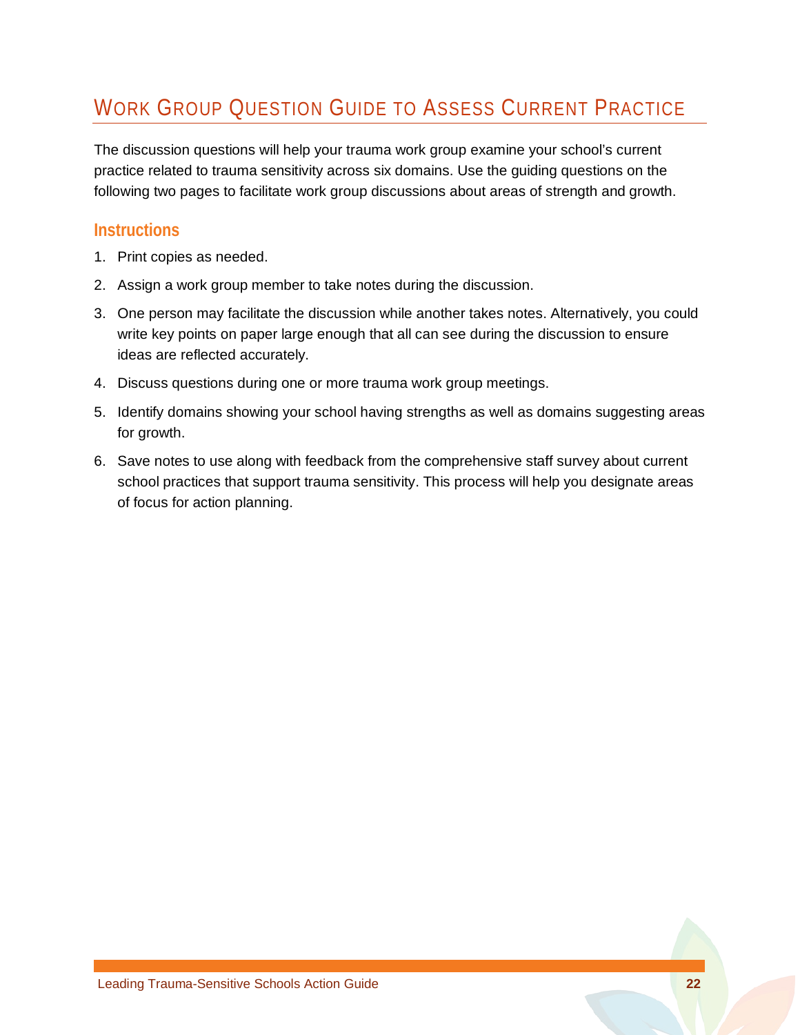# Work Group Question Guide to Assess Current Practice

The discussion questions will help your trauma work group examine your school's current practice related to trauma sensitivity across six domains. Use the guiding questions on the following two pages to facilitate work group discussions about areas of strength and growth.

## Instructions

1. Print copies as needed.
2. Assign a work group member to take notes during the discussion.
3. One person may facilitate the discussion while another takes notes. Alternatively, you could write key points on paper large enough that all can see during the discussion to ensure ideas are reflected accurately.
4. Discuss questions during one or more trauma work group meetings.
5. Identify domains showing your school having strengths as well as domains suggesting areas for growth.
6. Save notes to use along with feedback from the comprehensive staff survey about current school practices that support trauma sensitivity. This process will help you designate areas of focus for action planning.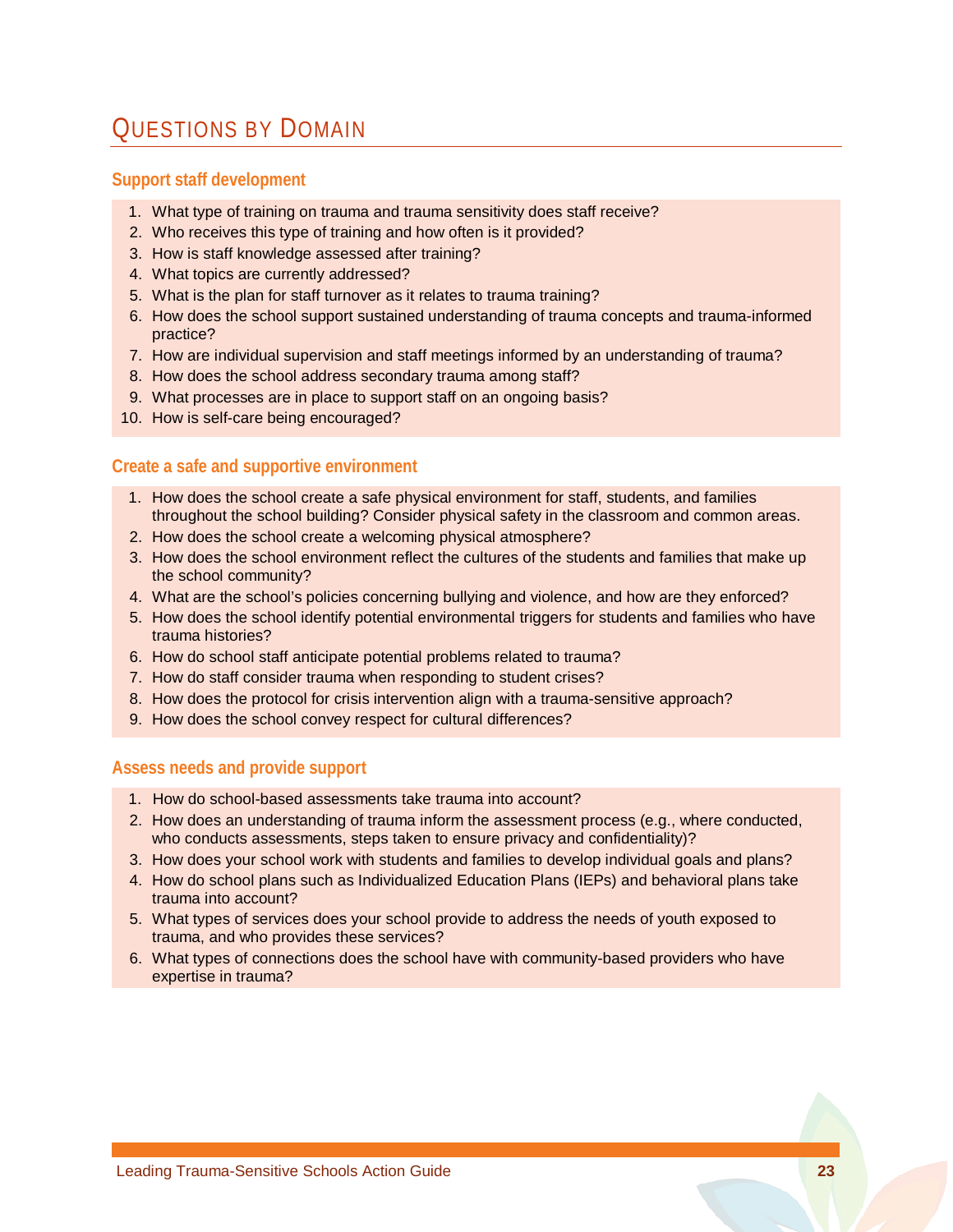## Questions by Domain

### Support staff development

1. What type of training on trauma and trauma sensitivity does staff receive?
2. Who receives this type of training and how often is it provided?
3. How is staff knowledge assessed after training?
4. What topics are currently addressed?
5. What is the plan for staff turnover as it relates to trauma training?
6. How does the school support sustained understanding of trauma concepts and trauma-informed practice?
7. How are individual supervision and staff meetings informed by an understanding of trauma?
8. How does the school address secondary trauma among staff?
9. What processes are in place to support staff on an ongoing basis?
10. How is self-care being encouraged?

### Create a safe and supportive environment

1. How does the school create a safe physical environment for staff, students, and families throughout the school building? Consider physical safety in the classroom and common areas.
2. How does the school create a welcoming physical atmosphere?
3. How does the school environment reflect the cultures of the students and families that make up the school community?
4. What are the school's policies concerning bullying and violence, and how are they enforced?
5. How does the school identify potential environmental triggers for students and families who have trauma histories?
6. How do school staff anticipate potential problems related to trauma?
7. How do staff consider trauma when responding to student crises?
8. How does the protocol for crisis intervention align with a trauma-sensitive approach?
9. How does the school convey respect for cultural differences?

### Assess needs and provide support

1. How do school-based assessments take trauma into account?
2. How does an understanding of trauma inform the assessment process (e.g., where conducted, who conducts assessments, steps taken to ensure privacy and confidentiality)?
3. How does your school work with students and families to develop individual goals and plans?
4. How do school plans such as Individualized Education Plans (IEPs) and behavioral plans take trauma into account?
5. What types of services does your school provide to address the needs of youth exposed to trauma, and who provides these services?
6. What types of connections does the school have with community-based providers who have expertise in trauma?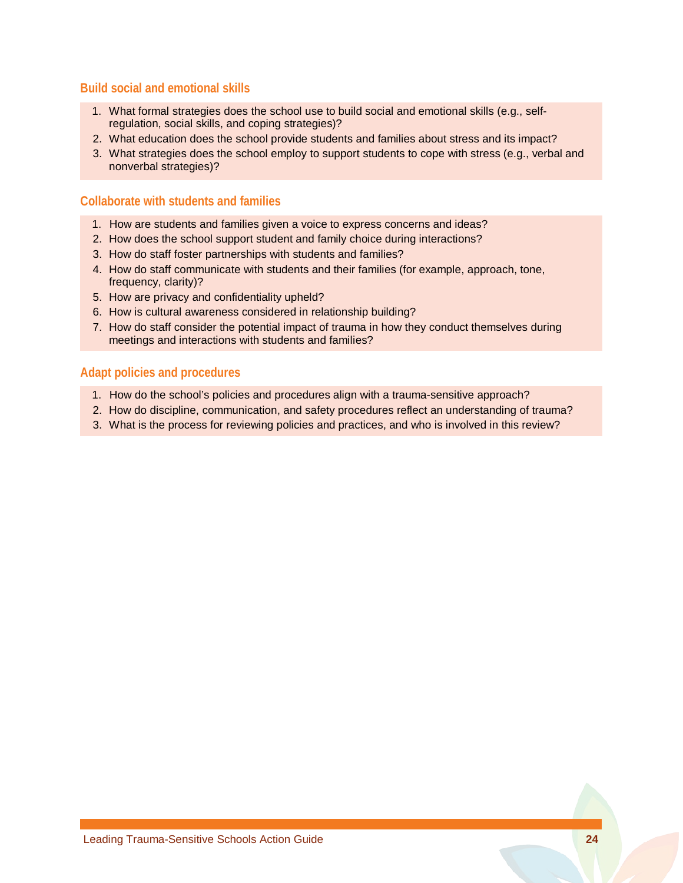### Build social and emotional skills

1. What formal strategies does the school use to build social and emotional skills (e.g., self-regulation, social skills, and coping strategies)?
2. What education does the school provide students and families about stress and its impact?
3. What strategies does the school employ to support students to cope with stress (e.g., verbal and nonverbal strategies)?

### Collaborate with students and families

1. How are students and families given a voice to express concerns and ideas?
2. How does the school support student and family choice during interactions?
3. How do staff foster partnerships with students and families?
4. How do staff communicate with students and their families (for example, approach, tone, frequency, clarity)?
5. How are privacy and confidentiality upheld?
6. How is cultural awareness considered in relationship building?
7. How do staff consider the potential impact of trauma in how they conduct themselves during meetings and interactions with students and families?

### Adapt policies and procedures

1. How do the school's policies and procedures align with a trauma-sensitive approach?
2. How do discipline, communication, and safety procedures reflect an understanding of trauma?
3. What is the process for reviewing policies and practices, and who is involved in this review?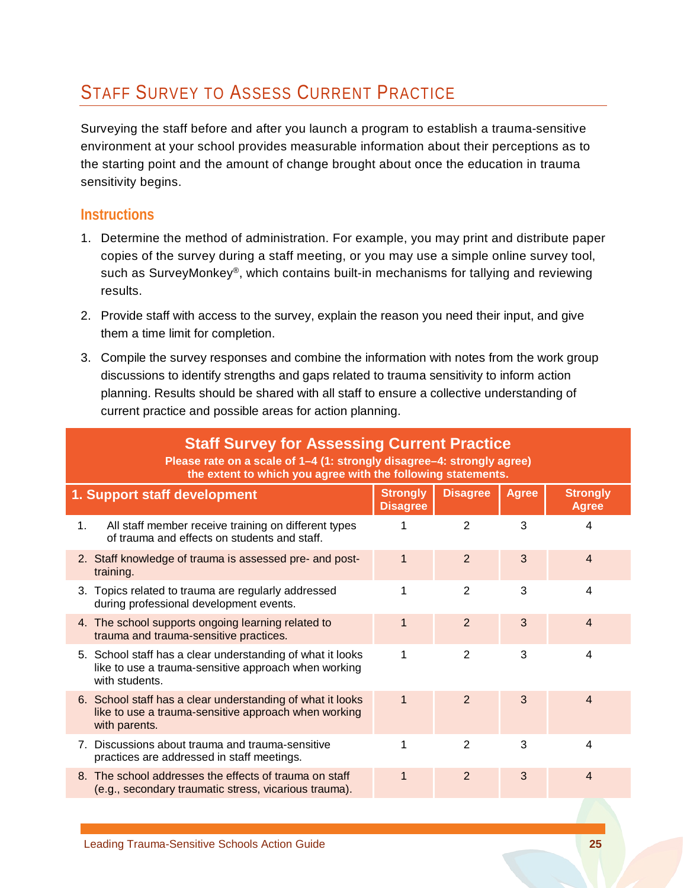## Staff Survey to Assess Current Practice

Surveying the staff before and after you launch a program to establish a trauma-sensitive environment at your school provides measurable information about their perceptions as to the starting point and the amount of change brought about once the education in trauma sensitivity begins.

### Instructions

1. Determine the method of administration. For example, you may print and distribute paper copies of the survey during a staff meeting, or you may use a simple online survey tool, such as SurveyMonkey®, which contains built-in mechanisms for tallying and reviewing results.
2. Provide staff with access to the survey, explain the reason you need their input, and give them a time limit for completion.
3. Compile the survey responses and combine the information with notes from the work group discussions to identify strengths and gaps related to trauma sensitivity to inform action planning. Results should be shared with all staff to ensure a collective understanding of current practice and possible areas for action planning.

**Staff Survey for Assessing Current Practice**

**Please rate on a scale of 1–4 (1: strongly disagree–4: strongly agree) the extent to which you agree with the following statements.**

| 1. Support staff development | Strongly Disagree | Disagree | Agree | Strongly Agree |
|---|---|---|---|---|
| 1. All staff member receive training on different types of trauma and effects on students and staff. | 1 | 2 | 3 | 4 |
| 2. Staff knowledge of trauma is assessed pre- and post-training. | 1 | 2 | 3 | 4 |
| 3. Topics related to trauma are regularly addressed during professional development events. | 1 | 2 | 3 | 4 |
| 4. The school supports ongoing learning related to trauma and trauma-sensitive practices. | 1 | 2 | 3 | 4 |
| 5. School staff has a clear understanding of what it looks like to use a trauma-sensitive approach when working with students. | 1 | 2 | 3 | 4 |
| 6. School staff has a clear understanding of what it looks like to use a trauma-sensitive approach when working with parents. | 1 | 2 | 3 | 4 |
| 7. Discussions about trauma and trauma-sensitive practices are addressed in staff meetings. | 1 | 2 | 3 | 4 |
| 8. The school addresses the effects of trauma on staff (e.g., secondary traumatic stress, vicarious trauma). | 1 | 2 | 3 | 4 |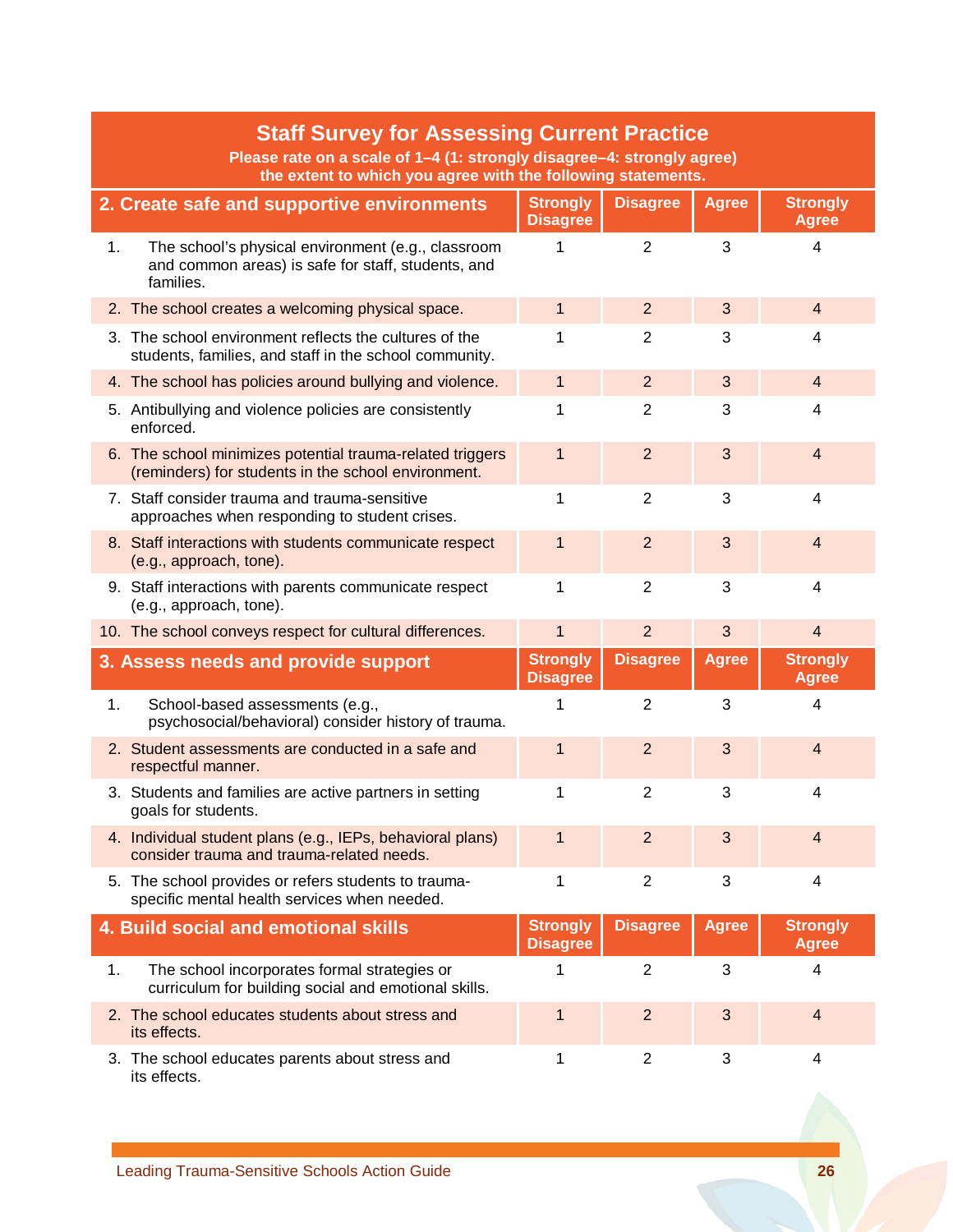## Staff Survey for Assessing Current Practice

**Please rate on a scale of 1–4 (1: strongly disagree–4: strongly agree) the extent to which you agree with the following statements.**

| 2. Create safe and supportive environments | Strongly Disagree | Disagree | Agree | Strongly Agree |
|---|---|---|---|---|
| 1. The school's physical environment (e.g., classroom and common areas) is safe for staff, students, and families. | 1 | 2 | 3 | 4 |
| 2. The school creates a welcoming physical space. | 1 | 2 | 3 | 4 |
| 3. The school environment reflects the cultures of the students, families, and staff in the school community. | 1 | 2 | 3 | 4 |
| 4. The school has policies around bullying and violence. | 1 | 2 | 3 | 4 |
| 5. Antibullying and violence policies are consistently enforced. | 1 | 2 | 3 | 4 |
| 6. The school minimizes potential trauma-related triggers (reminders) for students in the school environment. | 1 | 2 | 3 | 4 |
| 7. Staff consider trauma and trauma-sensitive approaches when responding to student crises. | 1 | 2 | 3 | 4 |
| 8. Staff interactions with students communicate respect (e.g., approach, tone). | 1 | 2 | 3 | 4 |
| 9. Staff interactions with parents communicate respect (e.g., approach, tone). | 1 | 2 | 3 | 4 |
| 10. The school conveys respect for cultural differences. | 1 | 2 | 3 | 4 |

| 3. Assess needs and provide support | Strongly Disagree | Disagree | Agree | Strongly Agree |
|---|---|---|---|---|
| 1. School-based assessments (e.g., psychosocial/behavioral) consider history of trauma. | 1 | 2 | 3 | 4 |
| 2. Student assessments are conducted in a safe and respectful manner. | 1 | 2 | 3 | 4 |
| 3. Students and families are active partners in setting goals for students. | 1 | 2 | 3 | 4 |
| 4. Individual student plans (e.g., IEPs, behavioral plans) consider trauma and trauma-related needs. | 1 | 2 | 3 | 4 |
| 5. The school provides or refers students to trauma-specific mental health services when needed. | 1 | 2 | 3 | 4 |

| 4. Build social and emotional skills | Strongly Disagree | Disagree | Agree | Strongly Agree |
|---|---|---|---|---|
| 1. The school incorporates formal strategies or curriculum for building social and emotional skills. | 1 | 2 | 3 | 4 |
| 2. The school educates students about stress and its effects. | 1 | 2 | 3 | 4 |
| 3. The school educates parents about stress and its effects. | 1 | 2 | 3 | 4 |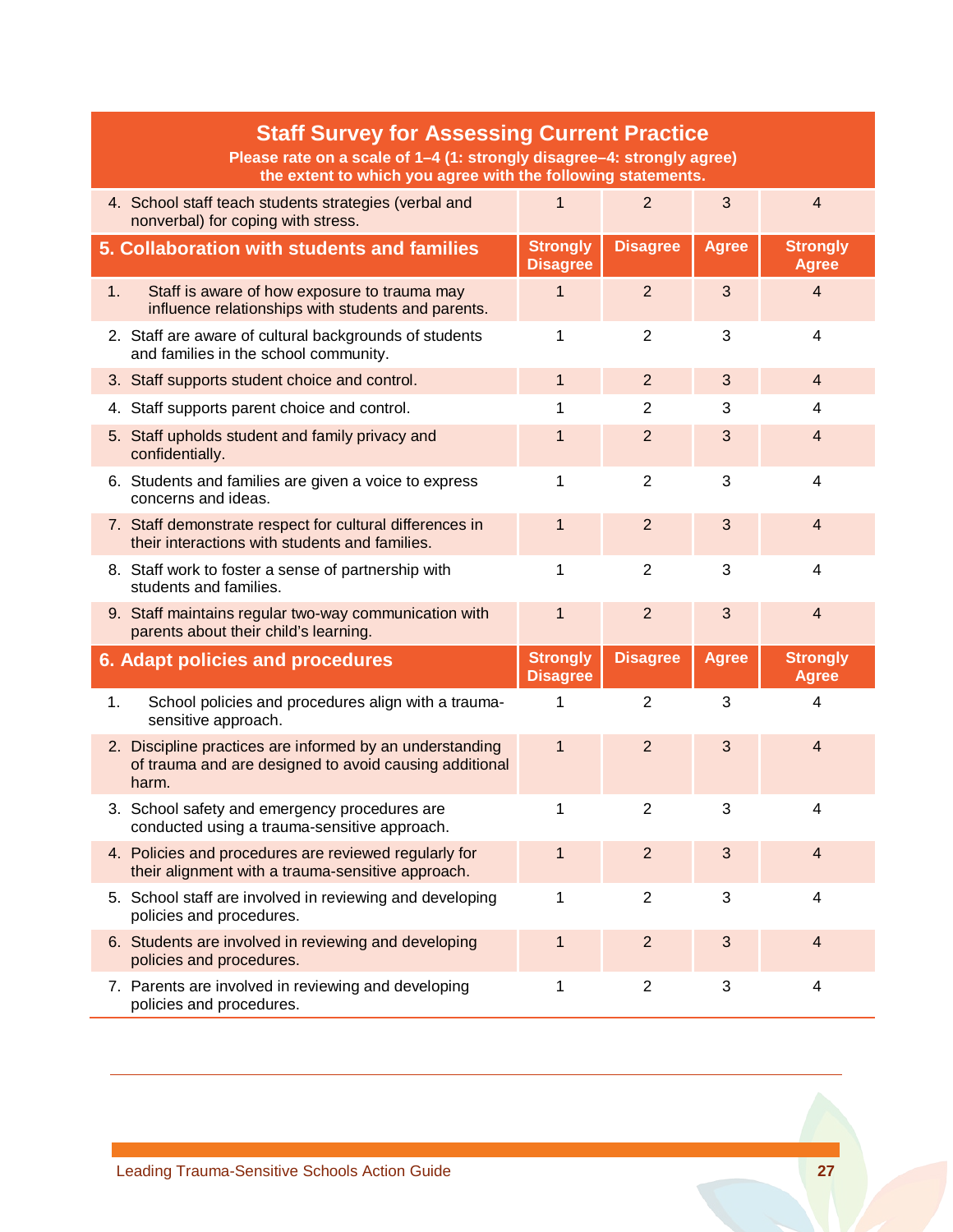## Staff Survey for Assessing Current Practice

**Please rate on a scale of 1–4 (1: strongly disagree–4: strongly agree) the extent to which you agree with the following statements.**

| | | | | |
|---|---|---|---|---|
| 4. School staff teach students strategies (verbal and nonverbal) for coping with stress. | 1 | 2 | 3 | 4 |
| **5. Collaboration with students and families** | **Strongly Disagree** | **Disagree** | **Agree** | **Strongly Agree** |
| 1. Staff is aware of how exposure to trauma may influence relationships with students and parents. | 1 | 2 | 3 | 4 |
| 2. Staff are aware of cultural backgrounds of students and families in the school community. | 1 | 2 | 3 | 4 |
| 3. Staff supports student choice and control. | 1 | 2 | 3 | 4 |
| 4. Staff supports parent choice and control. | 1 | 2 | 3 | 4 |
| 5. Staff upholds student and family privacy and confidentially. | 1 | 2 | 3 | 4 |
| 6. Students and families are given a voice to express concerns and ideas. | 1 | 2 | 3 | 4 |
| 7. Staff demonstrate respect for cultural differences in their interactions with students and families. | 1 | 2 | 3 | 4 |
| 8. Staff work to foster a sense of partnership with students and families. | 1 | 2 | 3 | 4 |
| 9. Staff maintains regular two-way communication with parents about their child's learning. | 1 | 2 | 3 | 4 |
| **6. Adapt policies and procedures** | **Strongly Disagree** | **Disagree** | **Agree** | **Strongly Agree** |
| 1. School policies and procedures align with a trauma-sensitive approach. | 1 | 2 | 3 | 4 |
| 2. Discipline practices are informed by an understanding of trauma and are designed to avoid causing additional harm. | 1 | 2 | 3 | 4 |
| 3. School safety and emergency procedures are conducted using a trauma-sensitive approach. | 1 | 2 | 3 | 4 |
| 4. Policies and procedures are reviewed regularly for their alignment with a trauma-sensitive approach. | 1 | 2 | 3 | 4 |
| 5. School staff are involved in reviewing and developing policies and procedures. | 1 | 2 | 3 | 4 |
| 6. Students are involved in reviewing and developing policies and procedures. | 1 | 2 | 3 | 4 |
| 7. Parents are involved in reviewing and developing policies and procedures. | 1 | 2 | 3 | 4 |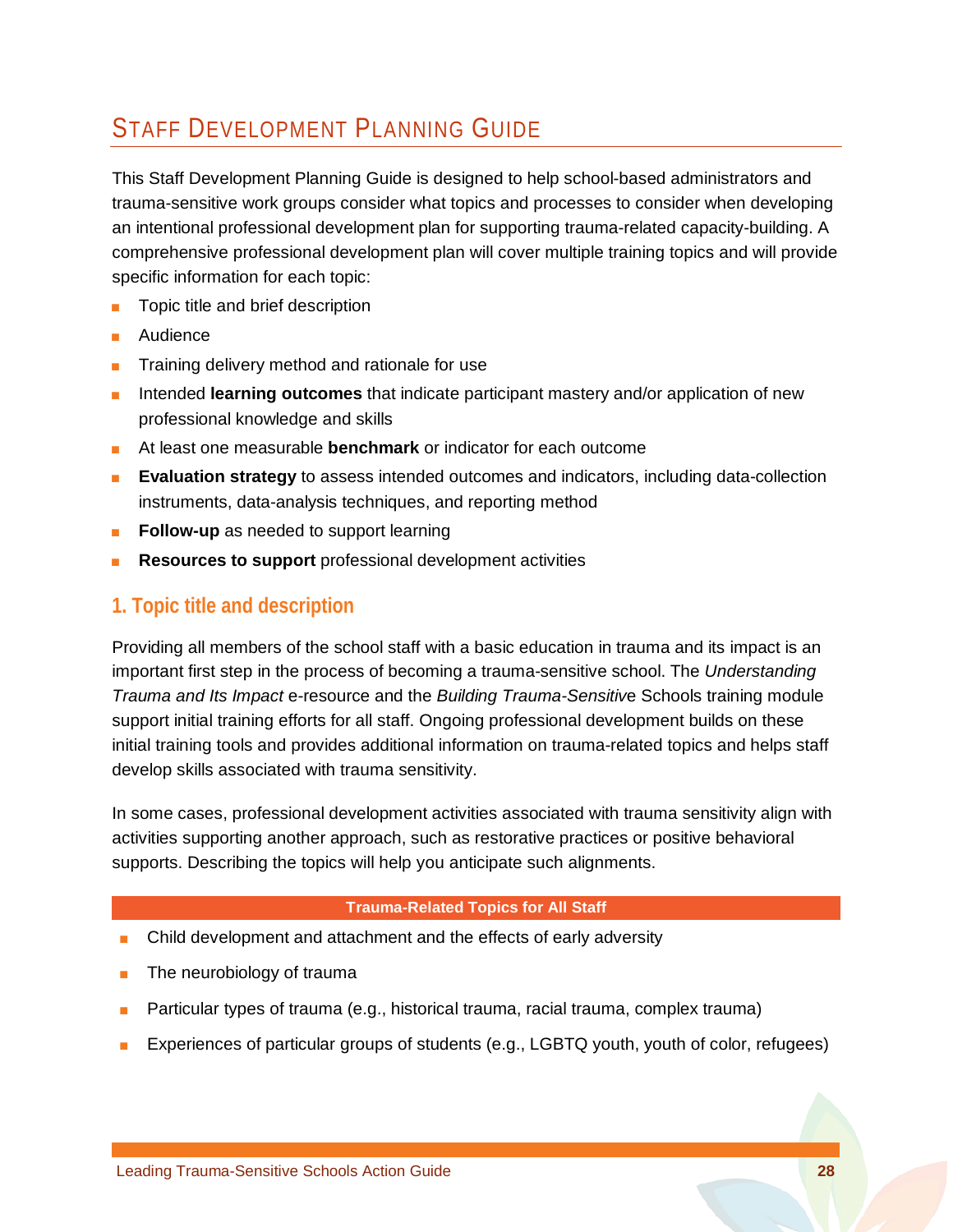# Staff Development Planning Guide

This Staff Development Planning Guide is designed to help school-based administrators and trauma-sensitive work groups consider what topics and processes to consider when developing an intentional professional development plan for supporting trauma-related capacity-building. A comprehensive professional development plan will cover multiple training topics and will provide specific information for each topic:

- Topic title and brief description
- Audience
- Training delivery method and rationale for use
- Intended **learning outcomes** that indicate participant mastery and/or application of new professional knowledge and skills
- At least one measurable **benchmark** or indicator for each outcome
- **Evaluation strategy** to assess intended outcomes and indicators, including data-collection instruments, data-analysis techniques, and reporting method
- **Follow-up** as needed to support learning
- **Resources to support** professional development activities

## 1. Topic title and description

Providing all members of the school staff with a basic education in trauma and its impact is an important first step in the process of becoming a trauma-sensitive school. The *Understanding Trauma and Its Impact* e-resource and the *Building Trauma-Sensitive* Schools training module support initial training efforts for all staff. Ongoing professional development builds on these initial training tools and provides additional information on trauma-related topics and helps staff develop skills associated with trauma sensitivity.

In some cases, professional development activities associated with trauma sensitivity align with activities supporting another approach, such as restorative practices or positive behavioral supports. Describing the topics will help you anticipate such alignments.

**Trauma-Related Topics for All Staff**

- Child development and attachment and the effects of early adversity
- The neurobiology of trauma
- Particular types of trauma (e.g., historical trauma, racial trauma, complex trauma)
- Experiences of particular groups of students (e.g., LGBTQ youth, youth of color, refugees)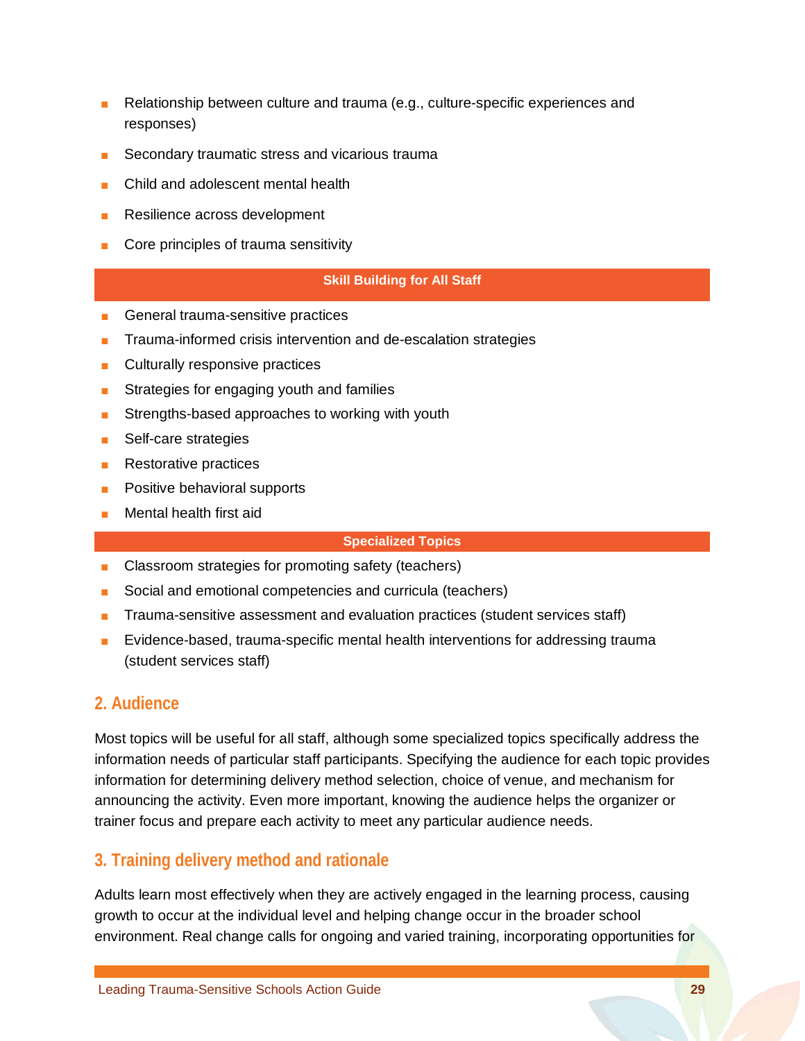- Relationship between culture and trauma (e.g., culture-specific experiences and responses)
- Secondary traumatic stress and vicarious trauma
- Child and adolescent mental health
- Resilience across development
- Core principles of trauma sensitivity

**Skill Building for All Staff**

- General trauma-sensitive practices
- Trauma-informed crisis intervention and de-escalation strategies
- Culturally responsive practices
- Strategies for engaging youth and families
- Strengths-based approaches to working with youth
- Self-care strategies
- Restorative practices
- Positive behavioral supports
- Mental health first aid

**Specialized Topics**

- Classroom strategies for promoting safety (teachers)
- Social and emotional competencies and curricula (teachers)
- Trauma-sensitive assessment and evaluation practices (student services staff)
- Evidence-based, trauma-specific mental health interventions for addressing trauma (student services staff)

## 2. Audience

Most topics will be useful for all staff, although some specialized topics specifically address the information needs of particular staff participants. Specifying the audience for each topic provides information for determining delivery method selection, choice of venue, and mechanism for announcing the activity. Even more important, knowing the audience helps the organizer or trainer focus and prepare each activity to meet any particular audience needs.

## 3. Training delivery method and rationale

Adults learn most effectively when they are actively engaged in the learning process, causing growth to occur at the individual level and helping change occur in the broader school environment. Real change calls for ongoing and varied training, incorporating opportunities for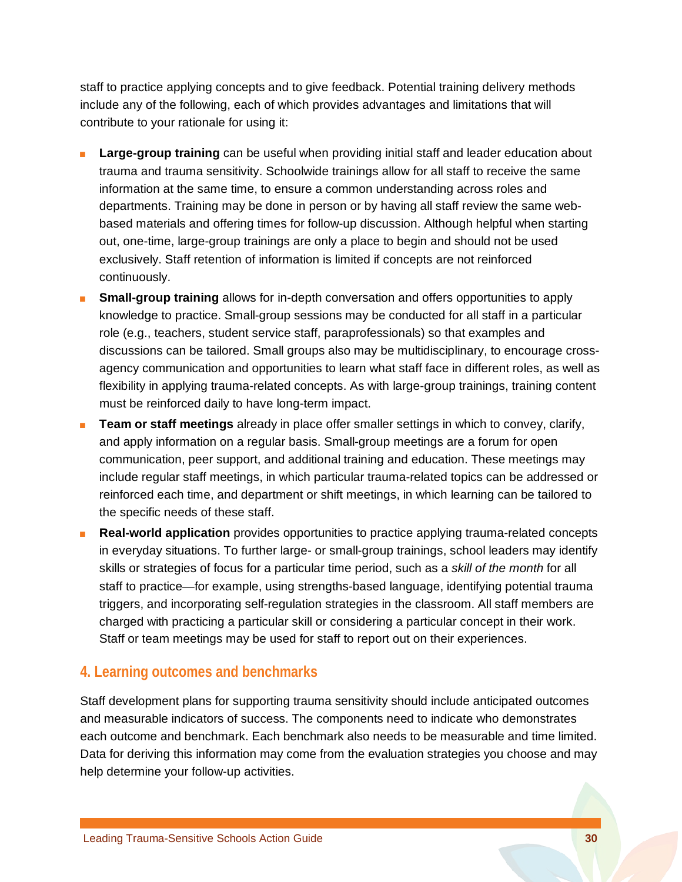staff to practice applying concepts and to give feedback. Potential training delivery methods include any of the following, each of which provides advantages and limitations that will contribute to your rationale for using it:

- **Large-group training** can be useful when providing initial staff and leader education about trauma and trauma sensitivity. Schoolwide trainings allow for all staff to receive the same information at the same time, to ensure a common understanding across roles and departments. Training may be done in person or by having all staff review the same web-based materials and offering times for follow-up discussion. Although helpful when starting out, one-time, large-group trainings are only a place to begin and should not be used exclusively. Staff retention of information is limited if concepts are not reinforced continuously.
- **Small-group training** allows for in-depth conversation and offers opportunities to apply knowledge to practice. Small-group sessions may be conducted for all staff in a particular role (e.g., teachers, student service staff, paraprofessionals) so that examples and discussions can be tailored. Small groups also may be multidisciplinary, to encourage cross-agency communication and opportunities to learn what staff face in different roles, as well as flexibility in applying trauma-related concepts. As with large-group trainings, training content must be reinforced daily to have long-term impact.
- **Team or staff meetings** already in place offer smaller settings in which to convey, clarify, and apply information on a regular basis. Small-group meetings are a forum for open communication, peer support, and additional training and education. These meetings may include regular staff meetings, in which particular trauma-related topics can be addressed or reinforced each time, and department or shift meetings, in which learning can be tailored to the specific needs of these staff.
- **Real-world application** provides opportunities to practice applying trauma-related concepts in everyday situations. To further large- or small-group trainings, school leaders may identify skills or strategies of focus for a particular time period, such as a *skill of the month* for all staff to practice—for example, using strengths-based language, identifying potential trauma triggers, and incorporating self-regulation strategies in the classroom. All staff members are charged with practicing a particular skill or considering a particular concept in their work. Staff or team meetings may be used for staff to report out on their experiences.

## 4. Learning outcomes and benchmarks

Staff development plans for supporting trauma sensitivity should include anticipated outcomes and measurable indicators of success. The components need to indicate who demonstrates each outcome and benchmark. Each benchmark also needs to be measurable and time limited. Data for deriving this information may come from the evaluation strategies you choose and may help determine your follow-up activities.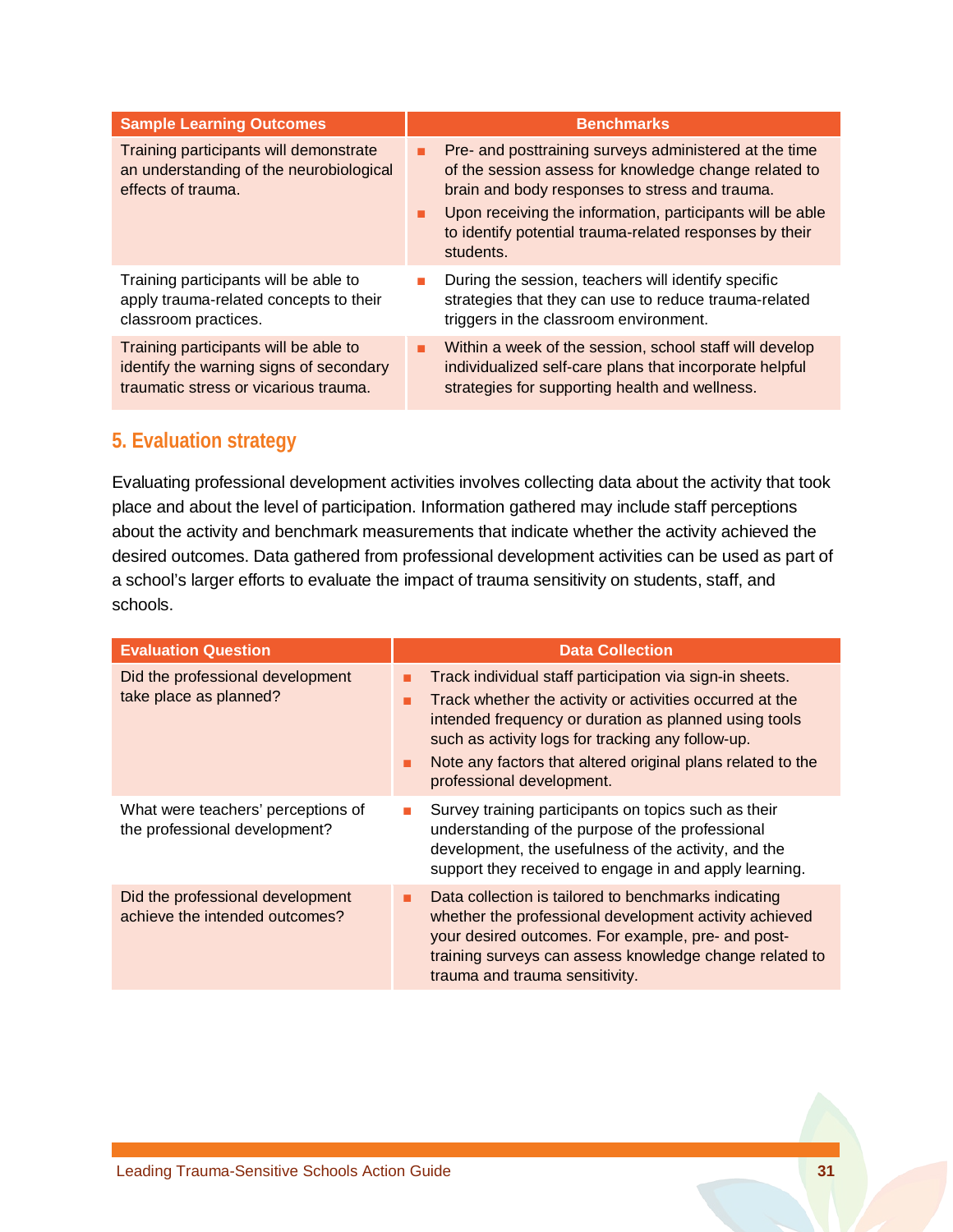| Sample Learning Outcomes | Benchmarks |
| --- | --- |
| Training participants will demonstrate an understanding of the neurobiological effects of trauma. | ■ Pre- and posttraining surveys administered at the time of the session assess for knowledge change related to brain and body responses to stress and trauma.<br>■ Upon receiving the information, participants will be able to identify potential trauma-related responses by their students. |
| Training participants will be able to apply trauma-related concepts to their classroom practices. | ■ During the session, teachers will identify specific strategies that they can use to reduce trauma-related triggers in the classroom environment. |
| Training participants will be able to identify the warning signs of secondary traumatic stress or vicarious trauma. | ■ Within a week of the session, school staff will develop individualized self-care plans that incorporate helpful strategies for supporting health and wellness. |

## 5. Evaluation strategy

Evaluating professional development activities involves collecting data about the activity that took place and about the level of participation. Information gathered may include staff perceptions about the activity and benchmark measurements that indicate whether the activity achieved the desired outcomes. Data gathered from professional development activities can be used as part of a school's larger efforts to evaluate the impact of trauma sensitivity on students, staff, and schools.

| Evaluation Question | Data Collection |
| --- | --- |
| Did the professional development take place as planned? | ■ Track individual staff participation via sign-in sheets.<br>■ Track whether the activity or activities occurred at the intended frequency or duration as planned using tools such as activity logs for tracking any follow-up.<br>■ Note any factors that altered original plans related to the professional development. |
| What were teachers' perceptions of the professional development? | ■ Survey training participants on topics such as their understanding of the purpose of the professional development, the usefulness of the activity, and the support they received to engage in and apply learning. |
| Did the professional development achieve the intended outcomes? | ■ Data collection is tailored to benchmarks indicating whether the professional development activity achieved your desired outcomes. For example, pre- and post-training surveys can assess knowledge change related to trauma and trauma sensitivity. |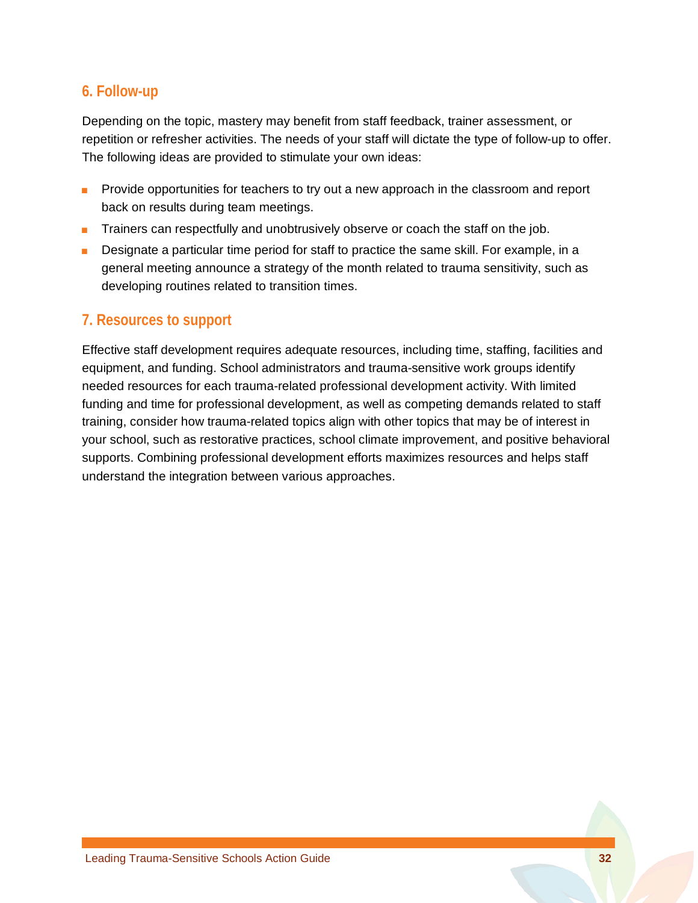### 6. Follow-up

Depending on the topic, mastery may benefit from staff feedback, trainer assessment, or repetition or refresher activities. The needs of your staff will dictate the type of follow-up to offer. The following ideas are provided to stimulate your own ideas:

- Provide opportunities for teachers to try out a new approach in the classroom and report back on results during team meetings.
- Trainers can respectfully and unobtrusively observe or coach the staff on the job.
- Designate a particular time period for staff to practice the same skill. For example, in a general meeting announce a strategy of the month related to trauma sensitivity, such as developing routines related to transition times.

### 7. Resources to support

Effective staff development requires adequate resources, including time, staffing, facilities and equipment, and funding. School administrators and trauma-sensitive work groups identify needed resources for each trauma-related professional development activity. With limited funding and time for professional development, as well as competing demands related to staff training, consider how trauma-related topics align with other topics that may be of interest in your school, such as restorative practices, school climate improvement, and positive behavioral supports. Combining professional development efforts maximizes resources and helps staff understand the integration between various approaches.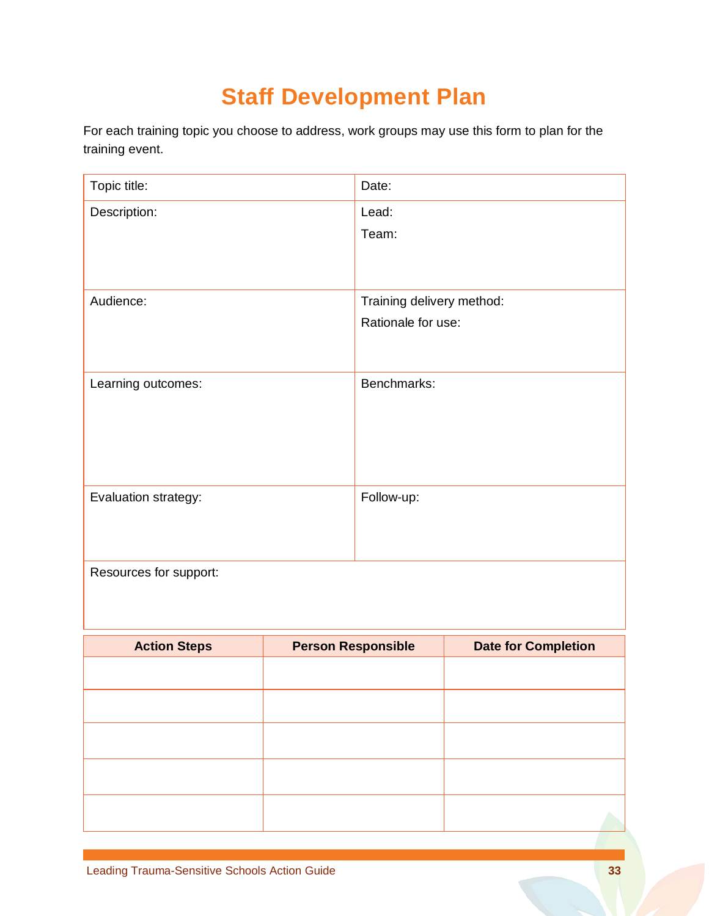# Staff Development Plan

For each training topic you choose to address, work groups may use this form to plan for the training event.

| Topic title: | Date: |
|---|---|
| Description: | Lead:<br>Team: |
| Audience: | Training delivery method:<br>Rationale for use: |
| Learning outcomes: | Benchmarks: |
| Evaluation strategy: | Follow-up: |
| Resources for support: | |

| Action Steps | Person Responsible | Date for Completion |
|---|---|---|
| | | |
| | | |
| | | |
| | | |
| | | |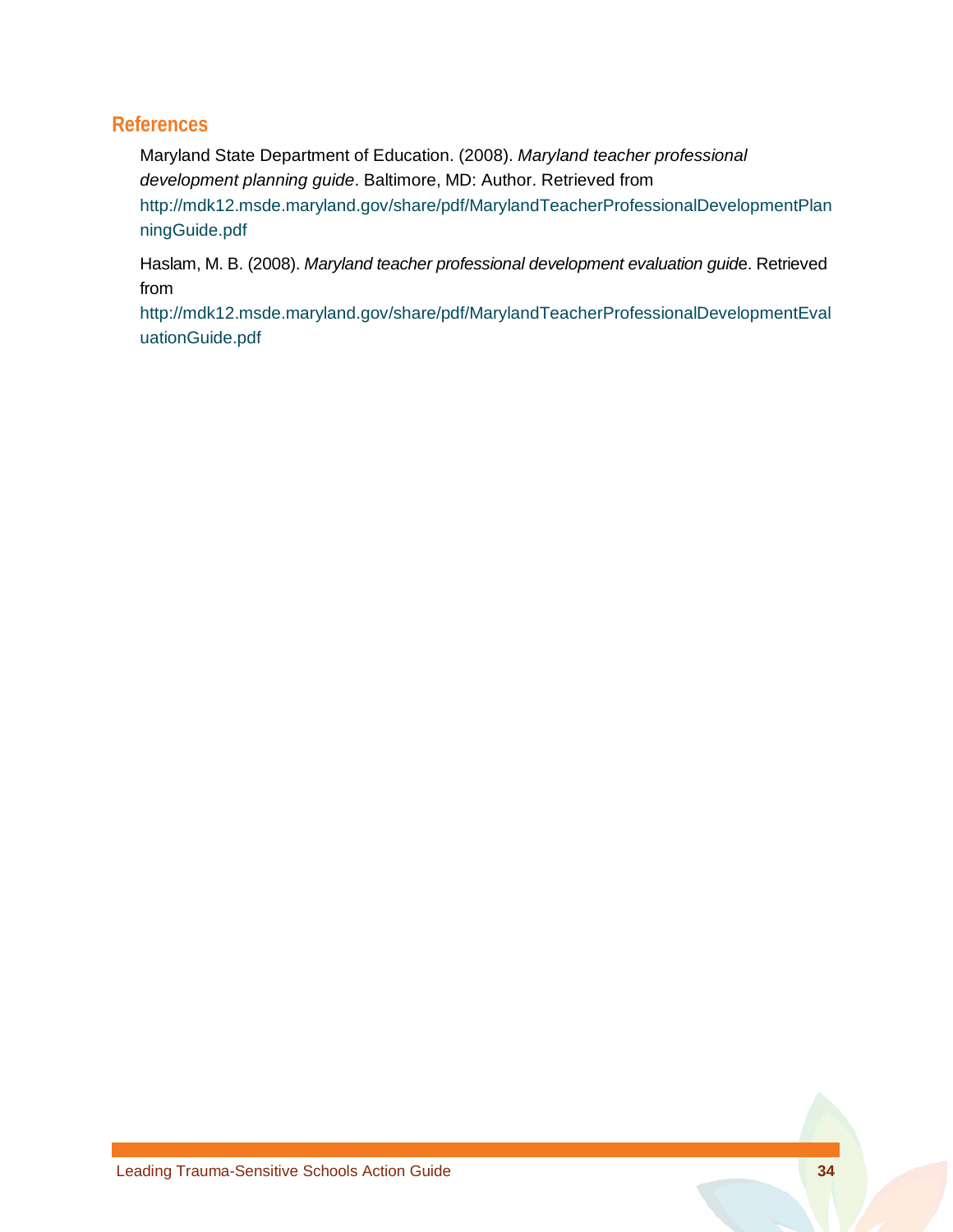## References

Maryland State Department of Education. (2008). *Maryland teacher professional development planning guide*. Baltimore, MD: Author. Retrieved from http://mdk12.msde.maryland.gov/share/pdf/MarylandTeacherProfessionalDevelopmentPlanningGuide.pdf

Haslam, M. B. (2008). *Maryland teacher professional development evaluation guide*. Retrieved from http://mdk12.msde.maryland.gov/share/pdf/MarylandTeacherProfessionalDevelopmentEvaluationGuide.pdf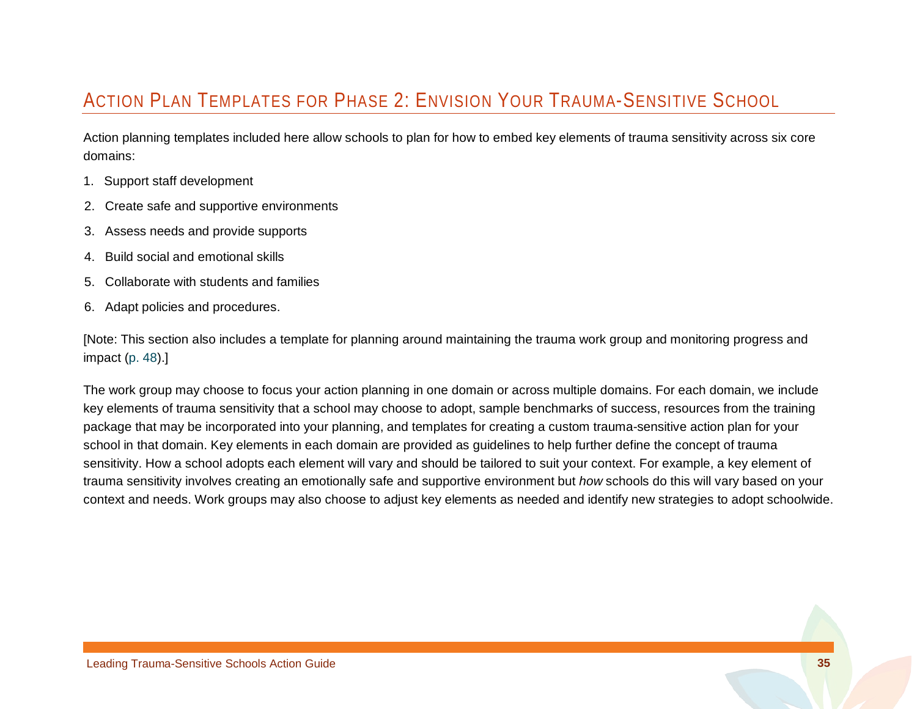## Action Plan Templates for Phase 2: Envision Your Trauma-Sensitive School

Action planning templates included here allow schools to plan for how to embed key elements of trauma sensitivity across six core domains:

1. Support staff development
2. Create safe and supportive environments
3. Assess needs and provide supports
4. Build social and emotional skills
5. Collaborate with students and families
6. Adapt policies and procedures.

[Note: This section also includes a template for planning around maintaining the trauma work group and monitoring progress and impact (p. 48).]

The work group may choose to focus your action planning in one domain or across multiple domains. For each domain, we include key elements of trauma sensitivity that a school may choose to adopt, sample benchmarks of success, resources from the training package that may be incorporated into your planning, and templates for creating a custom trauma-sensitive action plan for your school in that domain. Key elements in each domain are provided as guidelines to help further define the concept of trauma sensitivity. How a school adopts each element will vary and should be tailored to suit your context. For example, a key element of trauma sensitivity involves creating an emotionally safe and supportive environment but *how* schools do this will vary based on your context and needs. Work groups may also choose to adjust key elements as needed and identify new strategies to adopt schoolwide.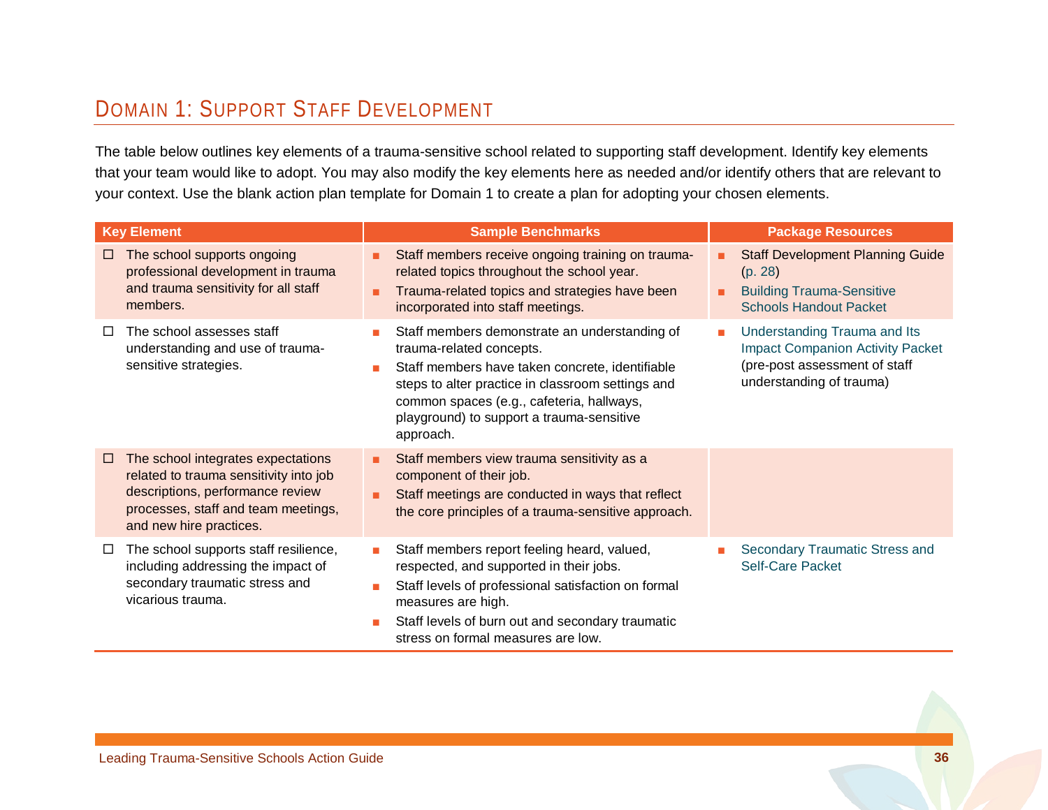## Domain 1: Support Staff Development

The table below outlines key elements of a trauma-sensitive school related to supporting staff development. Identify key elements that your team would like to adopt. You may also modify the key elements here as needed and/or identify others that are relevant to your context. Use the blank action plan template for Domain 1 to create a plan for adopting your chosen elements.

| Key Element | Sample Benchmarks | Package Resources |
| --- | --- | --- |
| ☐ The school supports ongoing professional development in trauma and trauma sensitivity for all staff members. | ▪ Staff members receive ongoing training on trauma-related topics throughout the school year.<br>▪ Trauma-related topics and strategies have been incorporated into staff meetings. | ▪ Staff Development Planning Guide (p. 28)<br>▪ Building Trauma-Sensitive Schools Handout Packet |
| ☐ The school assesses staff understanding and use of trauma-sensitive strategies. | ▪ Staff members demonstrate an understanding of trauma-related concepts.<br>▪ Staff members have taken concrete, identifiable steps to alter practice in classroom settings and common spaces (e.g., cafeteria, hallways, playground) to support a trauma-sensitive approach. | ▪ Understanding Trauma and Its Impact Companion Activity Packet (pre-post assessment of staff understanding of trauma) |
| ☐ The school integrates expectations related to trauma sensitivity into job descriptions, performance review processes, staff and team meetings, and new hire practices. | ▪ Staff members view trauma sensitivity as a component of their job.<br>▪ Staff meetings are conducted in ways that reflect the core principles of a trauma-sensitive approach. | |
| ☐ The school supports staff resilience, including addressing the impact of secondary traumatic stress and vicarious trauma. | ▪ Staff members report feeling heard, valued, respected, and supported in their jobs.<br>▪ Staff levels of professional satisfaction on formal measures are high.<br>▪ Staff levels of burn out and secondary traumatic stress on formal measures are low. | ▪ Secondary Traumatic Stress and Self-Care Packet |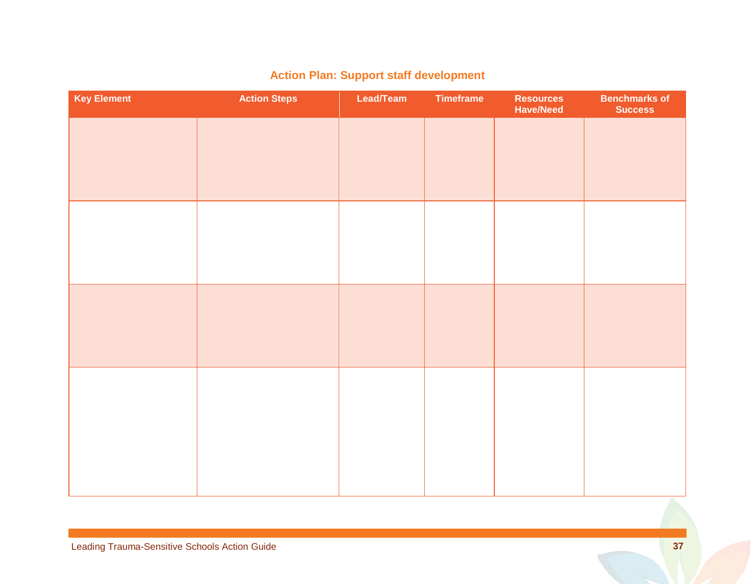## Action Plan: Support staff development

| Key Element | Action Steps | Lead/Team | Timeframe | Resources Have/Need | Benchmarks of Success |
|---|---|---|---|---|---|
| | | | | | |
| | | | | | |
| | | | | | |
| | | | | | |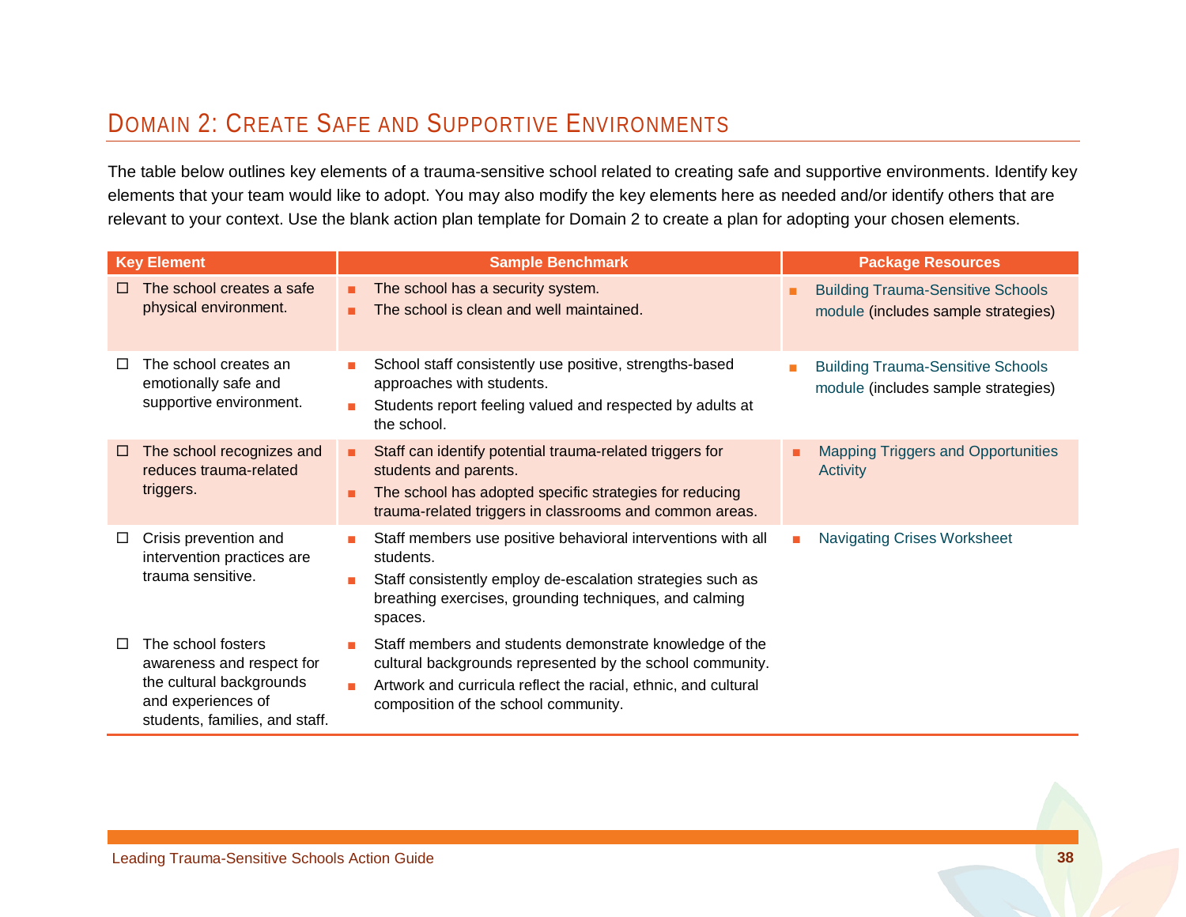## DOMAIN 2: CREATE SAFE AND SUPPORTIVE ENVIRONMENTS

The table below outlines key elements of a trauma-sensitive school related to creating safe and supportive environments. Identify key elements that your team would like to adopt. You may also modify the key elements here as needed and/or identify others that are relevant to your context. Use the blank action plan template for Domain 2 to create a plan for adopting your chosen elements.

| Key Element | Sample Benchmark | Package Resources |
|---|---|---|
| ☐ The school creates a safe physical environment. | ▪ The school has a security system.<br>▪ The school is clean and well maintained. | ▪ Building Trauma-Sensitive Schools module (includes sample strategies) |
| ☐ The school creates an emotionally safe and supportive environment. | ▪ School staff consistently use positive, strengths-based approaches with students.<br>▪ Students report feeling valued and respected by adults at the school. | ▪ Building Trauma-Sensitive Schools module (includes sample strategies) |
| ☐ The school recognizes and reduces trauma-related triggers. | ▪ Staff can identify potential trauma-related triggers for students and parents.<br>▪ The school has adopted specific strategies for reducing trauma-related triggers in classrooms and common areas. | ▪ Mapping Triggers and Opportunities Activity |
| ☐ Crisis prevention and intervention practices are trauma sensitive. | ▪ Staff members use positive behavioral interventions with all students.<br>▪ Staff consistently employ de-escalation strategies such as breathing exercises, grounding techniques, and calming spaces. | ▪ Navigating Crises Worksheet |
| ☐ The school fosters awareness and respect for the cultural backgrounds and experiences of students, families, and staff. | ▪ Staff members and students demonstrate knowledge of the cultural backgrounds represented by the school community.<br>▪ Artwork and curricula reflect the racial, ethnic, and cultural composition of the school community. | |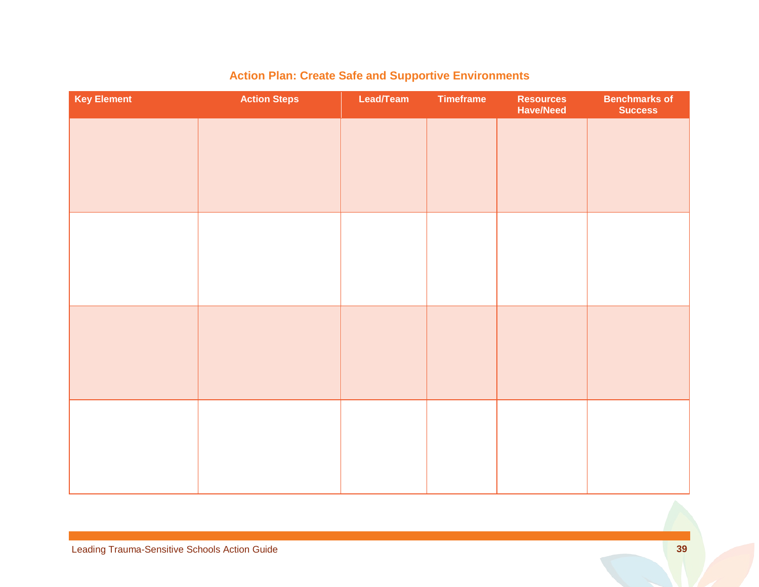## Action Plan: Create Safe and Supportive Environments

| Key Element | Action Steps | Lead/Team | Timeframe | Resources Have/Need | Benchmarks of Success |
|---|---|---|---|---|---|
| | | | | | |
| | | | | | |
| | | | | | |
| | | | | | |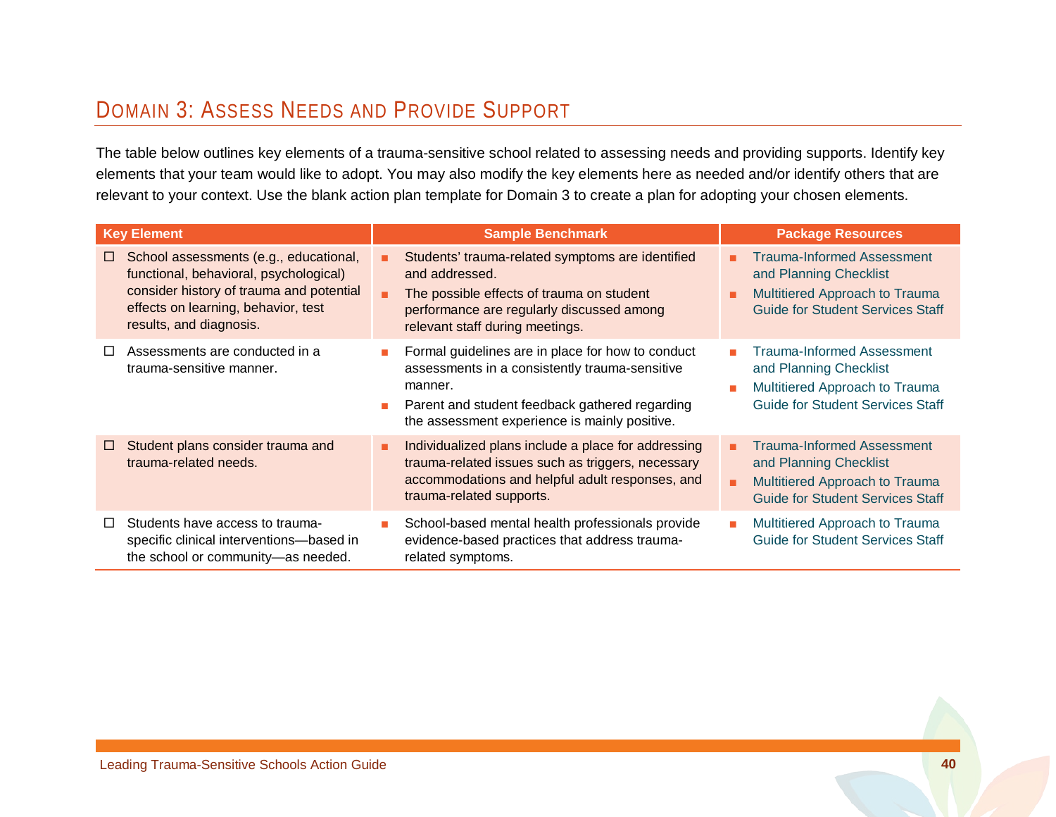## Domain 3: Assess Needs and Provide Support

The table below outlines key elements of a trauma-sensitive school related to assessing needs and providing supports. Identify key elements that your team would like to adopt. You may also modify the key elements here as needed and/or identify others that are relevant to your context. Use the blank action plan template for Domain 3 to create a plan for adopting your chosen elements.

| Key Element | Sample Benchmark | Package Resources |
|---|---|---|
| ☐ School assessments (e.g., educational, functional, behavioral, psychological) consider history of trauma and potential effects on learning, behavior, test results, and diagnosis. | ■ Students' trauma-related symptoms are identified and addressed.<br>■ The possible effects of trauma on student performance are regularly discussed among relevant staff during meetings. | ■ Trauma-Informed Assessment and Planning Checklist<br>■ Multitiered Approach to Trauma Guide for Student Services Staff |
| ☐ Assessments are conducted in a trauma-sensitive manner. | ■ Formal guidelines are in place for how to conduct assessments in a consistently trauma-sensitive manner.<br>■ Parent and student feedback gathered regarding the assessment experience is mainly positive. | ■ Trauma-Informed Assessment and Planning Checklist<br>■ Multitiered Approach to Trauma Guide for Student Services Staff |
| ☐ Student plans consider trauma and trauma-related needs. | ■ Individualized plans include a place for addressing trauma-related issues such as triggers, necessary accommodations and helpful adult responses, and trauma-related supports. | ■ Trauma-Informed Assessment and Planning Checklist<br>■ Multitiered Approach to Trauma Guide for Student Services Staff |
| ☐ Students have access to trauma-specific clinical interventions—based in the school or community—as needed. | ■ School-based mental health professionals provide evidence-based practices that address trauma-related symptoms. | ■ Multitiered Approach to Trauma Guide for Student Services Staff |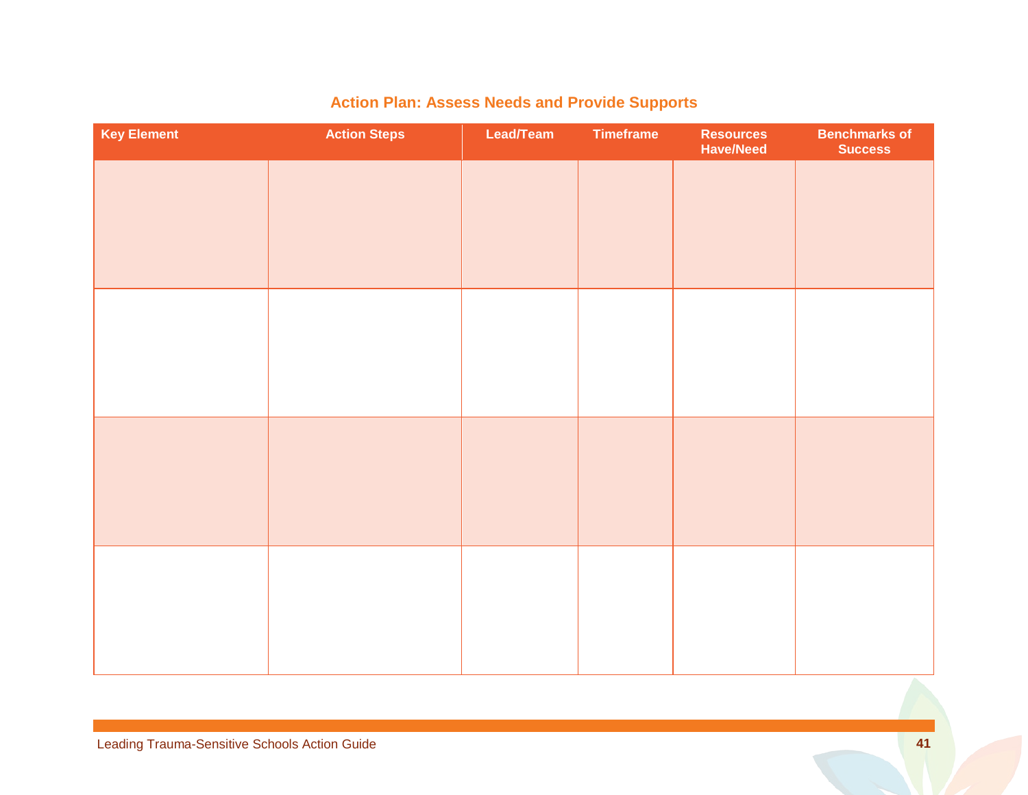## Action Plan: Assess Needs and Provide Supports

| Key Element | Action Steps | Lead/Team | Timeframe | Resources Have/Need | Benchmarks of Success |
|---|---|---|---|---|---|
| | | | | | |
| | | | | | |
| | | | | | |
| | | | | | |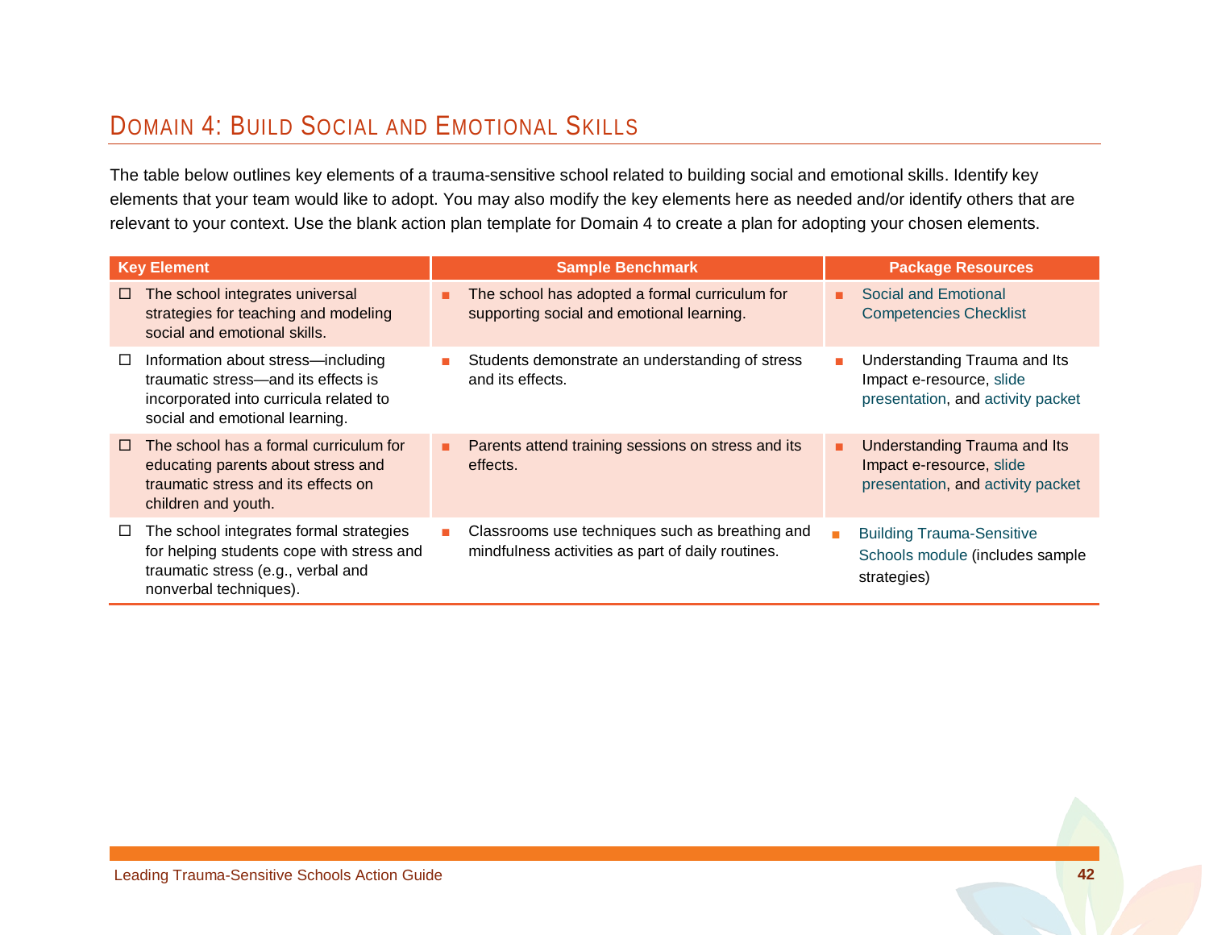## DOMAIN 4: BUILD SOCIAL AND EMOTIONAL SKILLS

The table below outlines key elements of a trauma-sensitive school related to building social and emotional skills. Identify key elements that your team would like to adopt. You may also modify the key elements here as needed and/or identify others that are relevant to your context. Use the blank action plan template for Domain 4 to create a plan for adopting your chosen elements.

| Key Element | Sample Benchmark | Package Resources |
|---|---|---|
| ☐ The school integrates universal strategies for teaching and modeling social and emotional skills. | ■ The school has adopted a formal curriculum for supporting social and emotional learning. | ■ Social and Emotional Competencies Checklist |
| ☐ Information about stress—including traumatic stress—and its effects is incorporated into curricula related to social and emotional learning. | ■ Students demonstrate an understanding of stress and its effects. | ■ Understanding Trauma and Its Impact e-resource, slide presentation, and activity packet |
| ☐ The school has a formal curriculum for educating parents about stress and traumatic stress and its effects on children and youth. | ■ Parents attend training sessions on stress and its effects. | ■ Understanding Trauma and Its Impact e-resource, slide presentation, and activity packet |
| ☐ The school integrates formal strategies for helping students cope with stress and traumatic stress (e.g., verbal and nonverbal techniques). | ■ Classrooms use techniques such as breathing and mindfulness activities as part of daily routines. | ■ Building Trauma-Sensitive Schools module (includes sample strategies) |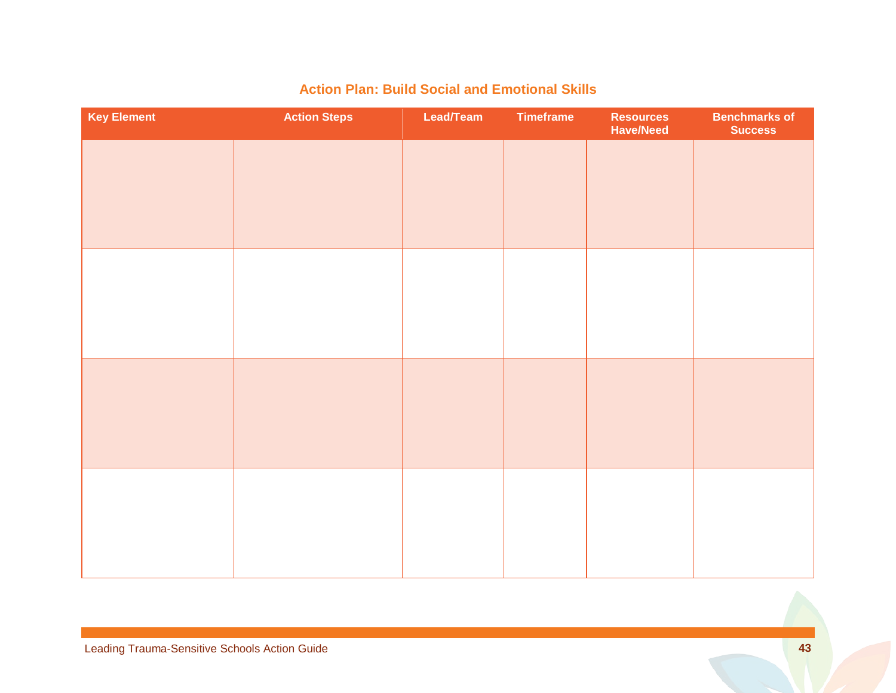## Action Plan: Build Social and Emotional Skills

| Key Element | Action Steps | Lead/Team | Timeframe | Resources Have/Need | Benchmarks of Success |
|---|---|---|---|---|---|
| | | | | | |
| | | | | | |
| | | | | | |
| | | | | | |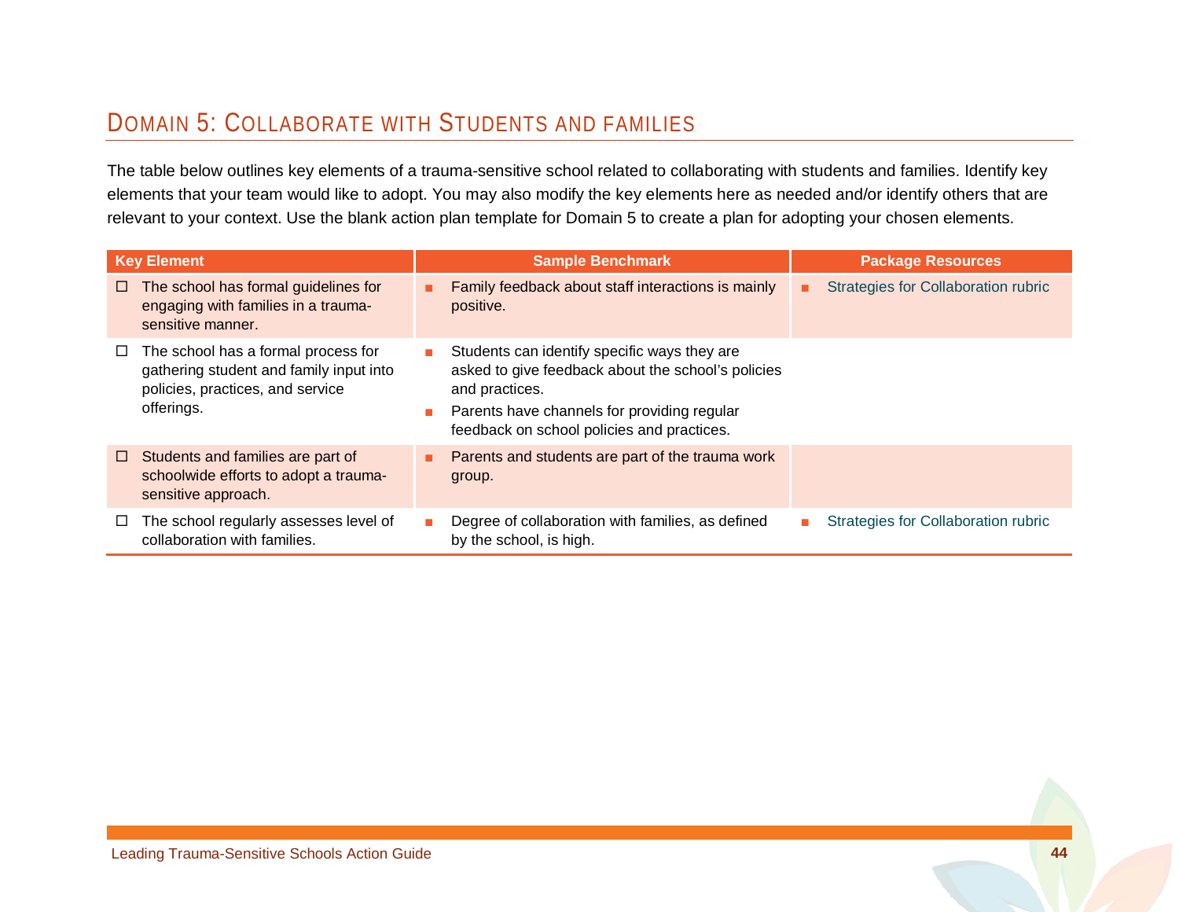## Domain 5: Collaborate with Students and Families

The table below outlines key elements of a trauma-sensitive school related to collaborating with students and families. Identify key elements that your team would like to adopt. You may also modify the key elements here as needed and/or identify others that are relevant to your context. Use the blank action plan template for Domain 5 to create a plan for adopting your chosen elements.

| Key Element | Sample Benchmark | Package Resources |
|---|---|---|
| ☐ The school has formal guidelines for engaging with families in a trauma-sensitive manner. | ■ Family feedback about staff interactions is mainly positive. | ■ Strategies for Collaboration rubric |
| ☐ The school has a formal process for gathering student and family input into policies, practices, and service offerings. | ■ Students can identify specific ways they are asked to give feedback about the school's policies and practices.<br>■ Parents have channels for providing regular feedback on school policies and practices. | |
| ☐ Students and families are part of schoolwide efforts to adopt a trauma-sensitive approach. | ■ Parents and students are part of the trauma work group. | |
| ☐ The school regularly assesses level of collaboration with families. | ■ Degree of collaboration with families, as defined by the school, is high. | ■ Strategies for Collaboration rubric |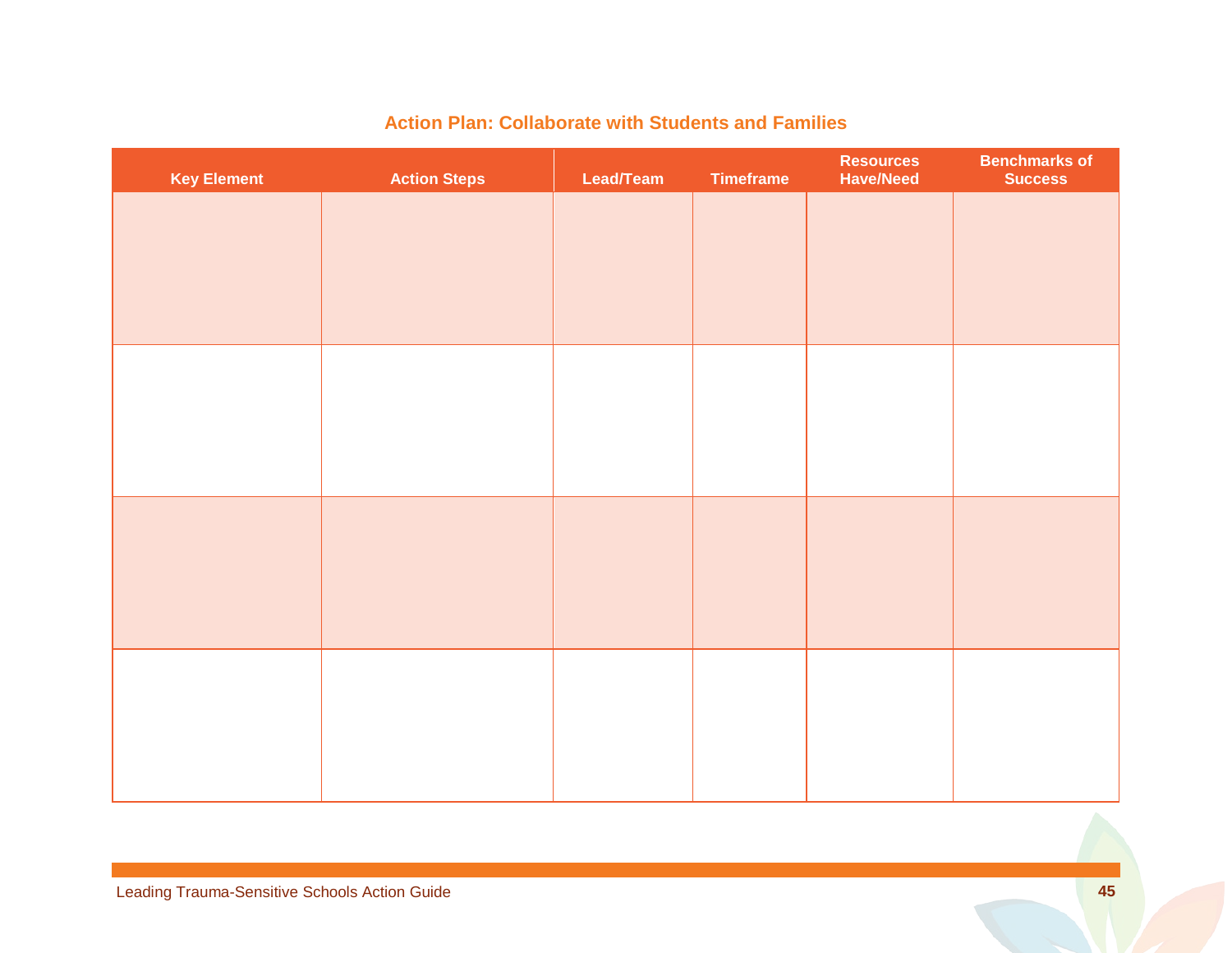### Action Plan: Collaborate with Students and Families

| Key Element | Action Steps | Lead/Team | Timeframe | Resources Have/Need | Benchmarks of Success |
|---|---|---|---|---|---|
| | | | | | |
| | | | | | |
| | | | | | |
| | | | | | |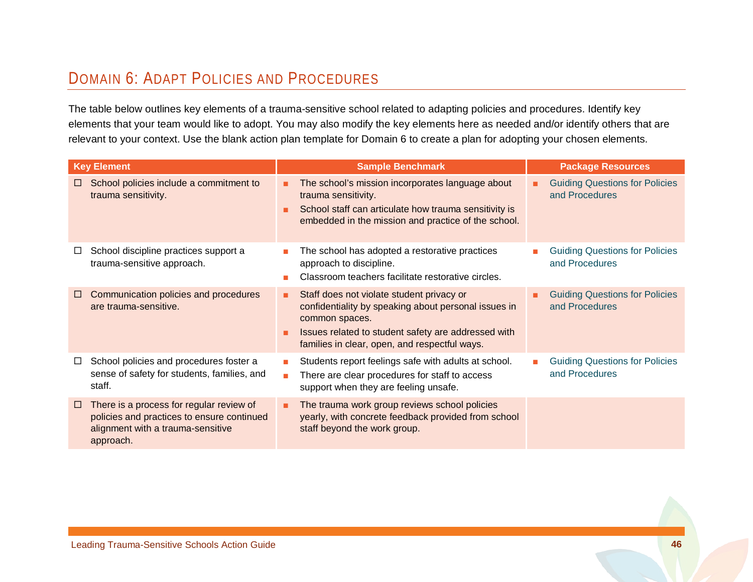## Domain 6: Adapt Policies and Procedures

The table below outlines key elements of a trauma-sensitive school related to adapting policies and procedures. Identify key elements that your team would like to adopt. You may also modify the key elements here as needed and/or identify others that are relevant to your context. Use the blank action plan template for Domain 6 to create a plan for adopting your chosen elements.

| Key Element | Sample Benchmark | Package Resources |
|---|---|---|
| ☐ School policies include a commitment to trauma sensitivity. | ■ The school's mission incorporates language about trauma sensitivity.<br>■ School staff can articulate how trauma sensitivity is embedded in the mission and practice of the school. | ■ Guiding Questions for Policies and Procedures |
| ☐ School discipline practices support a trauma-sensitive approach. | ■ The school has adopted a restorative practices approach to discipline.<br>■ Classroom teachers facilitate restorative circles. | ■ Guiding Questions for Policies and Procedures |
| ☐ Communication policies and procedures are trauma-sensitive. | ■ Staff does not violate student privacy or confidentiality by speaking about personal issues in common spaces.<br>■ Issues related to student safety are addressed with families in clear, open, and respectful ways. | ■ Guiding Questions for Policies and Procedures |
| ☐ School policies and procedures foster a sense of safety for students, families, and staff. | ■ Students report feelings safe with adults at school.<br>■ There are clear procedures for staff to access support when they are feeling unsafe. | ■ Guiding Questions for Policies and Procedures |
| ☐ There is a process for regular review of policies and practices to ensure continued alignment with a trauma-sensitive approach. | ■ The trauma work group reviews school policies yearly, with concrete feedback provided from school staff beyond the work group. | |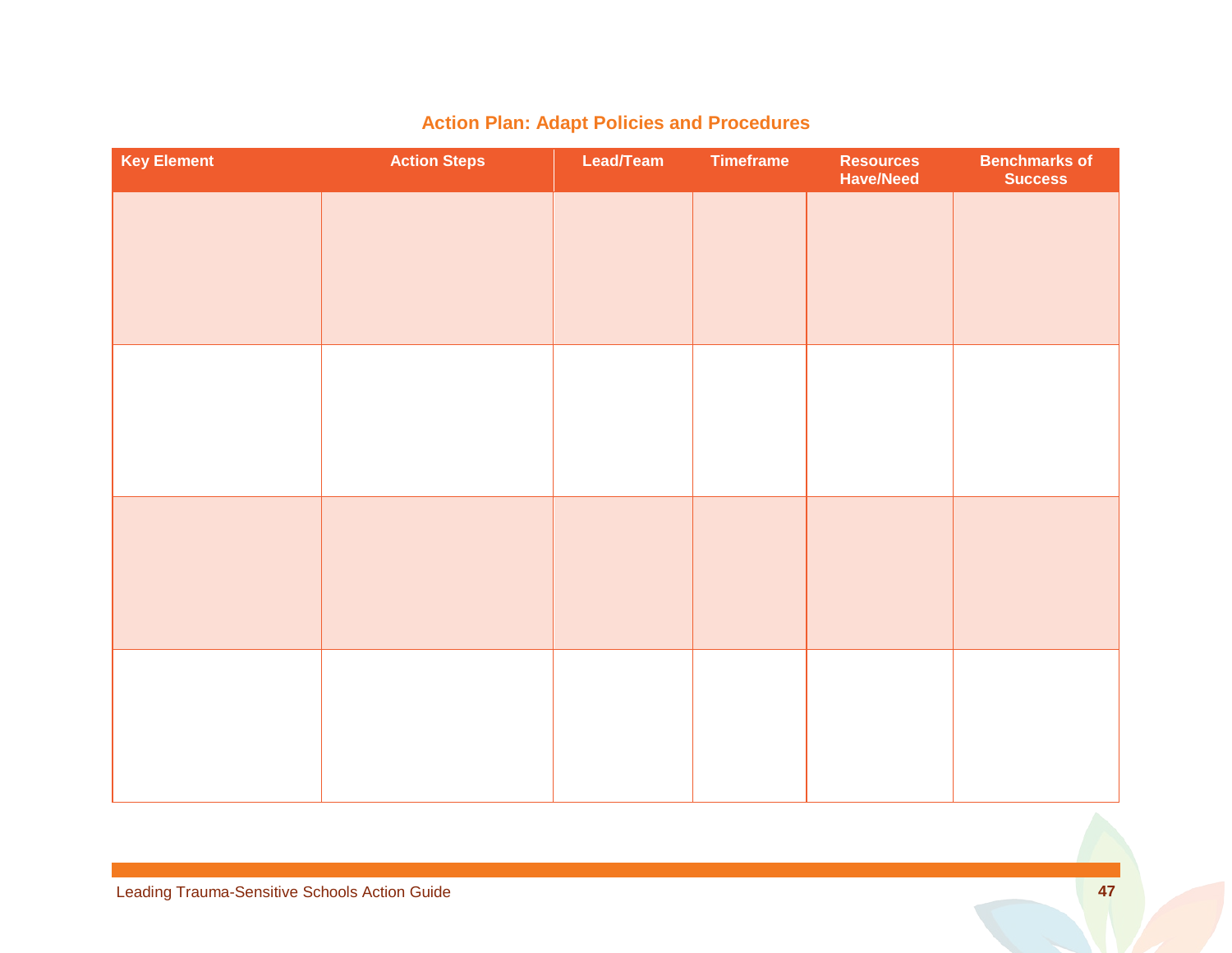## Action Plan: Adapt Policies and Procedures

| Key Element | Action Steps | Lead/Team | Timeframe | Resources Have/Need | Benchmarks of Success |
|---|---|---|---|---|---|
| | | | | | |
| | | | | | |
| | | | | | |
| | | | | | |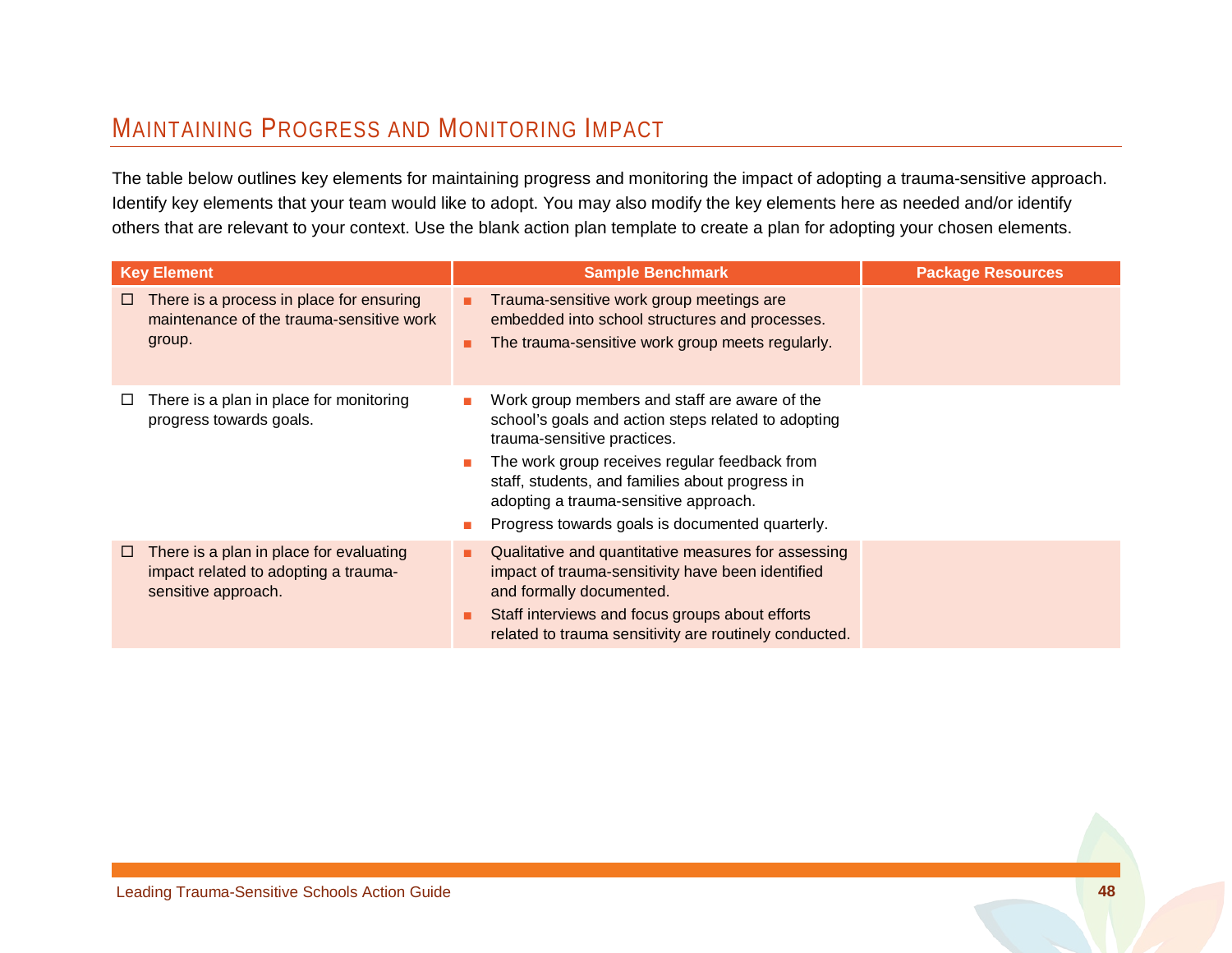## Maintaining Progress and Monitoring Impact

The table below outlines key elements for maintaining progress and monitoring the impact of adopting a trauma-sensitive approach. Identify key elements that your team would like to adopt. You may also modify the key elements here as needed and/or identify others that are relevant to your context. Use the blank action plan template to create a plan for adopting your chosen elements.

| Key Element | Sample Benchmark | Package Resources |
|---|---|---|
| ☐ There is a process in place for ensuring maintenance of the trauma-sensitive work group. | ▪ Trauma-sensitive work group meetings are embedded into school structures and processes.<br>▪ The trauma-sensitive work group meets regularly. | |
| ☐ There is a plan in place for monitoring progress towards goals. | ▪ Work group members and staff are aware of the school's goals and action steps related to adopting trauma-sensitive practices.<br>▪ The work group receives regular feedback from staff, students, and families about progress in adopting a trauma-sensitive approach.<br>▪ Progress towards goals is documented quarterly. | |
| ☐ There is a plan in place for evaluating impact related to adopting a trauma-sensitive approach. | ▪ Qualitative and quantitative measures for assessing impact of trauma-sensitivity have been identified and formally documented.<br>▪ Staff interviews and focus groups about efforts related to trauma sensitivity are routinely conducted. | |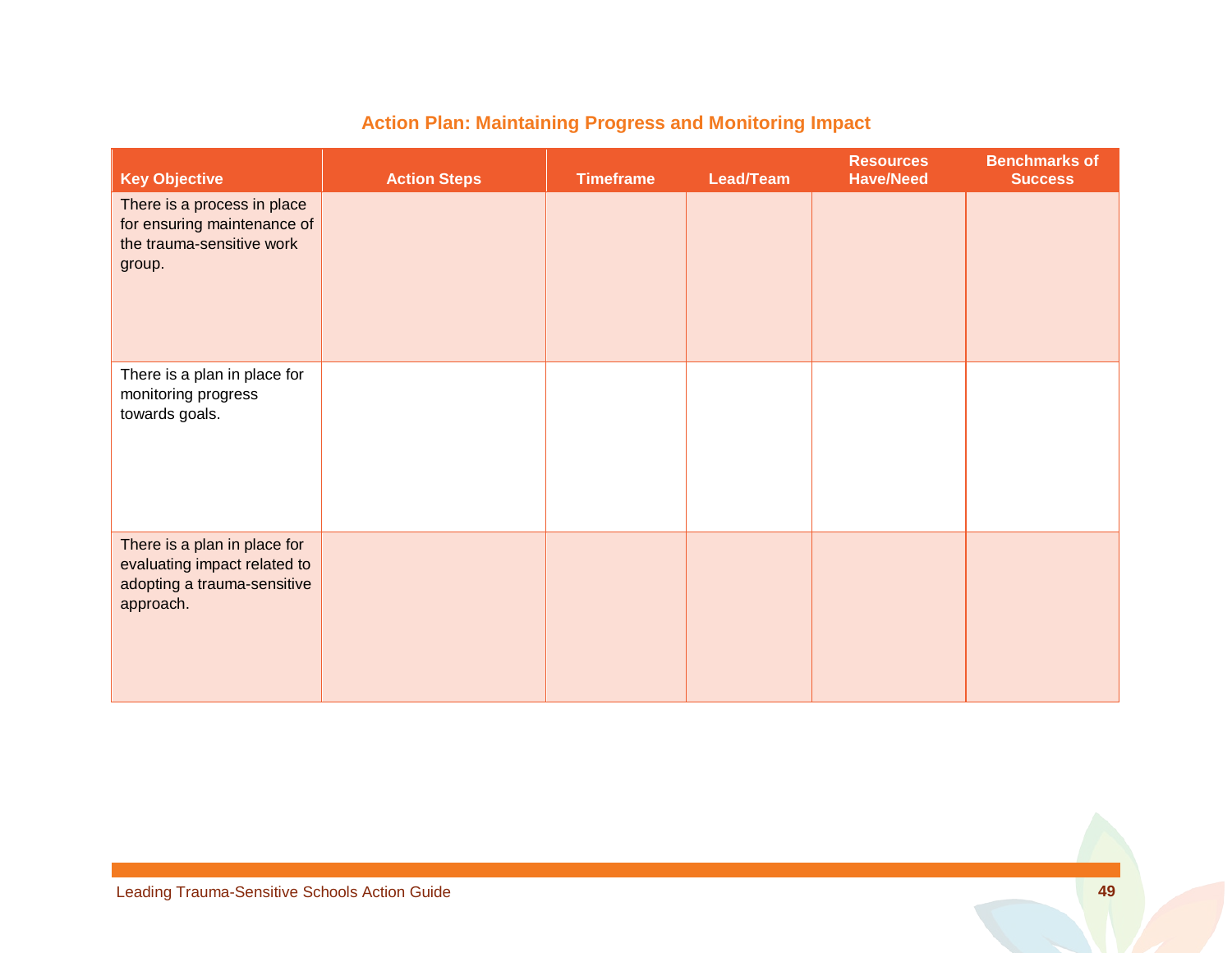## Action Plan: Maintaining Progress and Monitoring Impact

| Key Objective | Action Steps | Timeframe | Lead/Team | Resources Have/Need | Benchmarks of Success |
|---|---|---|---|---|---|
| There is a process in place for ensuring maintenance of the trauma-sensitive work group. | | | | | |
| There is a plan in place for monitoring progress towards goals. | | | | | |
| There is a plan in place for evaluating impact related to adopting a trauma-sensitive approach. | | | | | |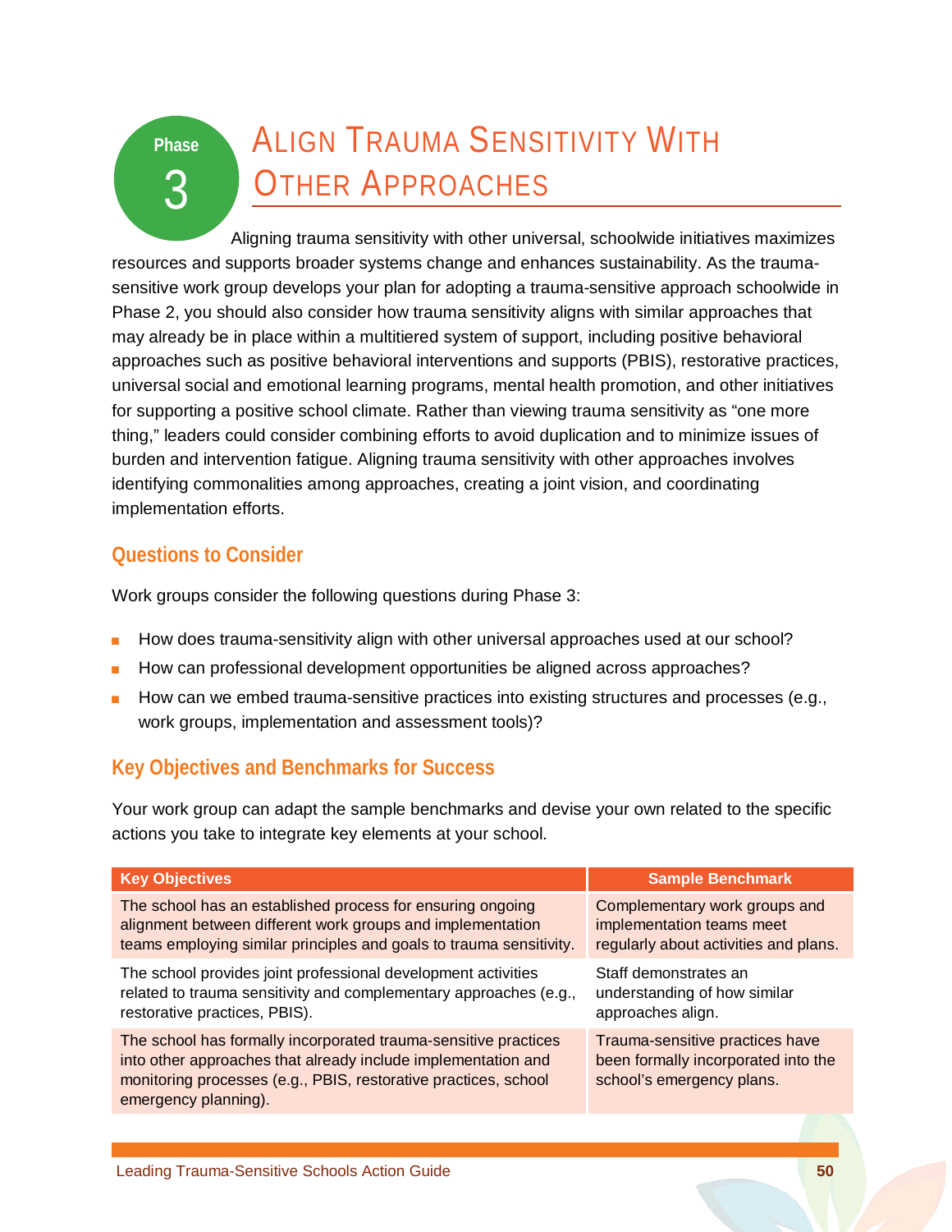# Phase 3 ALIGN TRAUMA SENSITIVITY WITH OTHER APPROACHES

Aligning trauma sensitivity with other universal, schoolwide initiatives maximizes resources and supports broader systems change and enhances sustainability. As the trauma-sensitive work group develops your plan for adopting a trauma-sensitive approach schoolwide in Phase 2, you should also consider how trauma sensitivity aligns with similar approaches that may already be in place within a multitiered system of support, including positive behavioral approaches such as positive behavioral interventions and supports (PBIS), restorative practices, universal social and emotional learning programs, mental health promotion, and other initiatives for supporting a positive school climate. Rather than viewing trauma sensitivity as "one more thing," leaders could consider combining efforts to avoid duplication and to minimize issues of burden and intervention fatigue. Aligning trauma sensitivity with other approaches involves identifying commonalities among approaches, creating a joint vision, and coordinating implementation efforts.

## Questions to Consider

Work groups consider the following questions during Phase 3:

- How does trauma-sensitivity align with other universal approaches used at our school?
- How can professional development opportunities be aligned across approaches?
- How can we embed trauma-sensitive practices into existing structures and processes (e.g., work groups, implementation and assessment tools)?

## Key Objectives and Benchmarks for Success

Your work group can adapt the sample benchmarks and devise your own related to the specific actions you take to integrate key elements at your school.

| Key Objectives | Sample Benchmark |
|---|---|
| The school has an established process for ensuring ongoing alignment between different work groups and implementation teams employing similar principles and goals to trauma sensitivity. | Complementary work groups and implementation teams meet regularly about activities and plans. |
| The school provides joint professional development activities related to trauma sensitivity and complementary approaches (e.g., restorative practices, PBIS). | Staff demonstrates an understanding of how similar approaches align. |
| The school has formally incorporated trauma-sensitive practices into other approaches that already include implementation and monitoring processes (e.g., PBIS, restorative practices, school emergency planning). | Trauma-sensitive practices have been formally incorporated into the school's emergency plans. |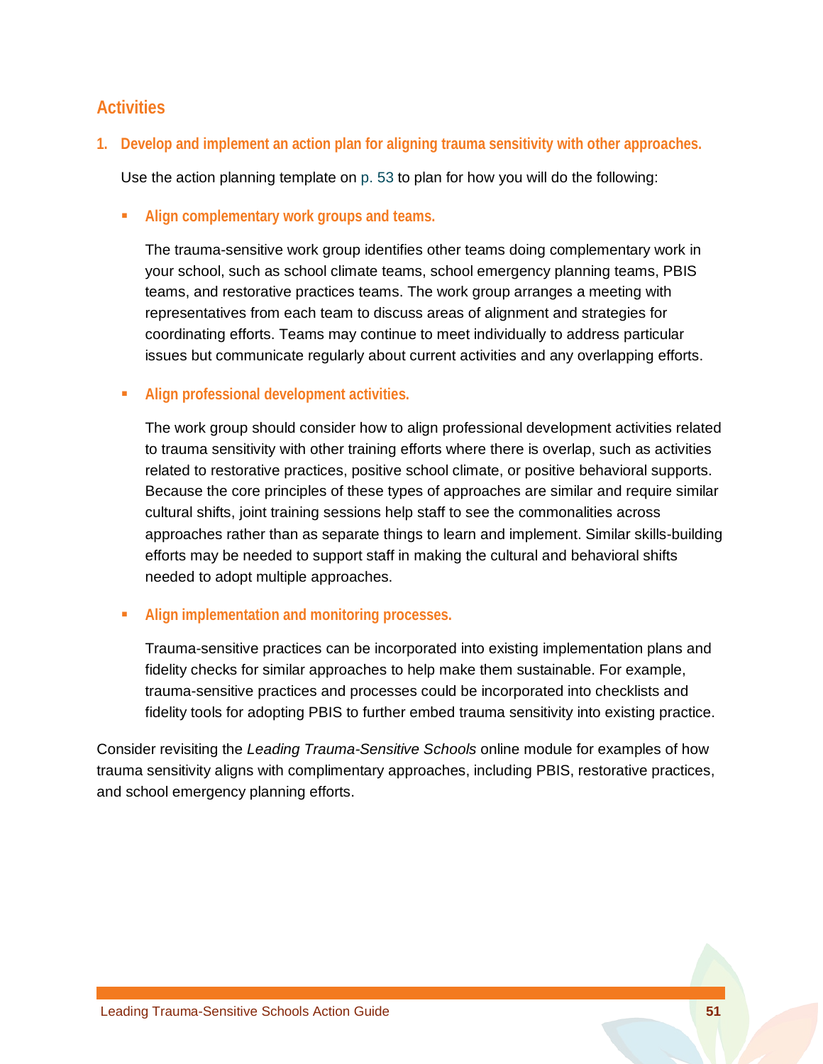## Activities

### 1. Develop and implement an action plan for aligning trauma sensitivity with other approaches.

Use the action planning template on p. 53 to plan for how you will do the following:

- **Align complementary work groups and teams.**

  The trauma-sensitive work group identifies other teams doing complementary work in your school, such as school climate teams, school emergency planning teams, PBIS teams, and restorative practices teams. The work group arranges a meeting with representatives from each team to discuss areas of alignment and strategies for coordinating efforts. Teams may continue to meet individually to address particular issues but communicate regularly about current activities and any overlapping efforts.

- **Align professional development activities.**

  The work group should consider how to align professional development activities related to trauma sensitivity with other training efforts where there is overlap, such as activities related to restorative practices, positive school climate, or positive behavioral supports. Because the core principles of these types of approaches are similar and require similar cultural shifts, joint training sessions help staff to see the commonalities across approaches rather than as separate things to learn and implement. Similar skills-building efforts may be needed to support staff in making the cultural and behavioral shifts needed to adopt multiple approaches.

- **Align implementation and monitoring processes.**

  Trauma-sensitive practices can be incorporated into existing implementation plans and fidelity checks for similar approaches to help make them sustainable. For example, trauma-sensitive practices and processes could be incorporated into checklists and fidelity tools for adopting PBIS to further embed trauma sensitivity into existing practice.

Consider revisiting the *Leading Trauma-Sensitive Schools* online module for examples of how trauma sensitivity aligns with complimentary approaches, including PBIS, restorative practices, and school emergency planning efforts.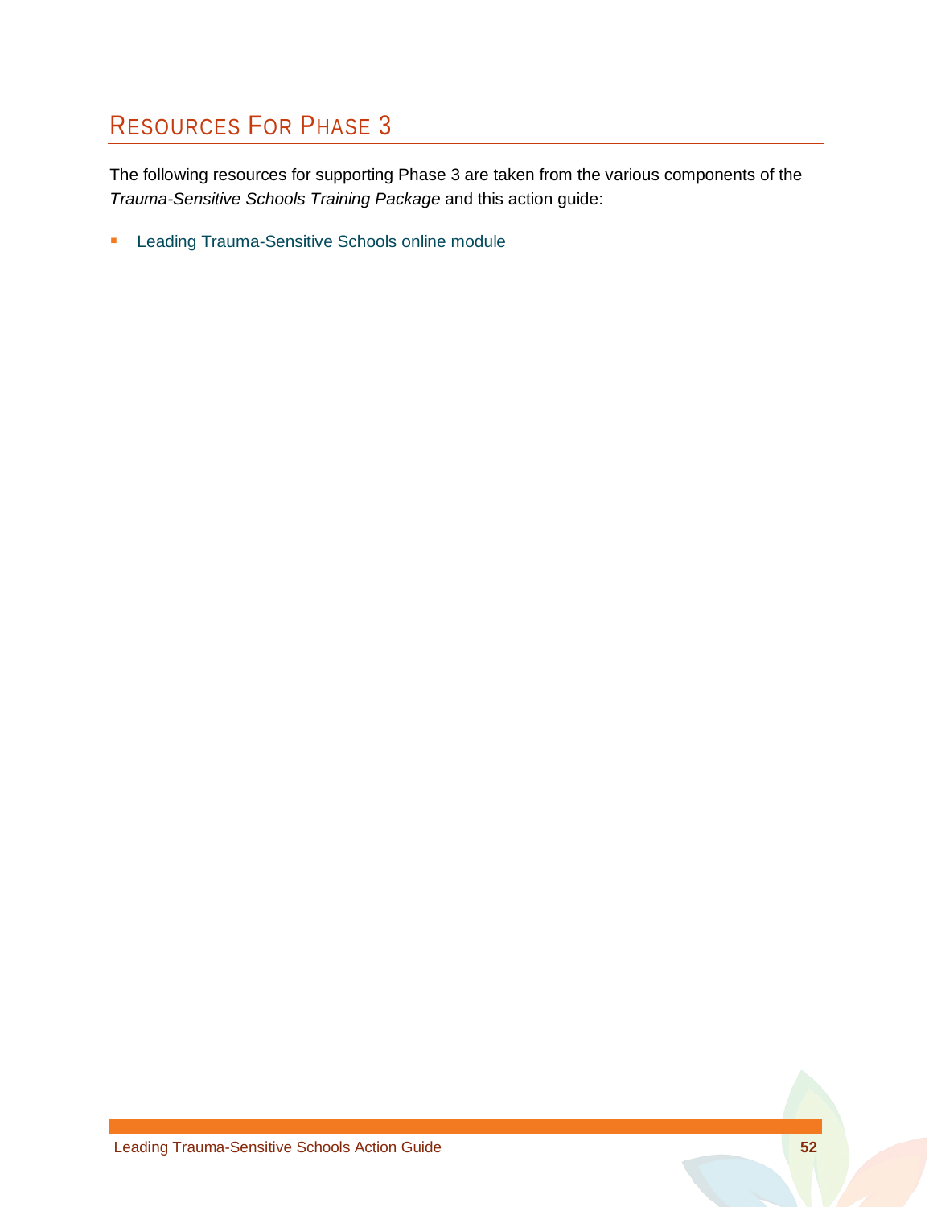## Resources For Phase 3

The following resources for supporting Phase 3 are taken from the various components of the *Trauma-Sensitive Schools Training Package* and this action guide:

- Leading Trauma-Sensitive Schools online module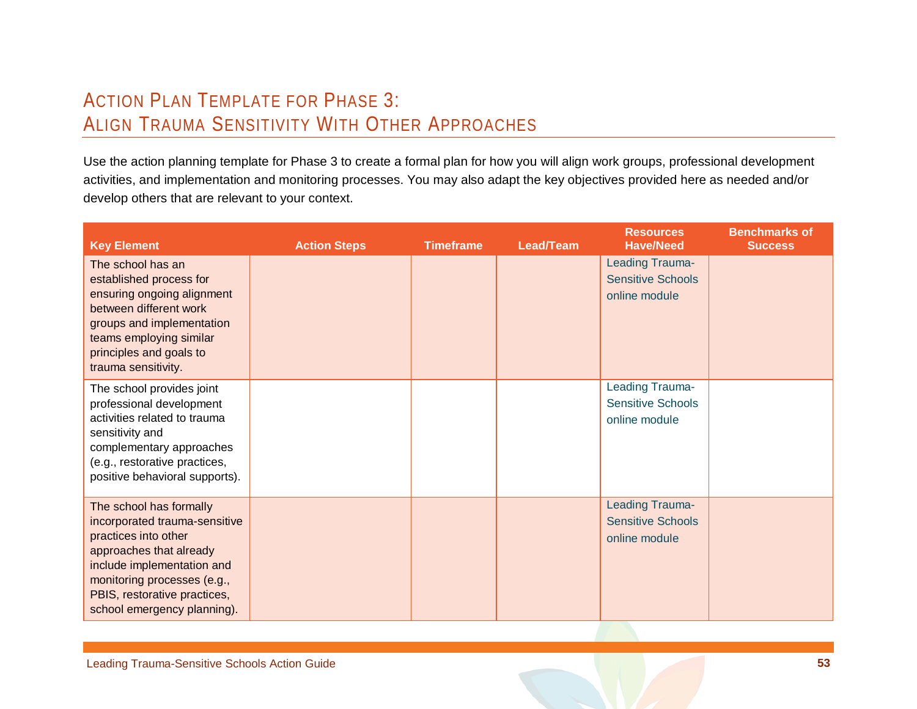# Action Plan Template for Phase 3: Align Trauma Sensitivity With Other Approaches

Use the action planning template for Phase 3 to create a formal plan for how you will align work groups, professional development activities, and implementation and monitoring processes. You may also adapt the key objectives provided here as needed and/or develop others that are relevant to your context.

| Key Element | Action Steps | Timeframe | Lead/Team | Resources Have/Need | Benchmarks of Success |
|---|---|---|---|---|---|
| The school has an established process for ensuring ongoing alignment between different work groups and implementation teams employing similar principles and goals to trauma sensitivity. | | | | Leading Trauma-Sensitive Schools online module | |
| The school provides joint professional development activities related to trauma sensitivity and complementary approaches (e.g., restorative practices, positive behavioral supports). | | | | Leading Trauma-Sensitive Schools online module | |
| The school has formally incorporated trauma-sensitive practices into other approaches that already include implementation and monitoring processes (e.g., PBIS, restorative practices, school emergency planning). | | | | Leading Trauma-Sensitive Schools online module | |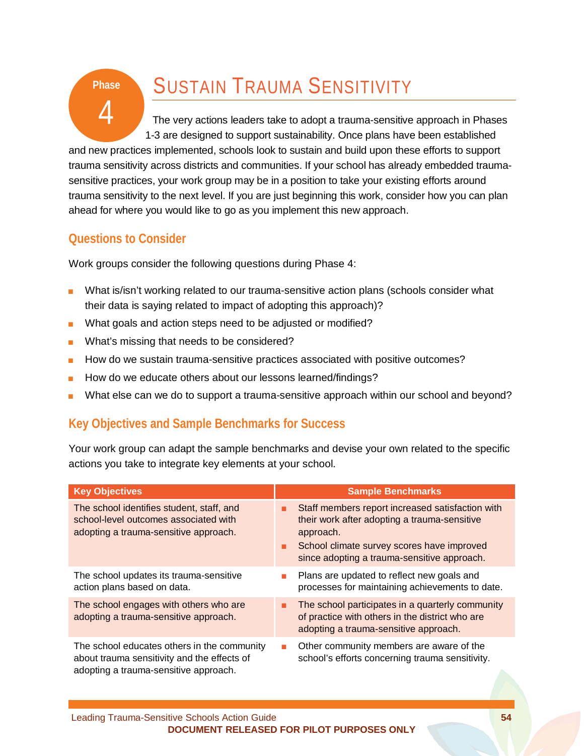# Phase 4 — Sustain Trauma Sensitivity

The very actions leaders take to adopt a trauma-sensitive approach in Phases 1-3 are designed to support sustainability. Once plans have been established and new practices implemented, schools look to sustain and build upon these efforts to support trauma sensitivity across districts and communities. If your school has already embedded trauma-sensitive practices, your work group may be in a position to take your existing efforts around trauma sensitivity to the next level. If you are just beginning this work, consider how you can plan ahead for where you would like to go as you implement this new approach.

## Questions to Consider

Work groups consider the following questions during Phase 4:

- What is/isn't working related to our trauma-sensitive action plans (schools consider what their data is saying related to impact of adopting this approach)?
- What goals and action steps need to be adjusted or modified?
- What's missing that needs to be considered?
- How do we sustain trauma-sensitive practices associated with positive outcomes?
- How do we educate others about our lessons learned/findings?
- What else can we do to support a trauma-sensitive approach within our school and beyond?

## Key Objectives and Sample Benchmarks for Success

Your work group can adapt the sample benchmarks and devise your own related to the specific actions you take to integrate key elements at your school.

| Key Objectives | Sample Benchmarks |
| --- | --- |
| The school identifies student, staff, and school-level outcomes associated with adopting a trauma-sensitive approach. | ■ Staff members report increased satisfaction with their work after adopting a trauma-sensitive approach.<br>■ School climate survey scores have improved since adopting a trauma-sensitive approach. |
| The school updates its trauma-sensitive action plans based on data. | ■ Plans are updated to reflect new goals and processes for maintaining achievements to date. |
| The school engages with others who are adopting a trauma-sensitive approach. | ■ The school participates in a quarterly community of practice with others in the district who are adopting a trauma-sensitive approach. |
| The school educates others in the community about trauma sensitivity and the effects of adopting a trauma-sensitive approach. | ■ Other community members are aware of the school's efforts concerning trauma sensitivity. |

DOCUMENT RELEASED FOR PILOT PURPOSES ONLY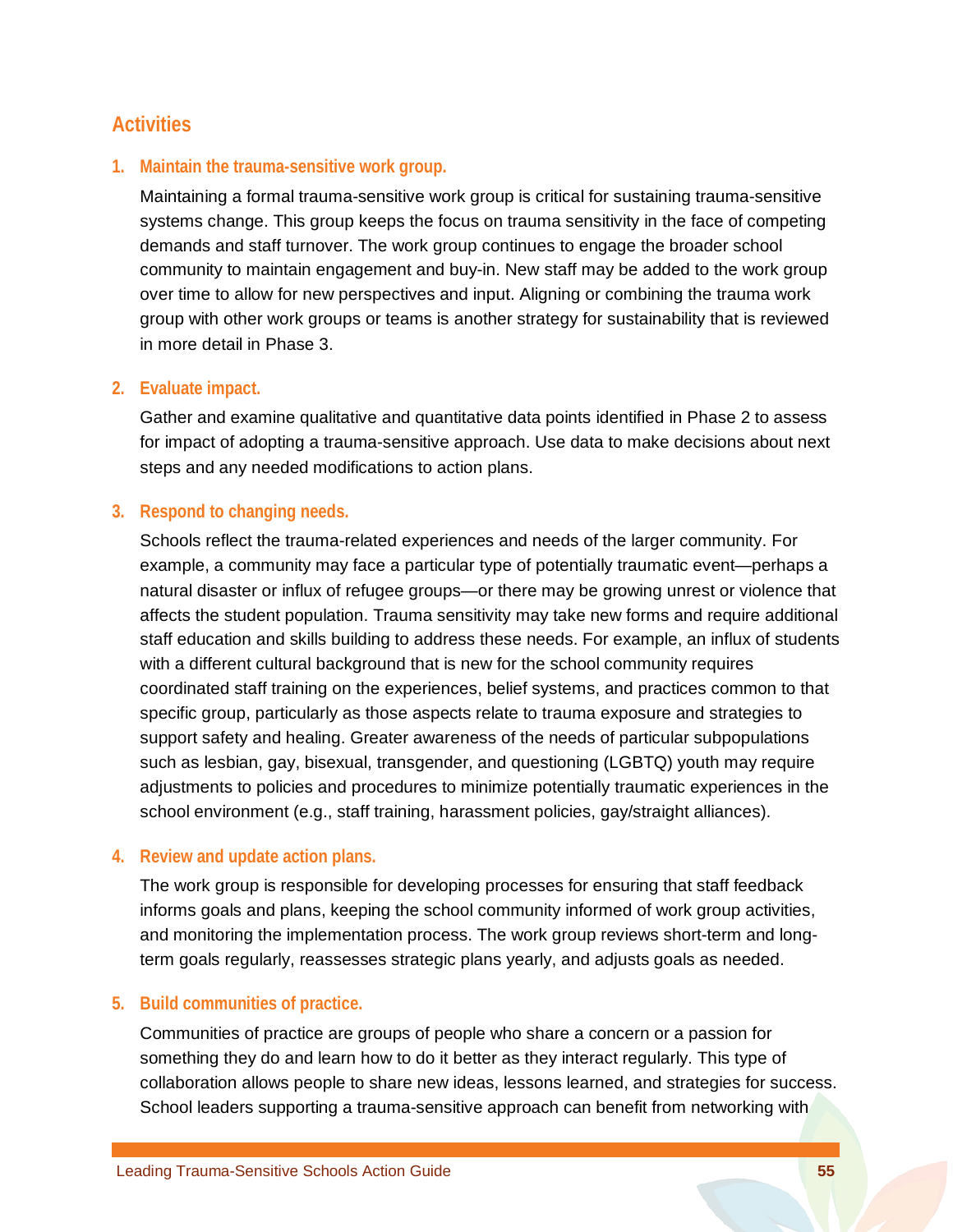## Activities

1. **Maintain the trauma-sensitive work group.**

   Maintaining a formal trauma-sensitive work group is critical for sustaining trauma-sensitive systems change. This group keeps the focus on trauma sensitivity in the face of competing demands and staff turnover. The work group continues to engage the broader school community to maintain engagement and buy-in. New staff may be added to the work group over time to allow for new perspectives and input. Aligning or combining the trauma work group with other work groups or teams is another strategy for sustainability that is reviewed in more detail in Phase 3.

2. **Evaluate impact.**

   Gather and examine qualitative and quantitative data points identified in Phase 2 to assess for impact of adopting a trauma-sensitive approach. Use data to make decisions about next steps and any needed modifications to action plans.

3. **Respond to changing needs.**

   Schools reflect the trauma-related experiences and needs of the larger community. For example, a community may face a particular type of potentially traumatic event—perhaps a natural disaster or influx of refugee groups—or there may be growing unrest or violence that affects the student population. Trauma sensitivity may take new forms and require additional staff education and skills building to address these needs. For example, an influx of students with a different cultural background that is new for the school community requires coordinated staff training on the experiences, belief systems, and practices common to that specific group, particularly as those aspects relate to trauma exposure and strategies to support safety and healing. Greater awareness of the needs of particular subpopulations such as lesbian, gay, bisexual, transgender, and questioning (LGBTQ) youth may require adjustments to policies and procedures to minimize potentially traumatic experiences in the school environment (e.g., staff training, harassment policies, gay/straight alliances).

4. **Review and update action plans.**

   The work group is responsible for developing processes for ensuring that staff feedback informs goals and plans, keeping the school community informed of work group activities, and monitoring the implementation process. The work group reviews short-term and long-term goals regularly, reassesses strategic plans yearly, and adjusts goals as needed.

5. **Build communities of practice.**

   Communities of practice are groups of people who share a concern or a passion for something they do and learn how to do it better as they interact regularly. This type of collaboration allows people to share new ideas, lessons learned, and strategies for success. School leaders supporting a trauma-sensitive approach can benefit from networking with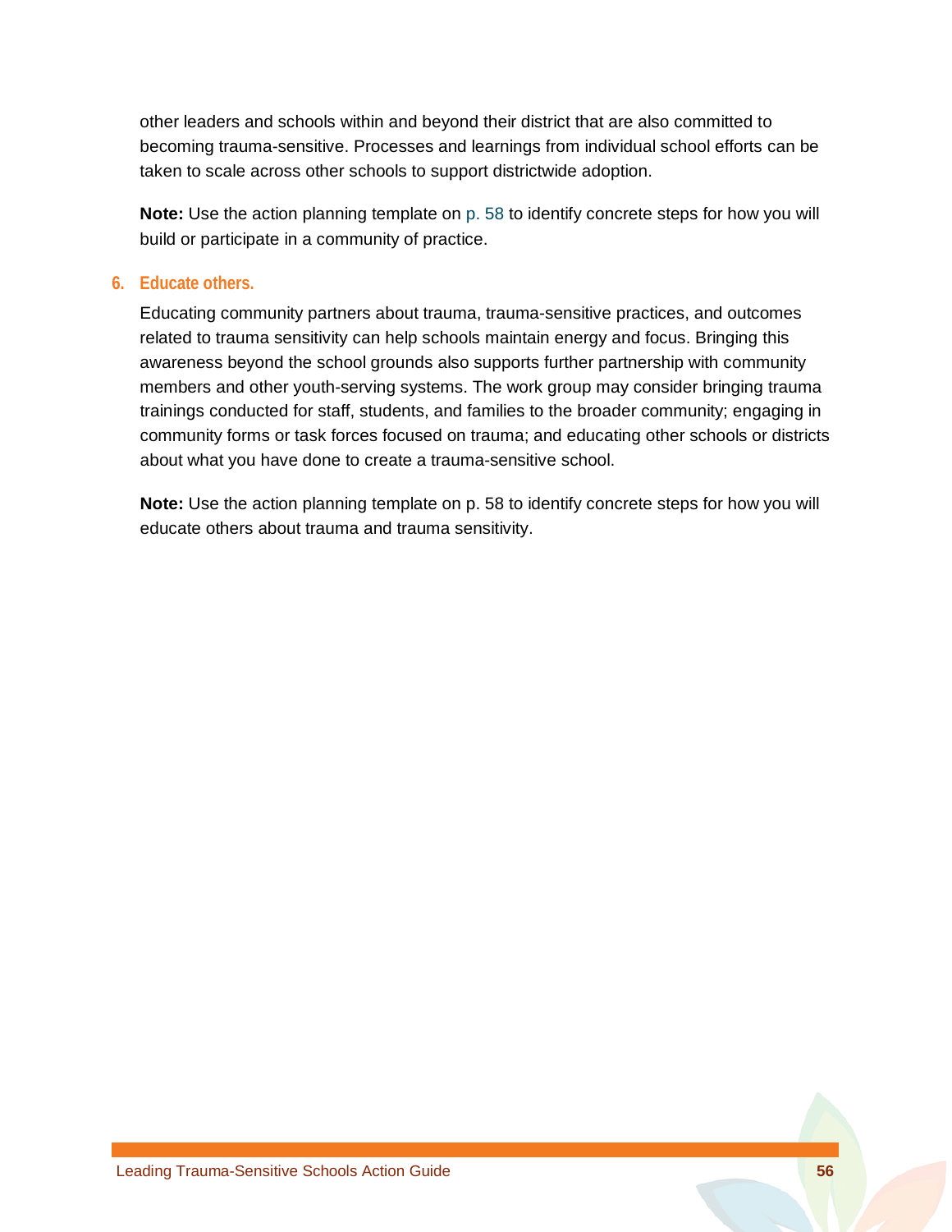other leaders and schools within and beyond their district that are also committed to becoming trauma-sensitive. Processes and learnings from individual school efforts can be taken to scale across other schools to support districtwide adoption.

**Note:** Use the action planning template on p. 58 to identify concrete steps for how you will build or participate in a community of practice.

### 6. Educate others.

Educating community partners about trauma, trauma-sensitive practices, and outcomes related to trauma sensitivity can help schools maintain energy and focus. Bringing this awareness beyond the school grounds also supports further partnership with community members and other youth-serving systems. The work group may consider bringing trauma trainings conducted for staff, students, and families to the broader community; engaging in community forms or task forces focused on trauma; and educating other schools or districts about what you have done to create a trauma-sensitive school.

**Note:** Use the action planning template on p. 58 to identify concrete steps for how you will educate others about trauma and trauma sensitivity.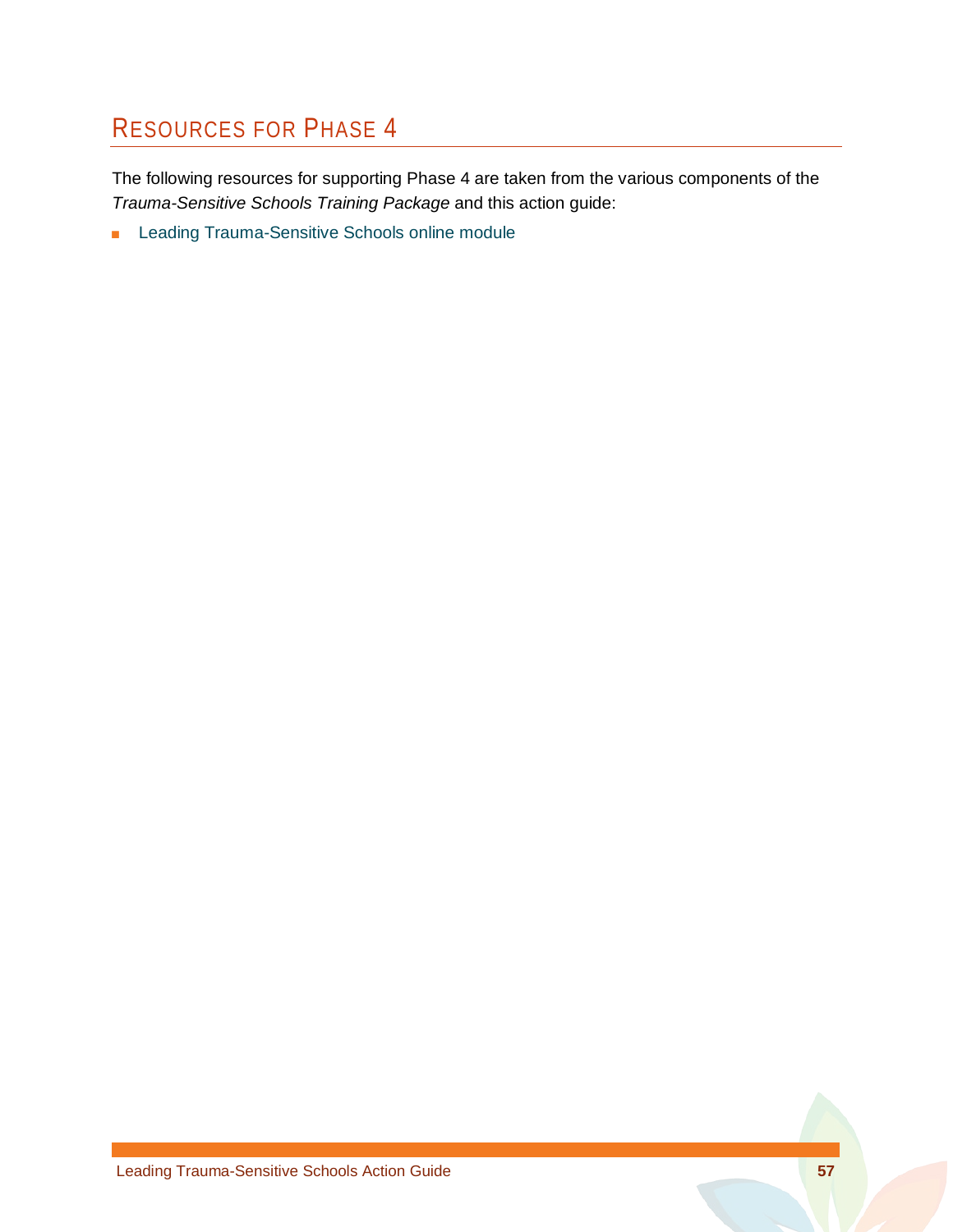## Resources for Phase 4

The following resources for supporting Phase 4 are taken from the various components of the *Trauma-Sensitive Schools Training Package* and this action guide:

- Leading Trauma-Sensitive Schools online module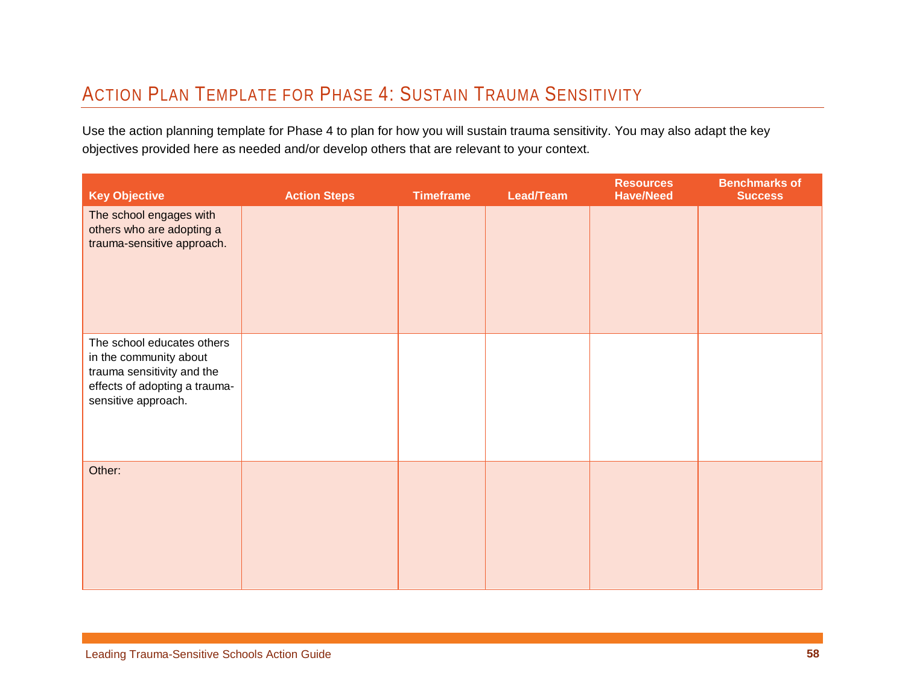## ACTION PLAN TEMPLATE FOR PHASE 4: SUSTAIN TRAUMA SENSITIVITY

Use the action planning template for Phase 4 to plan for how you will sustain trauma sensitivity. You may also adapt the key objectives provided here as needed and/or develop others that are relevant to your context.

| Key Objective | Action Steps | Timeframe | Lead/Team | Resources Have/Need | Benchmarks of Success |
|---|---|---|---|---|---|
| The school engages with others who are adopting a trauma-sensitive approach. | | | | | |
| The school educates others in the community about trauma sensitivity and the effects of adopting a trauma-sensitive approach. | | | | | |
| Other: | | | | | |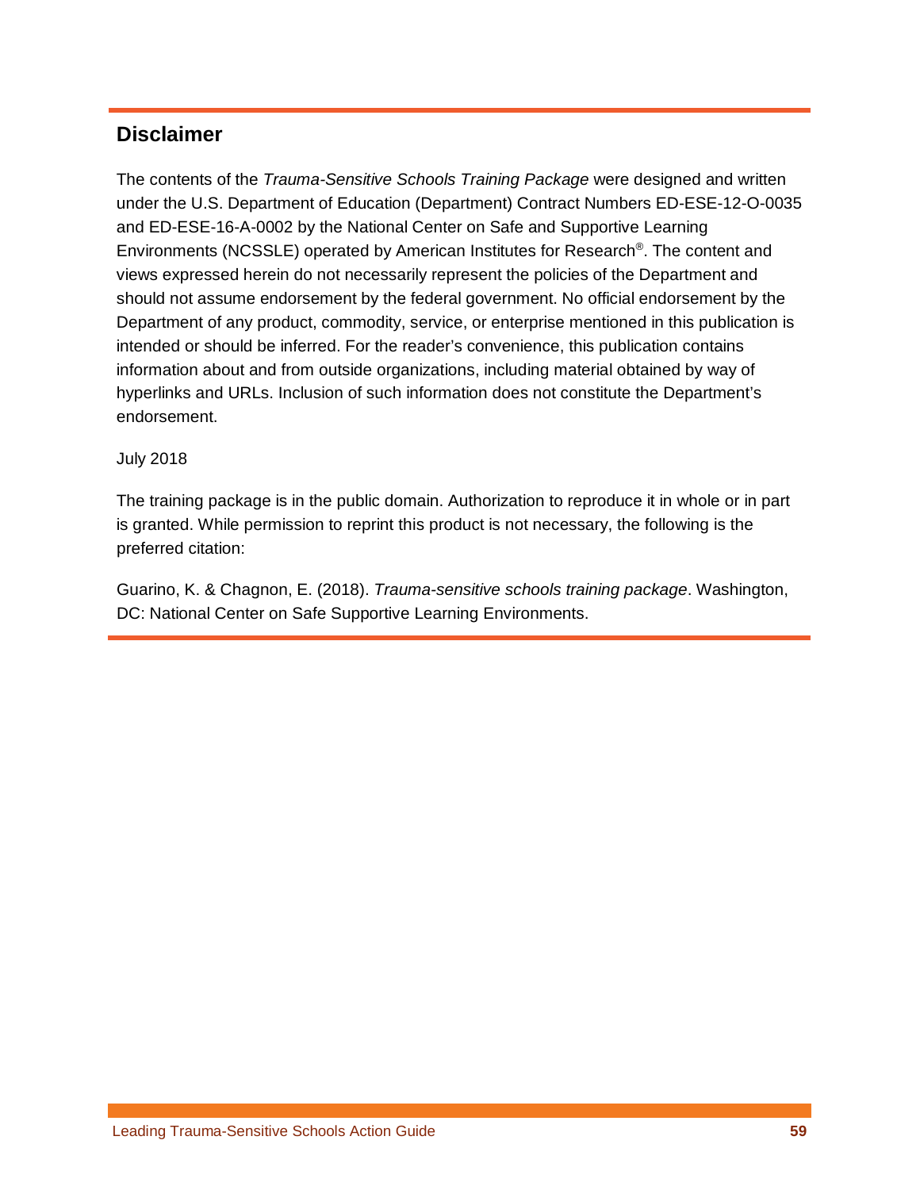## Disclaimer

The contents of the *Trauma-Sensitive Schools Training Package* were designed and written under the U.S. Department of Education (Department) Contract Numbers ED-ESE-12-O-0035 and ED-ESE-16-A-0002 by the National Center on Safe and Supportive Learning Environments (NCSSLE) operated by American Institutes for Research®. The content and views expressed herein do not necessarily represent the policies of the Department and should not assume endorsement by the federal government. No official endorsement by the Department of any product, commodity, service, or enterprise mentioned in this publication is intended or should be inferred. For the reader's convenience, this publication contains information about and from outside organizations, including material obtained by way of hyperlinks and URLs. Inclusion of such information does not constitute the Department's endorsement.

July 2018

The training package is in the public domain. Authorization to reproduce it in whole or in part is granted. While permission to reprint this product is not necessary, the following is the preferred citation:

Guarino, K. & Chagnon, E. (2018). *Trauma-sensitive schools training package*. Washington, DC: National Center on Safe Supportive Learning Environments.